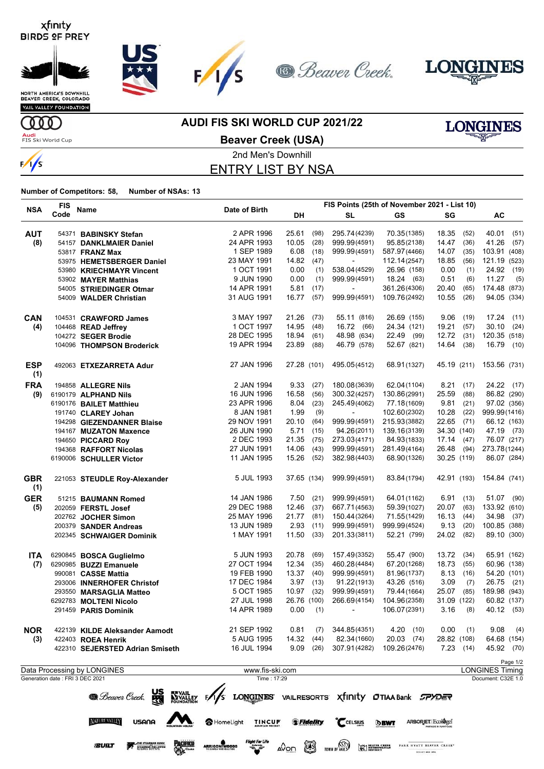# AUDI FIS SKI WORLD CUP 2021/22

## Beaver Creek (USA)

2nd Men's Downhill

## ENTRY LIST BY NSA

**Number of Competitors: 58, Number of NSAs: 13**

| NSA | FIS Code | Name | Date of Birth | DH | | SL | | GS | | SG | | AC | |
|---|---|---|---|---|---|---|---|---|---|---|---|---|---|
| | | | | **FIS Points (25th of November 2021 - List 10)** | | | | | | | | | |
| **AUT (8)** | 54371 | **BABINSKY Stefan** | 2 APR 1996 | 25.61 | (98) | 295.74 | (4239) | 70.35 | (1385) | 18.35 | (52) | 40.01 | (51) |
| | 54157 | **DANKLMAIER Daniel** | 24 APR 1993 | 10.05 | (28) | 999.99 | (4591) | 95.85 | (2138) | 14.47 | (36) | 41.26 | (57) |
| | 53817 | **FRANZ Max** | 1 SEP 1989 | 6.08 | (18) | 999.99 | (4591) | 587.97 | (4466) | 14.07 | (35) | 103.91 | (408) |
| | 53975 | **HEMETSBERGER Daniel** | 23 MAY 1991 | 14.82 | (47) | - | | 112.14 | (2547) | 18.85 | (56) | 121.19 | (523) |
| | 53980 | **KRIECHMAYR Vincent** | 1 OCT 1991 | 0.00 | (1) | 538.04 | (4529) | 26.96 | (158) | 0.00 | (1) | 24.92 | (19) |
| | 53902 | **MAYER Matthias** | 9 JUN 1990 | 0.00 | (1) | 999.99 | (4591) | 18.24 | (63) | 0.51 | (6) | 11.27 | (5) |
| | 54005 | **STRIEDINGER Otmar** | 14 APR 1991 | 5.81 | (17) | - | | 361.26 | (4306) | 20.40 | (65) | 174.48 | (873) |
| | 54009 | **WALDER Christian** | 31 AUG 1991 | 16.77 | (57) | 999.99 | (4591) | 109.76 | (2492) | 10.55 | (26) | 94.05 | (334) |
| **CAN (4)** | 104531 | **CRAWFORD James** | 3 MAY 1997 | 21.26 | (73) | 55.11 | (816) | 26.69 | (155) | 9.06 | (19) | 17.24 | (11) |
| | 104468 | **READ Jeffrey** | 1 OCT 1997 | 14.95 | (48) | 16.72 | (66) | 24.34 | (121) | 19.21 | (57) | 30.10 | (24) |
| | 104272 | **SEGER Brodie** | 28 DEC 1995 | 18.94 | (61) | 48.98 | (634) | 22.49 | (99) | 12.72 | (31) | 120.35 | (518) |
| | 104096 | **THOMPSON Broderick** | 19 APR 1994 | 23.89 | (88) | 46.79 | (578) | 52.67 | (821) | 14.64 | (38) | 16.79 | (10) |
| **ESP (1)** | 492063 | **ETXEZARRETA Adur** | 27 JAN 1996 | 27.28 | (101) | 495.05 | (4512) | 68.91 | (1327) | 45.19 | (211) | 153.56 | (731) |
| **FRA (9)** | 194858 | **ALLEGRE Nils** | 2 JAN 1994 | 9.33 | (27) | 180.08 | (3639) | 62.04 | (1104) | 8.21 | (17) | 24.22 | (17) |
| | 6190179 | **ALPHAND Nils** | 16 JUN 1996 | 16.58 | (56) | 300.32 | (4257) | 130.86 | (2991) | 25.59 | (88) | 86.82 | (290) |
| | 6190176 | **BAILET Matthieu** | 23 APR 1996 | 8.04 | (23) | 245.49 | (4062) | 77.18 | (1609) | 9.81 | (21) | 97.02 | (356) |
| | 191740 | **CLAREY Johan** | 8 JAN 1981 | 1.99 | (9) | - | | 102.60 | (2302) | 10.28 | (22) | 999.99 | (1416) |
| | 194298 | **GIEZENDANNER Blaise** | 29 NOV 1991 | 20.10 | (64) | 999.99 | (4591) | 215.93 | (3882) | 22.65 | (71) | 66.12 | (163) |
| | 194167 | **MUZATON Maxence** | 26 JUN 1990 | 5.71 | (15) | 94.26 | (2011) | 139.16 | (3139) | 34.30 | (140) | 47.19 | (73) |
| | 194650 | **PICCARD Roy** | 2 DEC 1993 | 21.35 | (75) | 273.03 | (4171) | 84.93 | (1833) | 17.14 | (47) | 76.07 | (217) |
| | 194368 | **RAFFORT Nicolas** | 27 JUN 1991 | 14.06 | (43) | 999.99 | (4591) | 281.49 | (4164) | 26.48 | (94) | 273.78 | (1244) |
| | 6190006 | **SCHULLER Victor** | 11 JAN 1995 | 15.26 | (52) | 382.98 | (4403) | 68.90 | (1326) | 30.25 | (119) | 86.07 | (284) |
| **GBR (1)** | 221053 | **STEUDLE Roy-Alexander** | 5 JUL 1993 | 37.65 | (134) | 999.99 | (4591) | 83.84 | (1794) | 42.91 | (193) | 154.84 | (741) |
| **GER (5)** | 51215 | **BAUMANN Romed** | 14 JAN 1986 | 7.50 | (21) | 999.99 | (4591) | 64.01 | (1162) | 6.91 | (13) | 51.07 | (90) |
| | 202059 | **FERSTL Josef** | 29 DEC 1988 | 12.46 | (37) | 667.71 | (4563) | 59.39 | (1027) | 20.07 | (63) | 133.92 | (610) |
| | 202762 | **JOCHER Simon** | 25 MAY 1996 | 21.77 | (81) | 150.44 | (3264) | 71.55 | (1429) | 16.13 | (44) | 34.98 | (37) |
| | 200379 | **SANDER Andreas** | 13 JUN 1989 | 2.93 | (11) | 999.99 | (4591) | 999.99 | (4524) | 9.13 | (20) | 100.85 | (388) |
| | 202345 | **SCHWAIGER Dominik** | 1 MAY 1991 | 11.50 | (33) | 201.33 | (3811) | 52.21 | (799) | 24.02 | (82) | 89.10 | (300) |
| **ITA (7)** | 6290845 | **BOSCA Guglielmo** | 5 JUN 1993 | 20.78 | (69) | 157.49 | (3352) | 55.47 | (900) | 13.72 | (34) | 65.91 | (162) |
| | 6290985 | **BUZZI Emanuele** | 27 OCT 1994 | 12.34 | (35) | 460.28 | (4484) | 67.20 | (1268) | 18.73 | (55) | 60.96 | (138) |
| | 990081 | **CASSE Mattia** | 19 FEB 1990 | 13.37 | (40) | 999.99 | (4591) | 81.96 | (1737) | 8.13 | (16) | 54.20 | (101) |
| | 293006 | **INNERHOFER Christof** | 17 DEC 1984 | 3.97 | (13) | 91.22 | (1913) | 43.26 | (516) | 3.09 | (7) | 26.75 | (21) |
| | 293550 | **MARSAGLIA Matteo** | 5 OCT 1985 | 10.97 | (32) | 999.99 | (4591) | 79.44 | (1664) | 25.07 | (85) | 189.98 | (943) |
| | 6292783 | **MOLTENI Nicolo** | 27 JUL 1998 | 26.76 | (100) | 266.69 | (4154) | 104.96 | (2358) | 31.09 | (122) | 60.82 | (137) |
| | 291459 | **PARIS Dominik** | 14 APR 1989 | 0.00 | (1) | - | | 106.07 | (2391) | 3.16 | (8) | 40.12 | (53) |
| **NOR (3)** | 422139 | **KILDE Aleksander Aamodt** | 21 SEP 1992 | 0.81 | (7) | 344.85 | (4351) | 4.20 | (10) | 0.00 | (1) | 9.08 | (4) |
| | 422403 | **ROEA Henrik** | 5 AUG 1995 | 14.32 | (44) | 82.34 | (1660) | 20.03 | (74) | 28.82 | (108) | 64.68 | (154) |
| | 422310 | **SEJERSTED Adrian Smiseth** | 16 JUL 1994 | 9.09 | (26) | 307.91 | (4282) | 109.26 | (2476) | 7.23 | (14) | 45.92 | (70) |

Data Processing by LONGINES — www.fis-ski.com — LONGINES Timing

Generation date : FRI 3 DEC 2021 — Time : 17:29 — Document: C32E 1.0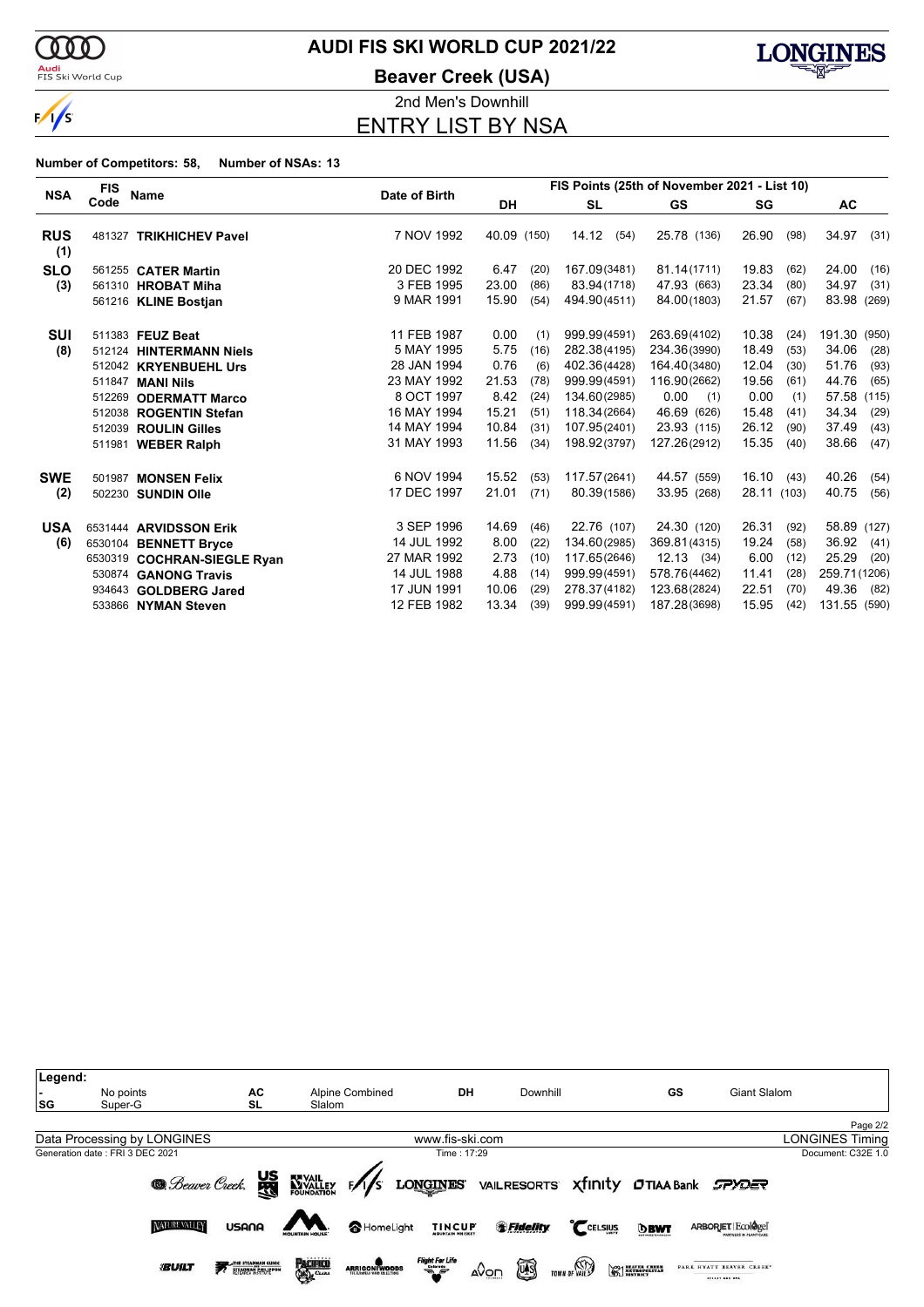# AUDI FIS SKI WORLD CUP 2021/22

## Beaver Creek (USA)

2nd Men's Downhill

## ENTRY LIST BY NSA

**Number of Competitors: 58, Number of NSAs: 13**

| NSA | FIS Code | Name | Date of Birth | DH | | SL | | GS | | SG | | AC | |
|---|---|---|---|---|---|---|---|---|---|---|---|---|---|
| | | | | FIS Points (25th of November 2021 - List 10) | | | | | | | | | |
| **RUS (1)** | 481327 | **TRIKHICHEV Pavel** | 7 NOV 1992 | 40.09 | (150) | 14.12 | (54) | 25.78 | (136) | 26.90 | (98) | 34.97 | (31) |
| **SLO (3)** | 561255 | **CATER Martin** | 20 DEC 1992 | 6.47 | (20) | 167.09 | (3481) | 81.14 | (1711) | 19.83 | (62) | 24.00 | (16) |
| | 561310 | **HROBAT Miha** | 3 FEB 1995 | 23.00 | (86) | 83.94 | (1718) | 47.93 | (663) | 23.34 | (80) | 34.97 | (31) |
| | 561216 | **KLINE Bostjan** | 9 MAR 1991 | 15.90 | (54) | 494.90 | (4511) | 84.00 | (1803) | 21.57 | (67) | 83.98 | (269) |
| **SUI (8)** | 511383 | **FEUZ Beat** | 11 FEB 1987 | 0.00 | (1) | 999.99 | (4591) | 263.69 | (4102) | 10.38 | (24) | 191.30 | (950) |
| | 512124 | **HINTERMANN Niels** | 5 MAY 1995 | 5.75 | (16) | 282.38 | (4195) | 234.36 | (3990) | 18.49 | (53) | 34.06 | (28) |
| | 512042 | **KRYENBUEHL Urs** | 28 JAN 1994 | 0.76 | (6) | 402.36 | (4428) | 164.40 | (3480) | 12.04 | (30) | 51.76 | (93) |
| | 511847 | **MANI Nils** | 23 MAY 1992 | 21.53 | (78) | 999.99 | (4591) | 116.90 | (2662) | 19.56 | (61) | 44.76 | (65) |
| | 512269 | **ODERMATT Marco** | 8 OCT 1997 | 8.42 | (24) | 134.60 | (2985) | 0.00 | (1) | 0.00 | (1) | 57.58 | (115) |
| | 512038 | **ROGENTIN Stefan** | 16 MAY 1994 | 15.21 | (51) | 118.34 | (2664) | 46.69 | (626) | 15.48 | (41) | 34.34 | (29) |
| | 512039 | **ROULIN Gilles** | 14 MAY 1994 | 10.84 | (31) | 107.95 | (2401) | 23.93 | (115) | 26.12 | (90) | 37.49 | (43) |
| | 511981 | **WEBER Ralph** | 31 MAY 1993 | 11.56 | (34) | 198.92 | (3797) | 127.26 | (2912) | 15.35 | (40) | 38.66 | (47) |
| **SWE (2)** | 501987 | **MONSEN Felix** | 6 NOV 1994 | 15.52 | (53) | 117.57 | (2641) | 44.57 | (559) | 16.10 | (43) | 40.26 | (54) |
| | 502230 | **SUNDIN Olle** | 17 DEC 1997 | 21.01 | (71) | 80.39 | (1586) | 33.95 | (268) | 28.11 | (103) | 40.75 | (56) |
| **USA (6)** | 6531444 | **ARVIDSSON Erik** | 3 SEP 1996 | 14.69 | (46) | 22.76 | (107) | 24.30 | (120) | 26.31 | (92) | 58.89 | (127) |
| | 6530104 | **BENNETT Bryce** | 14 JUL 1992 | 8.00 | (22) | 134.60 | (2985) | 369.81 | (4315) | 19.24 | (58) | 36.92 | (41) |
| | 6530319 | **COCHRAN-SIEGLE Ryan** | 27 MAR 1992 | 2.73 | (10) | 117.65 | (2646) | 12.13 | (34) | 6.00 | (12) | 25.29 | (20) |
| | 530874 | **GANONG Travis** | 14 JUL 1988 | 4.88 | (14) | 999.99 | (4591) | 578.76 | (4462) | 11.41 | (28) | 259.71 | (1206) |
| | 934643 | **GOLDBERG Jared** | 17 JUN 1991 | 10.06 | (29) | 278.37 | (4182) | 123.68 | (2824) | 22.51 | (70) | 49.36 | (82) |
| | 533866 | **NYMAN Steven** | 12 FEB 1982 | 13.34 | (39) | 999.99 | (4591) | 187.28 | (3698) | 15.95 | (42) | 131.55 | (590) |

**Legend:**

| | | | | | | | |
|---|---|---|---|---|---|---|---|
| - | No points | AC | Alpine Combined | DH | Downhill | GS | Giant Slalom |
| SG | Super-G | SL | Slalom | | | | |

Data Processing by LONGINES — www.fis-ski.com — LONGINES Timing

Generation date : FRI 3 DEC 2021 — Time : 17:29 — Document: C32E 1.0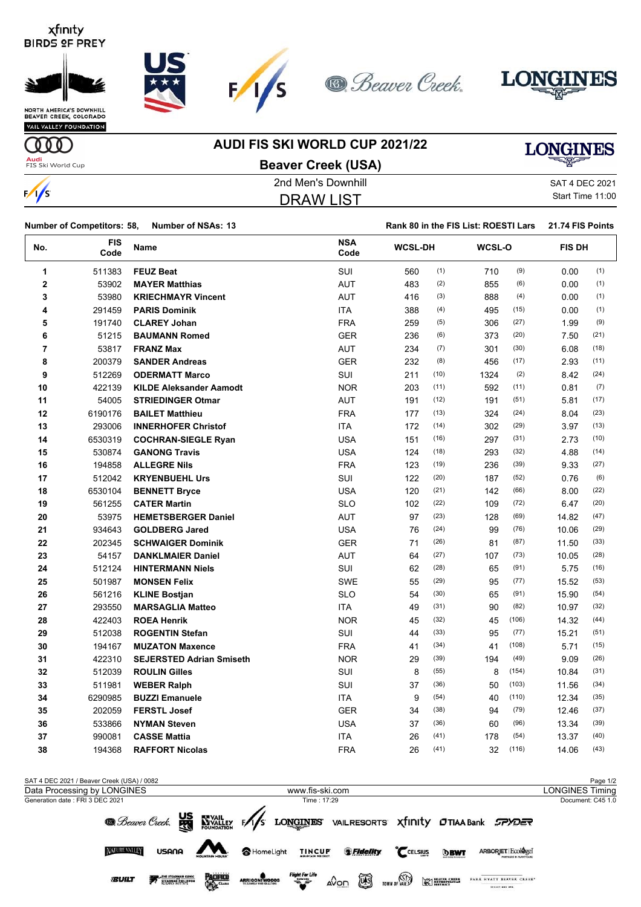# AUDI FIS SKI WORLD CUP 2021/22

## Beaver Creek (USA)

2nd Men's Downhill

SAT 4 DEC 2021

Start Time 11:00

## DRAW LIST

**Number of Competitors: 58, Number of NSAs: 13**

**Rank 80 in the FIS List: ROESTI Lars 21.74 FIS Points**

| No. | FIS Code | Name | NSA Code | WCSL-DH | | WCSL-O | | FIS DH | |
|---|---|---|---|---|---|---|---|---|---|
| 1 | 511383 | **FEUZ Beat** | SUI | 560 | (1) | 710 | (9) | 0.00 | (1) |
| 2 | 53902 | **MAYER Matthias** | AUT | 483 | (2) | 855 | (6) | 0.00 | (1) |
| 3 | 53980 | **KRIECHMAYR Vincent** | AUT | 416 | (3) | 888 | (4) | 0.00 | (1) |
| 4 | 291459 | **PARIS Dominik** | ITA | 388 | (4) | 495 | (15) | 0.00 | (1) |
| 5 | 191740 | **CLAREY Johan** | FRA | 259 | (5) | 306 | (27) | 1.99 | (9) |
| 6 | 51215 | **BAUMANN Romed** | GER | 236 | (6) | 373 | (20) | 7.50 | (21) |
| 7 | 53817 | **FRANZ Max** | AUT | 234 | (7) | 301 | (30) | 6.08 | (18) |
| 8 | 200379 | **SANDER Andreas** | GER | 232 | (8) | 456 | (17) | 2.93 | (11) |
| 9 | 512269 | **ODERMATT Marco** | SUI | 211 | (10) | 1324 | (2) | 8.42 | (24) |
| 10 | 422139 | **KILDE Aleksander Aamodt** | NOR | 203 | (11) | 592 | (11) | 0.81 | (7) |
| 11 | 54005 | **STRIEDINGER Otmar** | AUT | 191 | (12) | 191 | (51) | 5.81 | (17) |
| 12 | 6190176 | **BAILET Matthieu** | FRA | 177 | (13) | 324 | (24) | 8.04 | (23) |
| 13 | 293006 | **INNERHOFER Christof** | ITA | 172 | (14) | 302 | (29) | 3.97 | (13) |
| 14 | 6530319 | **COCHRAN-SIEGLE Ryan** | USA | 151 | (16) | 297 | (31) | 2.73 | (10) |
| 15 | 530874 | **GANONG Travis** | USA | 124 | (18) | 293 | (32) | 4.88 | (14) |
| 16 | 194858 | **ALLEGRE Nils** | FRA | 123 | (19) | 236 | (39) | 9.33 | (27) |
| 17 | 512042 | **KRYENBUEHL Urs** | SUI | 122 | (20) | 187 | (52) | 0.76 | (6) |
| 18 | 6530104 | **BENNETT Bryce** | USA | 120 | (21) | 142 | (66) | 8.00 | (22) |
| 19 | 561255 | **CATER Martin** | SLO | 102 | (22) | 109 | (72) | 6.47 | (20) |
| 20 | 53975 | **HEMETSBERGER Daniel** | AUT | 97 | (23) | 128 | (69) | 14.82 | (47) |
| 21 | 934643 | **GOLDBERG Jared** | USA | 76 | (24) | 99 | (76) | 10.06 | (29) |
| 22 | 202345 | **SCHWAIGER Dominik** | GER | 71 | (26) | 81 | (87) | 11.50 | (33) |
| 23 | 54157 | **DANKLMAIER Daniel** | AUT | 64 | (27) | 107 | (73) | 10.05 | (28) |
| 24 | 512124 | **HINTERMANN Niels** | SUI | 62 | (28) | 65 | (91) | 5.75 | (16) |
| 25 | 501987 | **MONSEN Felix** | SWE | 55 | (29) | 95 | (77) | 15.52 | (53) |
| 26 | 561216 | **KLINE Bostjan** | SLO | 54 | (30) | 65 | (91) | 15.90 | (54) |
| 27 | 293550 | **MARSAGLIA Matteo** | ITA | 49 | (31) | 90 | (82) | 10.97 | (32) |
| 28 | 422403 | **ROEA Henrik** | NOR | 45 | (32) | 45 | (106) | 14.32 | (44) |
| 29 | 512038 | **ROGENTIN Stefan** | SUI | 44 | (33) | 95 | (77) | 15.21 | (51) |
| 30 | 194167 | **MUZATON Maxence** | FRA | 41 | (34) | 41 | (108) | 5.71 | (15) |
| 31 | 422310 | **SEJERSTED Adrian Smiseth** | NOR | 29 | (39) | 194 | (49) | 9.09 | (26) |
| 32 | 512039 | **ROULIN Gilles** | SUI | 8 | (55) | 8 | (154) | 10.84 | (31) |
| 33 | 511981 | **WEBER Ralph** | SUI | 37 | (36) | 50 | (103) | 11.56 | (34) |
| 34 | 6290985 | **BUZZI Emanuele** | ITA | 9 | (54) | 40 | (110) | 12.34 | (35) |
| 35 | 202059 | **FERSTL Josef** | GER | 34 | (38) | 94 | (79) | 12.46 | (37) |
| 36 | 533866 | **NYMAN Steven** | USA | 37 | (36) | 60 | (96) | 13.34 | (39) |
| 37 | 990081 | **CASSE Mattia** | ITA | 26 | (41) | 178 | (54) | 13.37 | (40) |
| 38 | 194368 | **RAFFORT Nicolas** | FRA | 26 | (41) | 32 | (116) | 14.06 | (43) |

SAT 4 DEC 2021 / Beaver Creek (USA) / 0082

Data Processing by LONGINES | www.fis-ski.com | LONGINES Timing

Generation date : FRI 3 DEC 2021 | Time : 17:29 | Document: C45 1.0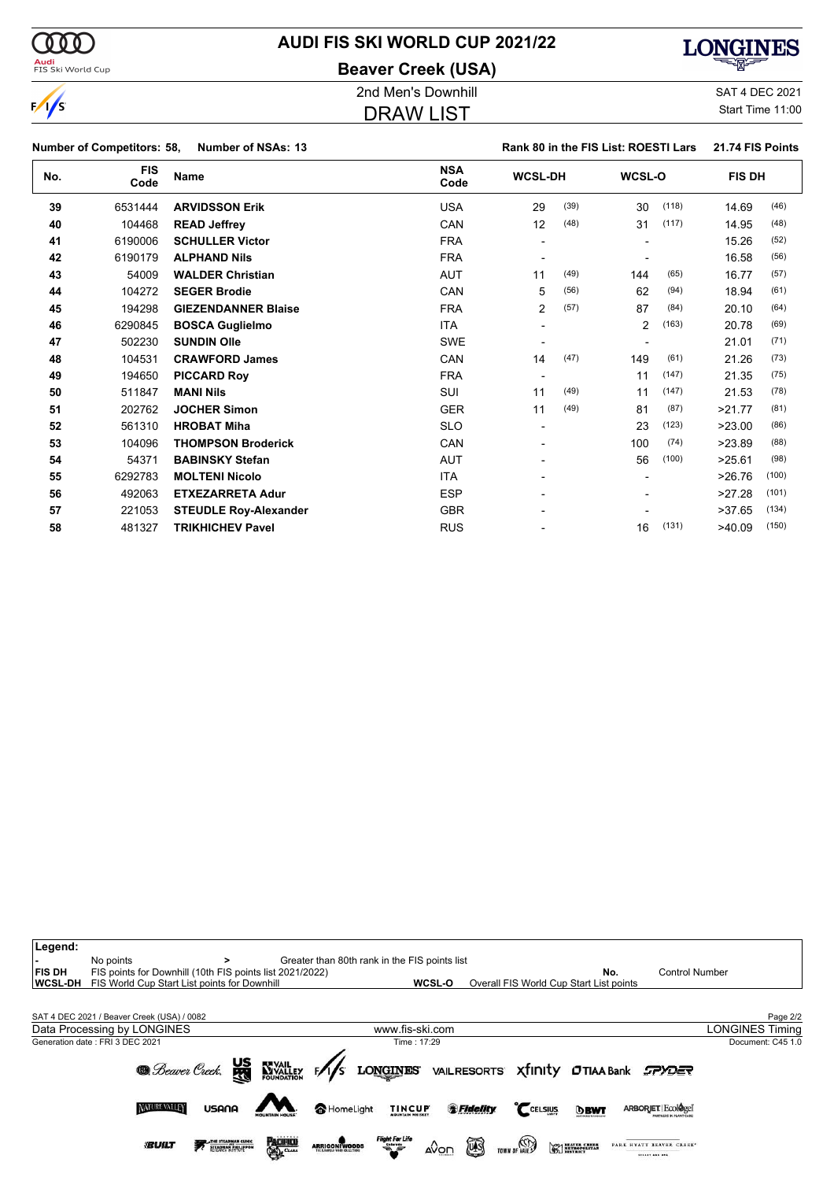# AUDI FIS SKI WORLD CUP 2021/22

## Beaver Creek (USA)

2nd Men's Downhill

SAT 4 DEC 2021

Start Time 11:00

## DRAW LIST

**Number of Competitors: 58, Number of NSAs: 13**

**Rank 80 in the FIS List: ROESTI Lars 21.74 FIS Points**

| No. | FIS Code | Name | NSA Code | WCSL-DH | | WCSL-O | | FIS DH | |
|---|---|---|---|---|---|---|---|---|---|
| 39 | 6531444 | **ARVIDSSON Erik** | USA | 29 | (39) | 30 | (118) | 14.69 | (46) |
| 40 | 104468 | **READ Jeffrey** | CAN | 12 | (48) | 31 | (117) | 14.95 | (48) |
| 41 | 6190006 | **SCHULLER Victor** | FRA | - | | - | | 15.26 | (52) |
| 42 | 6190179 | **ALPHAND Nils** | FRA | - | | - | | 16.58 | (56) |
| 43 | 54009 | **WALDER Christian** | AUT | 11 | (49) | 144 | (65) | 16.77 | (57) |
| 44 | 104272 | **SEGER Brodie** | CAN | 5 | (56) | 62 | (94) | 18.94 | (61) |
| 45 | 194298 | **GIEZENDANNER Blaise** | FRA | 2 | (57) | 87 | (84) | 20.10 | (64) |
| 46 | 6290845 | **BOSCA Guglielmo** | ITA | - | | 2 | (163) | 20.78 | (69) |
| 47 | 502230 | **SUNDIN Olle** | SWE | - | | - | | 21.01 | (71) |
| 48 | 104531 | **CRAWFORD James** | CAN | 14 | (47) | 149 | (61) | 21.26 | (73) |
| 49 | 194650 | **PICCARD Roy** | FRA | - | | 11 | (147) | 21.35 | (75) |
| 50 | 511847 | **MANI Nils** | SUI | 11 | (49) | 11 | (147) | 21.53 | (78) |
| 51 | 202762 | **JOCHER Simon** | GER | 11 | (49) | 81 | (87) | >21.77 | (81) |
| 52 | 561310 | **HROBAT Miha** | SLO | - | | 23 | (123) | >23.00 | (86) |
| 53 | 104096 | **THOMPSON Broderick** | CAN | - | | 100 | (74) | >23.89 | (88) |
| 54 | 54371 | **BABINSKY Stefan** | AUT | - | | 56 | (100) | >25.61 | (98) |
| 55 | 6292783 | **MOLTENI Nicolo** | ITA | - | | - | | >26.76 | (100) |
| 56 | 492063 | **ETXEZARRETA Adur** | ESP | - | | - | | >27.28 | (101) |
| 57 | 221053 | **STEUDLE Roy-Alexander** | GBR | - | | - | | >37.65 | (134) |
| 58 | 481327 | **TRIKHICHEV Pavel** | RUS | - | | 16 | (131) | >40.09 | (150) |

**Legend:**

| | | | |
|---|---|---|---|
| **-** | No points | **>** | Greater than 80th rank in the FIS points list |
| **FIS DH** | FIS points for Downhill (10th FIS points list 2021/2022) | **No.** | Control Number |
| **WCSL-DH** | FIS World Cup Start List points for Downhill | **WCSL-O** | Overall FIS World Cup Start List points |

SAT 4 DEC 2021 / Beaver Creek (USA) / 0082

Data Processing by LONGINES — www.fis-ski.com — LONGINES Timing

Generation date : FRI 3 DEC 2021 — Time : 17:29 — Document: C45 1.0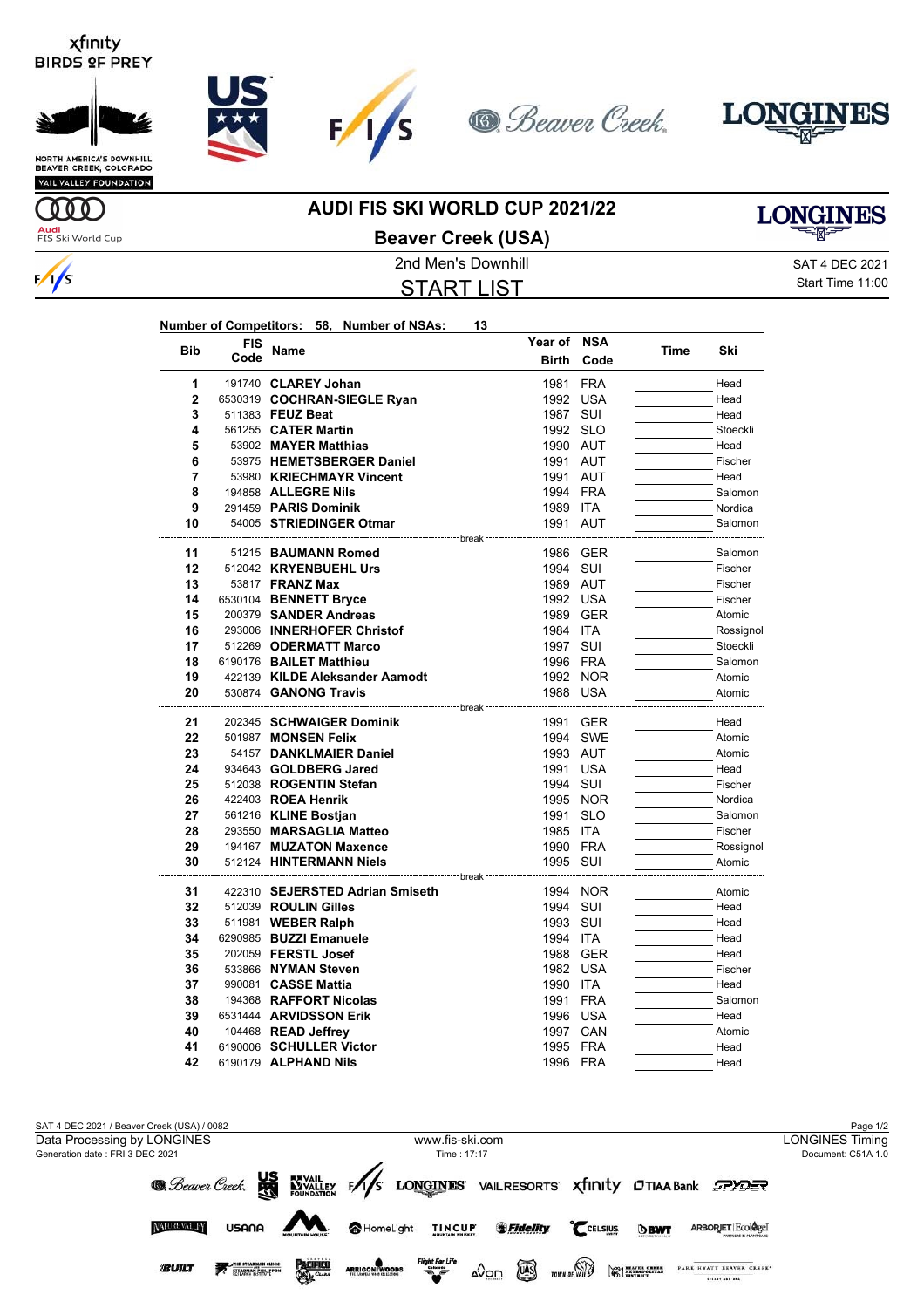# AUDI FIS SKI WORLD CUP 2021/22

## Beaver Creek (USA)

2nd Men's Downhill

SAT 4 DEC 2021

Start Time 11:00

## START LIST

**Number of Competitors: 58, Number of NSAs: 13**

| Bib | FIS Code | Name | Year of Birth | NSA Code | Time | Ski |
|---|---|---|---|---|---|---|
| 1 | 191740 | **CLAREY Johan** | 1981 | FRA | | Head |
| 2 | 6530319 | **COCHRAN-SIEGLE Ryan** | 1992 | USA | | Head |
| 3 | 511383 | **FEUZ Beat** | 1987 | SUI | | Head |
| 4 | 561255 | **CATER Martin** | 1992 | SLO | | Stoeckli |
| 5 | 53902 | **MAYER Matthias** | 1990 | AUT | | Head |
| 6 | 53975 | **HEMETSBERGER Daniel** | 1991 | AUT | | Fischer |
| 7 | 53980 | **KRIECHMAYR Vincent** | 1991 | AUT | | Head |
| 8 | 194858 | **ALLEGRE Nils** | 1994 | FRA | | Salomon |
| 9 | 291459 | **PARIS Dominik** | 1989 | ITA | | Nordica |
| 10 | 54005 | **STRIEDINGER Otmar** | 1991 | AUT | | Salomon |
| | | break | | | | |
| 11 | 51215 | **BAUMANN Romed** | 1986 | GER | | Salomon |
| 12 | 512042 | **KRYENBUEHL Urs** | 1994 | SUI | | Fischer |
| 13 | 53817 | **FRANZ Max** | 1989 | AUT | | Fischer |
| 14 | 6530104 | **BENNETT Bryce** | 1992 | USA | | Fischer |
| 15 | 200379 | **SANDER Andreas** | 1989 | GER | | Atomic |
| 16 | 293006 | **INNERHOFER Christof** | 1984 | ITA | | Rossignol |
| 17 | 512269 | **ODERMATT Marco** | 1997 | SUI | | Stoeckli |
| 18 | 6190176 | **BAILET Matthieu** | 1996 | FRA | | Salomon |
| 19 | 422139 | **KILDE Aleksander Aamodt** | 1992 | NOR | | Atomic |
| 20 | 530874 | **GANONG Travis** | 1988 | USA | | Atomic |
| | | break | | | | |
| 21 | 202345 | **SCHWAIGER Dominik** | 1991 | GER | | Head |
| 22 | 501987 | **MONSEN Felix** | 1994 | SWE | | Atomic |
| 23 | 54157 | **DANKLMAIER Daniel** | 1993 | AUT | | Atomic |
| 24 | 934643 | **GOLDBERG Jared** | 1991 | USA | | Head |
| 25 | 512038 | **ROGENTIN Stefan** | 1994 | SUI | | Fischer |
| 26 | 422403 | **ROEA Henrik** | 1995 | NOR | | Nordica |
| 27 | 561216 | **KLINE Bostjan** | 1991 | SLO | | Salomon |
| 28 | 293550 | **MARSAGLIA Matteo** | 1985 | ITA | | Fischer |
| 29 | 194167 | **MUZATON Maxence** | 1990 | FRA | | Rossignol |
| 30 | 512124 | **HINTERMANN Niels** | 1995 | SUI | | Atomic |
| | | break | | | | |
| 31 | 422310 | **SEJERSTED Adrian Smiseth** | 1994 | NOR | | Atomic |
| 32 | 512039 | **ROULIN Gilles** | 1994 | SUI | | Head |
| 33 | 511981 | **WEBER Ralph** | 1993 | SUI | | Head |
| 34 | 6290985 | **BUZZI Emanuele** | 1994 | ITA | | Head |
| 35 | 202059 | **FERSTL Josef** | 1988 | GER | | Head |
| 36 | 533866 | **NYMAN Steven** | 1982 | USA | | Fischer |
| 37 | 990081 | **CASSE Mattia** | 1990 | ITA | | Head |
| 38 | 194368 | **RAFFORT Nicolas** | 1991 | FRA | | Salomon |
| 39 | 6531444 | **ARVIDSSON Erik** | 1996 | USA | | Head |
| 40 | 104468 | **READ Jeffrey** | 1997 | CAN | | Atomic |
| 41 | 6190006 | **SCHULLER Victor** | 1995 | FRA | | Head |
| 42 | 6190179 | **ALPHAND Nils** | 1996 | FRA | | Head |

SAT 4 DEC 2021 / Beaver Creek (USA) / 0082

Data Processing by LONGINES — www.fis-ski.com — LONGINES Timing

Generation date : FRI 3 DEC 2021 — Time : 17:17 — Document: C51A 1.0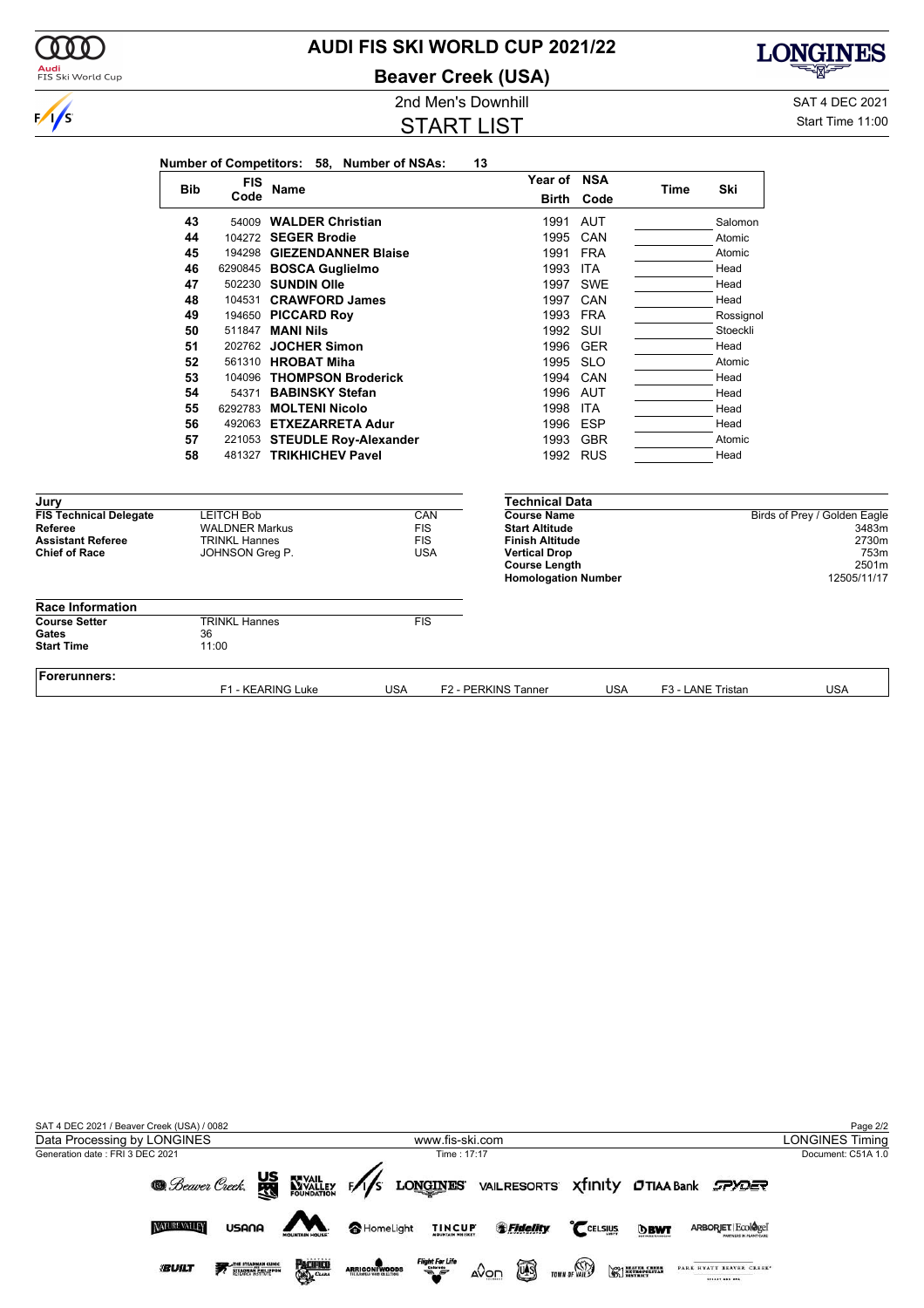# AUDI FIS SKI WORLD CUP 2021/22

## Beaver Creek (USA)

2nd Men's Downhill

SAT 4 DEC 2021

## START LIST

Start Time 11:00

**Number of Competitors: 58, Number of NSAs: 13**

| Bib | FIS Code | Name | Year of Birth | NSA Code | Time | Ski |
|---|---|---|---|---|---|---|
| 43 | 54009 | **WALDER Christian** | 1991 | AUT | | Salomon |
| 44 | 104272 | **SEGER Brodie** | 1995 | CAN | | Atomic |
| 45 | 194298 | **GIEZENDANNER Blaise** | 1991 | FRA | | Atomic |
| 46 | 6290845 | **BOSCA Guglielmo** | 1993 | ITA | | Head |
| 47 | 502230 | **SUNDIN Olle** | 1997 | SWE | | Head |
| 48 | 104531 | **CRAWFORD James** | 1997 | CAN | | Head |
| 49 | 194650 | **PICCARD Roy** | 1993 | FRA | | Rossignol |
| 50 | 511847 | **MANI Nils** | 1992 | SUI | | Stoeckli |
| 51 | 202762 | **JOCHER Simon** | 1996 | GER | | Head |
| 52 | 561310 | **HROBAT Miha** | 1995 | SLO | | Atomic |
| 53 | 104096 | **THOMPSON Broderick** | 1994 | CAN | | Head |
| 54 | 54371 | **BABINSKY Stefan** | 1996 | AUT | | Head |
| 55 | 6292783 | **MOLTENI Nicolo** | 1998 | ITA | | Head |
| 56 | 492063 | **ETXEZARRETA Adur** | 1996 | ESP | | Head |
| 57 | 221053 | **STEUDLE Roy-Alexander** | 1993 | GBR | | Atomic |
| 58 | 481327 | **TRIKHICHEV Pavel** | 1992 | RUS | | Head |

### Jury

| | | |
|---|---|---|
| **FIS Technical Delegate** | LEITCH Bob | CAN |
| **Referee** | WALDNER Markus | FIS |
| **Assistant Referee** | TRINKL Hannes | FIS |
| **Chief of Race** | JOHNSON Greg P. | USA |

### Technical Data

| | |
|---|---|
| **Course Name** | Birds of Prey / Golden Eagle |
| **Start Altitude** | 3483m |
| **Finish Altitude** | 2730m |
| **Vertical Drop** | 753m |
| **Course Length** | 2501m |
| **Homologation Number** | 12505/11/17 |

### Race Information

| | | |
|---|---|---|
| **Course Setter** | TRINKL Hannes | FIS |
| **Gates** | 36 | |
| **Start Time** | 11:00 | |

### Forerunners:

| | | | | | |
|---|---|---|---|---|---|
| F1 - KEARING Luke | USA | F2 - PERKINS Tanner | USA | F3 - LANE Tristan | USA |

SAT 4 DEC 2021 / Beaver Creek (USA) / 0082

Data Processing by LONGINES — www.fis-ski.com — LONGINES Timing

Generation date : FRI 3 DEC 2021 — Time : 17:17 — Document: C51A 1.0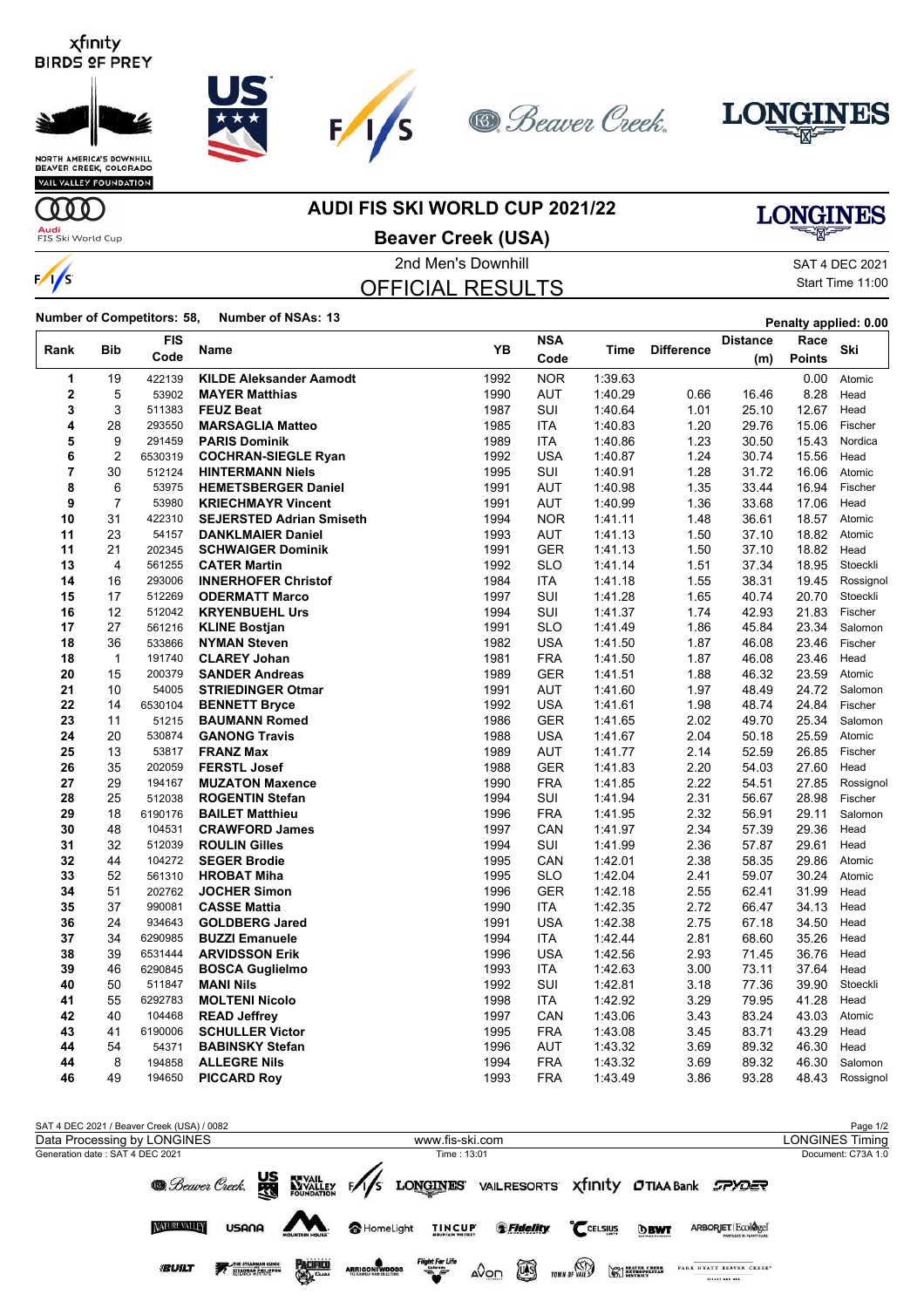# AUDI FIS SKI WORLD CUP 2021/22

## Beaver Creek (USA)

2nd Men's Downhill

SAT 4 DEC 2021

Start Time 11:00

## OFFICIAL RESULTS

**Number of Competitors: 58, Number of NSAs: 13**

Penalty applied: 0.00

| Rank | Bib | FIS Code | Name | YB | NSA Code | Time | Difference | Distance (m) | Race Points | Ski |
|---|---|---|---|---|---|---|---|---|---|---|
| 1 | 19 | 422139 | **KILDE Aleksander Aamodt** | 1992 | NOR | 1:39.63 | | | 0.00 | Atomic |
| 2 | 5 | 53902 | **MAYER Matthias** | 1990 | AUT | 1:40.29 | 0.66 | 16.46 | 8.28 | Head |
| 3 | 3 | 511383 | **FEUZ Beat** | 1987 | SUI | 1:40.64 | 1.01 | 25.10 | 12.67 | Head |
| 4 | 28 | 293550 | **MARSAGLIA Matteo** | 1985 | ITA | 1:40.83 | 1.20 | 29.76 | 15.06 | Fischer |
| 5 | 9 | 291459 | **PARIS Dominik** | 1989 | ITA | 1:40.86 | 1.23 | 30.50 | 15.43 | Nordica |
| 6 | 2 | 6530319 | **COCHRAN-SIEGLE Ryan** | 1992 | USA | 1:40.87 | 1.24 | 30.74 | 15.56 | Head |
| 7 | 30 | 512124 | **HINTERMANN Niels** | 1995 | SUI | 1:40.91 | 1.28 | 31.72 | 16.06 | Atomic |
| 8 | 6 | 53975 | **HEMETSBERGER Daniel** | 1991 | AUT | 1:40.98 | 1.35 | 33.44 | 16.94 | Fischer |
| 9 | 7 | 53980 | **KRIECHMAYR Vincent** | 1991 | AUT | 1:40.99 | 1.36 | 33.68 | 17.06 | Head |
| 10 | 31 | 422310 | **SEJERSTED Adrian Smiseth** | 1994 | NOR | 1:41.11 | 1.48 | 36.61 | 18.57 | Atomic |
| 11 | 23 | 54157 | **DANKLMAIER Daniel** | 1993 | AUT | 1:41.13 | 1.50 | 37.10 | 18.82 | Atomic |
| 11 | 21 | 202345 | **SCHWAIGER Dominik** | 1991 | GER | 1:41.13 | 1.50 | 37.10 | 18.82 | Head |
| 13 | 4 | 561255 | **CATER Martin** | 1992 | SLO | 1:41.14 | 1.51 | 37.34 | 18.95 | Stoeckli |
| 14 | 16 | 293006 | **INNERHOFER Christof** | 1984 | ITA | 1:41.18 | 1.55 | 38.31 | 19.45 | Rossignol |
| 15 | 17 | 512269 | **ODERMATT Marco** | 1997 | SUI | 1:41.28 | 1.65 | 40.74 | 20.70 | Stoeckli |
| 16 | 12 | 512042 | **KRYENBUEHL Urs** | 1994 | SUI | 1:41.37 | 1.74 | 42.93 | 21.83 | Fischer |
| 17 | 27 | 561216 | **KLINE Bostjan** | 1991 | SLO | 1:41.49 | 1.86 | 45.84 | 23.34 | Salomon |
| 18 | 36 | 533866 | **NYMAN Steven** | 1982 | USA | 1:41.50 | 1.87 | 46.08 | 23.46 | Fischer |
| 18 | 1 | 191740 | **CLAREY Johan** | 1981 | FRA | 1:41.50 | 1.87 | 46.08 | 23.46 | Head |
| 20 | 15 | 200379 | **SANDER Andreas** | 1989 | GER | 1:41.51 | 1.88 | 46.32 | 23.59 | Atomic |
| 21 | 10 | 54005 | **STRIEDINGER Otmar** | 1991 | AUT | 1:41.60 | 1.97 | 48.49 | 24.72 | Salomon |
| 22 | 14 | 6530104 | **BENNETT Bryce** | 1992 | USA | 1:41.61 | 1.98 | 48.74 | 24.84 | Fischer |
| 23 | 11 | 51215 | **BAUMANN Romed** | 1986 | GER | 1:41.65 | 2.02 | 49.70 | 25.34 | Salomon |
| 24 | 20 | 530874 | **GANONG Travis** | 1988 | USA | 1:41.67 | 2.04 | 50.18 | 25.59 | Atomic |
| 25 | 13 | 53817 | **FRANZ Max** | 1989 | AUT | 1:41.77 | 2.14 | 52.59 | 26.85 | Fischer |
| 26 | 35 | 202059 | **FERSTL Josef** | 1988 | GER | 1:41.83 | 2.20 | 54.03 | 27.60 | Head |
| 27 | 29 | 194167 | **MUZATON Maxence** | 1990 | FRA | 1:41.85 | 2.22 | 54.51 | 27.85 | Rossignol |
| 28 | 25 | 512038 | **ROGENTIN Stefan** | 1994 | SUI | 1:41.94 | 2.31 | 56.67 | 28.98 | Fischer |
| 29 | 18 | 6190176 | **BAILET Matthieu** | 1996 | FRA | 1:41.95 | 2.32 | 56.91 | 29.11 | Salomon |
| 30 | 48 | 104531 | **CRAWFORD James** | 1997 | CAN | 1:41.97 | 2.34 | 57.39 | 29.36 | Head |
| 31 | 32 | 512039 | **ROULIN Gilles** | 1994 | SUI | 1:41.99 | 2.36 | 57.87 | 29.61 | Head |
| 32 | 44 | 104272 | **SEGER Brodie** | 1995 | CAN | 1:42.01 | 2.38 | 58.35 | 29.86 | Atomic |
| 33 | 52 | 561310 | **HROBAT Miha** | 1995 | SLO | 1:42.04 | 2.41 | 59.07 | 30.24 | Atomic |
| 34 | 51 | 202762 | **JOCHER Simon** | 1996 | GER | 1:42.18 | 2.55 | 62.41 | 31.99 | Head |
| 35 | 37 | 990081 | **CASSE Mattia** | 1990 | ITA | 1:42.35 | 2.72 | 66.47 | 34.13 | Head |
| 36 | 24 | 934643 | **GOLDBERG Jared** | 1991 | USA | 1:42.38 | 2.75 | 67.18 | 34.50 | Head |
| 37 | 34 | 6290985 | **BUZZI Emanuele** | 1994 | ITA | 1:42.44 | 2.81 | 68.60 | 35.26 | Head |
| 38 | 39 | 6531444 | **ARVIDSSON Erik** | 1996 | USA | 1:42.56 | 2.93 | 71.45 | 36.76 | Head |
| 39 | 46 | 6290845 | **BOSCA Guglielmo** | 1993 | ITA | 1:42.63 | 3.00 | 73.11 | 37.64 | Head |
| 40 | 50 | 511847 | **MANI Nils** | 1992 | SUI | 1:42.81 | 3.18 | 77.36 | 39.90 | Stoeckli |
| 41 | 55 | 6292783 | **MOLTENI Nicolo** | 1998 | ITA | 1:42.92 | 3.29 | 79.95 | 41.28 | Head |
| 42 | 40 | 104468 | **READ Jeffrey** | 1997 | CAN | 1:43.06 | 3.43 | 83.24 | 43.03 | Atomic |
| 43 | 41 | 6190006 | **SCHULLER Victor** | 1995 | FRA | 1:43.08 | 3.45 | 83.71 | 43.29 | Head |
| 44 | 54 | 54371 | **BABINSKY Stefan** | 1996 | AUT | 1:43.32 | 3.69 | 89.32 | 46.30 | Head |
| 44 | 8 | 194858 | **ALLEGRE Nils** | 1994 | FRA | 1:43.32 | 3.69 | 89.32 | 46.30 | Salomon |
| 46 | 49 | 194650 | **PICCARD Roy** | 1993 | FRA | 1:43.49 | 3.86 | 93.28 | 48.43 | Rossignol |

SAT 4 DEC 2021 / Beaver Creek (USA) / 0082

Data Processing by LONGINES — www.fis-ski.com — LONGINES Timing

Generation date : SAT 4 DEC 2021 — Time : 13:01 — Document: C73A 1.0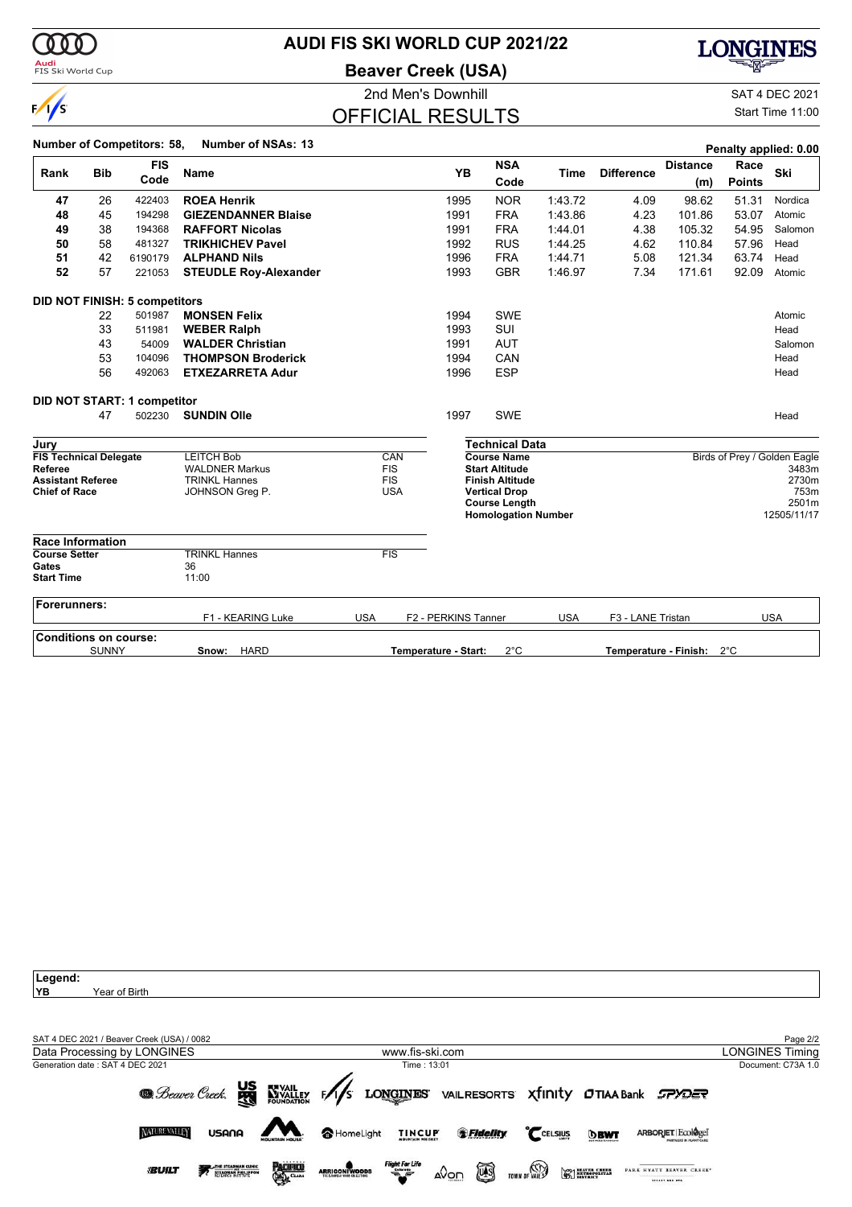# AUDI FIS SKI WORLD CUP 2021/22

## Beaver Creek (USA)

2nd Men's Downhill

SAT 4 DEC 2021

## OFFICIAL RESULTS

Start Time 11:00

**Number of Competitors: 58, Number of NSAs: 13**

**Penalty applied: 0.00**

| Rank | Bib | FIS Code | Name | YB | NSA Code | Time | Difference | Distance (m) | Race Points | Ski |
|---|---|---|---|---|---|---|---|---|---|---|
| 47 | 26 | 422403 | **ROEA Henrik** | 1995 | NOR | 1:43.72 | 4.09 | 98.62 | 51.31 | Nordica |
| 48 | 45 | 194298 | **GIEZENDANNER Blaise** | 1991 | FRA | 1:43.86 | 4.23 | 101.86 | 53.07 | Atomic |
| 49 | 38 | 194368 | **RAFFORT Nicolas** | 1991 | FRA | 1:44.01 | 4.38 | 105.32 | 54.95 | Salomon |
| 50 | 58 | 481327 | **TRIKHICHEV Pavel** | 1992 | RUS | 1:44.25 | 4.62 | 110.84 | 57.96 | Head |
| 51 | 42 | 6190179 | **ALPHAND Nils** | 1996 | FRA | 1:44.71 | 5.08 | 121.34 | 63.74 | Head |
| 52 | 57 | 221053 | **STEUDLE Roy-Alexander** | 1993 | GBR | 1:46.97 | 7.34 | 171.61 | 92.09 | Atomic |

**DID NOT FINISH: 5 competitors**

| Rank | Bib | FIS Code | Name | YB | NSA Code | Time | Difference | Distance (m) | Race Points | Ski |
|---|---|---|---|---|---|---|---|---|---|---|
| | 22 | 501987 | **MONSEN Felix** | 1994 | SWE | | | | | Atomic |
| | 33 | 511981 | **WEBER Ralph** | 1993 | SUI | | | | | Head |
| | 43 | 54009 | **WALDER Christian** | 1991 | AUT | | | | | Salomon |
| | 53 | 104096 | **THOMPSON Broderick** | 1994 | CAN | | | | | Head |
| | 56 | 492063 | **ETXEZARRETA Adur** | 1996 | ESP | | | | | Head |

**DID NOT START: 1 competitor**

| Rank | Bib | FIS Code | Name | YB | NSA Code | Time | Difference | Distance (m) | Race Points | Ski |
|---|---|---|---|---|---|---|---|---|---|---|
| | 47 | 502230 | **SUNDIN Olle** | 1997 | SWE | | | | | Head |

### Jury

| | | |
|---|---|---|
| **FIS Technical Delegate** | LEITCH Bob | CAN |
| **Referee** | WALDNER Markus | FIS |
| **Assistant Referee** | TRINKL Hannes | FIS |
| **Chief of Race** | JOHNSON Greg P. | USA |

### Technical Data

| | |
|---|---|
| **Course Name** | Birds of Prey / Golden Eagle |
| **Start Altitude** | 3483m |
| **Finish Altitude** | 2730m |
| **Vertical Drop** | 753m |
| **Course Length** | 2501m |
| **Homologation Number** | 12505/11/17 |

### Race Information

| | | |
|---|---|---|
| **Course Setter** | TRINKL Hannes | FIS |
| **Gates** | 36 | |
| **Start Time** | 11:00 | |

**Forerunners:**

F1 - KEARING Luke USA, F2 - PERKINS Tanner USA, F3 - LANE Tristan USA

**Conditions on course:**

SUNNY, **Snow:** HARD, **Temperature - Start:** 2°C, **Temperature - Finish:** 2°C

**Legend:**
**YB** Year of Birth

SAT 4 DEC 2021 / Beaver Creek (USA) / 0082

Data Processing by LONGINES | www.fis-ski.com | LONGINES Timing

Generation date : SAT 4 DEC 2021 | Time : 13:01 | Document: C73A 1.0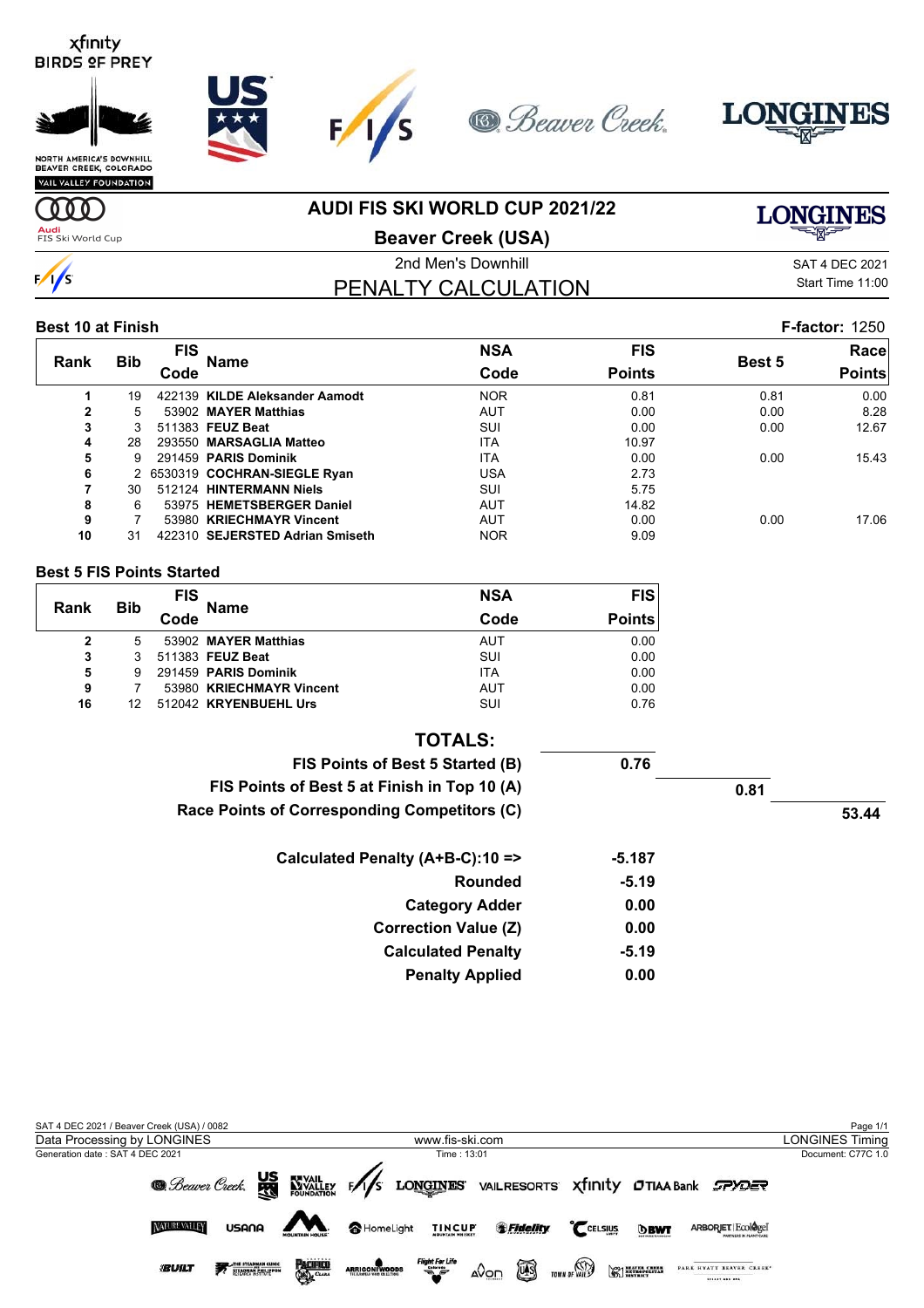# AUDI FIS SKI WORLD CUP 2021/22

## Beaver Creek (USA)

2nd Men's Downhill

SAT 4 DEC 2021

Start Time 11:00

## PENALTY CALCULATION

### Best 10 at Finish

**F-factor:** 1250

| Rank | Bib | FIS Code | Name | NSA Code | FIS Points | Best 5 | Race Points |
|---|---|---|---|---|---|---|---|
| 1 | 19 | 422139 | **KILDE Aleksander Aamodt** | NOR | 0.81 | 0.81 | 0.00 |
| 2 | 5 | 53902 | **MAYER Matthias** | AUT | 0.00 | 0.00 | 8.28 |
| 3 | 3 | 511383 | **FEUZ Beat** | SUI | 0.00 | 0.00 | 12.67 |
| 4 | 28 | 293550 | **MARSAGLIA Matteo** | ITA | 10.97 | | |
| 5 | 9 | 291459 | **PARIS Dominik** | ITA | 0.00 | 0.00 | 15.43 |
| 6 | 2 | 6530319 | **COCHRAN-SIEGLE Ryan** | USA | 2.73 | | |
| 7 | 30 | 512124 | **HINTERMANN Niels** | SUI | 5.75 | | |
| 8 | 6 | 53975 | **HEMETSBERGER Daniel** | AUT | 14.82 | | |
| 9 | 7 | 53980 | **KRIECHMAYR Vincent** | AUT | 0.00 | 0.00 | 17.06 |
| 10 | 31 | 422310 | **SEJERSTED Adrian Smiseth** | NOR | 9.09 | | |

### Best 5 FIS Points Started

| Rank | Bib | FIS Code | Name | NSA Code | FIS Points |
|---|---|---|---|---|---|
| 2 | 5 | 53902 | **MAYER Matthias** | AUT | 0.00 |
| 3 | 3 | 511383 | **FEUZ Beat** | SUI | 0.00 |
| 5 | 9 | 291459 | **PARIS Dominik** | ITA | 0.00 |
| 9 | 7 | 53980 | **KRIECHMAYR Vincent** | AUT | 0.00 |
| 16 | 12 | 512042 | **KRYENBUEHL Urs** | SUI | 0.76 |

### TOTALS:

| | | | |
|---|---|---|---|
| **FIS Points of Best 5 Started (B)** | **0.76** | | |
| **FIS Points of Best 5 at Finish in Top 10 (A)** | | **0.81** | |
| **Race Points of Corresponding Competitors (C)** | | | **53.44** |
| **Calculated Penalty (A+B-C):10 =>** | **-5.187** | | |
| **Rounded** | **-5.19** | | |
| **Category Adder** | **0.00** | | |
| **Correction Value (Z)** | **0.00** | | |
| **Calculated Penalty** | **-5.19** | | |
| **Penalty Applied** | **0.00** | | |

SAT 4 DEC 2021 / Beaver Creek (USA) / 0082

Data Processing by LONGINES — www.fis-ski.com — LONGINES Timing

Generation date : SAT 4 DEC 2021 — Time : 13:01 — Document: C77C 1.0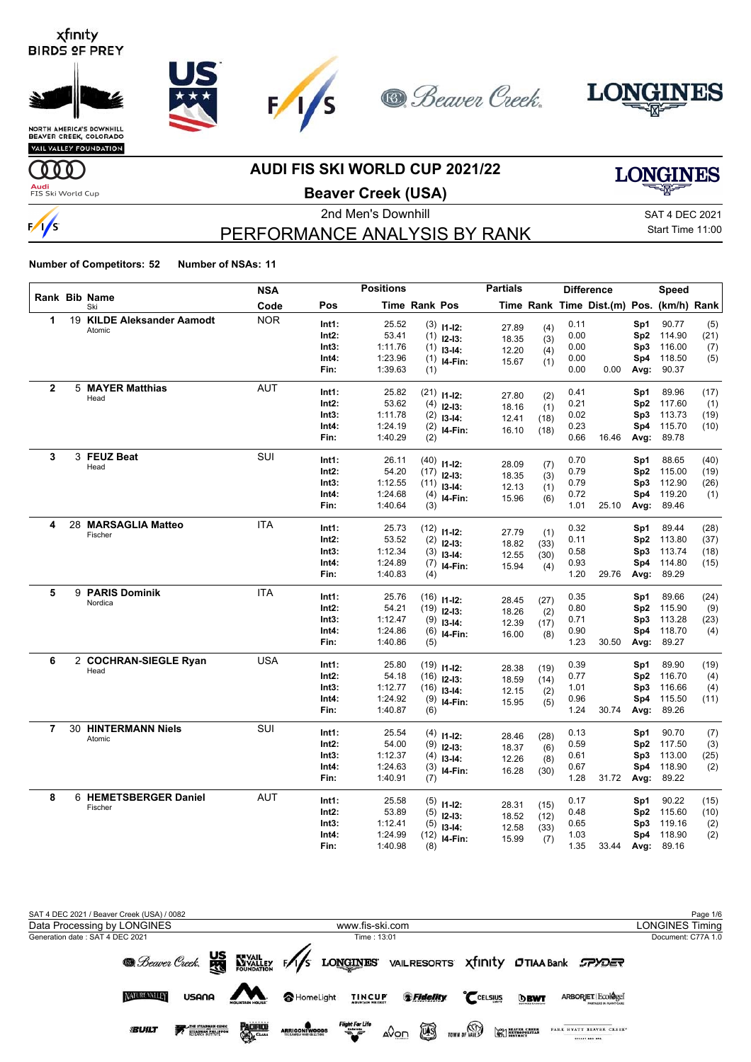# AUDI FIS SKI WORLD CUP 2021/22

## Beaver Creek (USA)

2nd Men's Downhill

SAT 4 DEC 2021
Start Time 11:00

## PERFORMANCE ANALYSIS BY RANK

**Number of Competitors: 52** **Number of NSAs: 11**

| Rank | Bib | Name / Ski | NSA Code | Pos | Time | Rank | Pos | Partials Time | Rank | Difference Time | Dist.(m) | Speed Pos. | (km/h) | Rank |
|---|---|---|---|---|---|---|---|---|---|---|---|---|---|---|
| 1 | 19 | **KILDE Aleksander Aamodt** Atomic | NOR | Int1: | 25.52 | (3) | I1-I2: | 27.89 | (4) | 0.11 | | Sp1 | 90.77 | (5) |
| | | | | Int2: | 53.41 | (1) | I2-I3: | 18.35 | (3) | 0.00 | | Sp2 | 114.90 | (21) |
| | | | | Int3: | 1:11.76 | (1) | I3-I4: | 12.20 | (4) | 0.00 | | Sp3 | 116.00 | (7) |
| | | | | Int4: | 1:23.96 | (1) | I4-Fin: | 15.67 | (1) | 0.00 | | Sp4 | 118.50 | (5) |
| | | | | Fin: | 1:39.63 | (1) | | | | 0.00 | 0.00 | Avg: | 90.37 | |
| 2 | 5 | **MAYER Matthias** Head | AUT | Int1: | 25.82 | (21) | I1-I2: | 27.80 | (2) | 0.41 | | Sp1 | 89.96 | (17) |
| | | | | Int2: | 53.62 | (4) | I2-I3: | 18.16 | (1) | 0.21 | | Sp2 | 117.60 | (1) |
| | | | | Int3: | 1:11.78 | (2) | I3-I4: | 12.41 | (18) | 0.02 | | Sp3 | 113.73 | (19) |
| | | | | Int4: | 1:24.19 | (2) | I4-Fin: | 16.10 | (18) | 0.23 | | Sp4 | 115.70 | (10) |
| | | | | Fin: | 1:40.29 | (2) | | | | 0.66 | 16.46 | Avg: | 89.78 | |
| 3 | 3 | **FEUZ Beat** Head | SUI | Int1: | 26.11 | (40) | I1-I2: | 28.09 | (7) | 0.70 | | Sp1 | 88.65 | (40) |
| | | | | Int2: | 54.20 | (17) | I2-I3: | 18.35 | (3) | 0.79 | | Sp2 | 115.00 | (19) |
| | | | | Int3: | 1:12.55 | (11) | I3-I4: | 12.13 | (1) | 0.79 | | Sp3 | 112.90 | (26) |
| | | | | Int4: | 1:24.68 | (4) | I4-Fin: | 15.96 | (6) | 0.72 | | Sp4 | 119.20 | (1) |
| | | | | Fin: | 1:40.64 | (3) | | | | 1.01 | 25.10 | Avg: | 89.46 | |
| 4 | 28 | **MARSAGLIA Matteo** Fischer | ITA | Int1: | 25.73 | (12) | I1-I2: | 27.79 | (1) | 0.32 | | Sp1 | 89.44 | (28) |
| | | | | Int2: | 53.52 | (2) | I2-I3: | 18.82 | (33) | 0.11 | | Sp2 | 113.80 | (37) |
| | | | | Int3: | 1:12.34 | (3) | I3-I4: | 12.55 | (30) | 0.58 | | Sp3 | 113.74 | (18) |
| | | | | Int4: | 1:24.89 | (7) | I4-Fin: | 15.94 | (4) | 0.93 | | Sp4 | 114.80 | (15) |
| | | | | Fin: | 1:40.83 | (4) | | | | 1.20 | 29.76 | Avg: | 89.29 | |
| 5 | 9 | **PARIS Dominik** Nordica | ITA | Int1: | 25.76 | (16) | I1-I2: | 28.45 | (27) | 0.35 | | Sp1 | 89.66 | (24) |
| | | | | Int2: | 54.21 | (19) | I2-I3: | 18.26 | (2) | 0.80 | | Sp2 | 115.90 | (9) |
| | | | | Int3: | 1:12.47 | (9) | I3-I4: | 12.39 | (17) | 0.71 | | Sp3 | 113.28 | (23) |
| | | | | Int4: | 1:24.86 | (6) | I4-Fin: | 16.00 | (8) | 0.90 | | Sp4 | 118.70 | (4) |
| | | | | Fin: | 1:40.86 | (5) | | | | 1.23 | 30.50 | Avg: | 89.27 | |
| 6 | 2 | **COCHRAN-SIEGLE Ryan** Head | USA | Int1: | 25.80 | (19) | I1-I2: | 28.38 | (19) | 0.39 | | Sp1 | 89.90 | (19) |
| | | | | Int2: | 54.18 | (16) | I2-I3: | 18.59 | (14) | 0.77 | | Sp2 | 116.70 | (4) |
| | | | | Int3: | 1:12.77 | (16) | I3-I4: | 12.15 | (2) | 1.01 | | Sp3 | 116.66 | (4) |
| | | | | Int4: | 1:24.92 | (9) | I4-Fin: | 15.95 | (5) | 0.96 | | Sp4 | 115.50 | (11) |
| | | | | Fin: | 1:40.87 | (6) | | | | 1.24 | 30.74 | Avg: | 89.26 | |
| 7 | 30 | **HINTERMANN Niels** Atomic | SUI | Int1: | 25.54 | (4) | I1-I2: | 28.46 | (28) | 0.13 | | Sp1 | 90.70 | (7) |
| | | | | Int2: | 54.00 | (9) | I2-I3: | 18.37 | (6) | 0.59 | | Sp2 | 117.50 | (3) |
| | | | | Int3: | 1:12.37 | (4) | I3-I4: | 12.26 | (8) | 0.61 | | Sp3 | 113.00 | (25) |
| | | | | Int4: | 1:24.63 | (3) | I4-Fin: | 16.28 | (30) | 0.67 | | Sp4 | 118.90 | (2) |
| | | | | Fin: | 1:40.91 | (7) | | | | 1.28 | 31.72 | Avg: | 89.22 | |
| 8 | 6 | **HEMETSBERGER Daniel** Fischer | AUT | Int1: | 25.58 | (5) | I1-I2: | 28.31 | (15) | 0.17 | | Sp1 | 90.22 | (15) |
| | | | | Int2: | 53.89 | (5) | I2-I3: | 18.52 | (12) | 0.48 | | Sp2 | 115.60 | (10) |
| | | | | Int3: | 1:12.41 | (5) | I3-I4: | 12.58 | (33) | 0.65 | | Sp3 | 119.16 | (2) |
| | | | | Int4: | 1:24.99 | (12) | I4-Fin: | 15.99 | (7) | 1.03 | | Sp4 | 118.90 | (2) |
| | | | | Fin: | 1:40.98 | (8) | | | | 1.35 | 33.44 | Avg: | 89.16 | |

SAT 4 DEC 2021 / Beaver Creek (USA) / 0082
Data Processing by LONGINES — www.fis-ski.com — LONGINES Timing
Generation date : SAT 4 DEC 2021 — Time : 13:01 — Document: C77A 1.0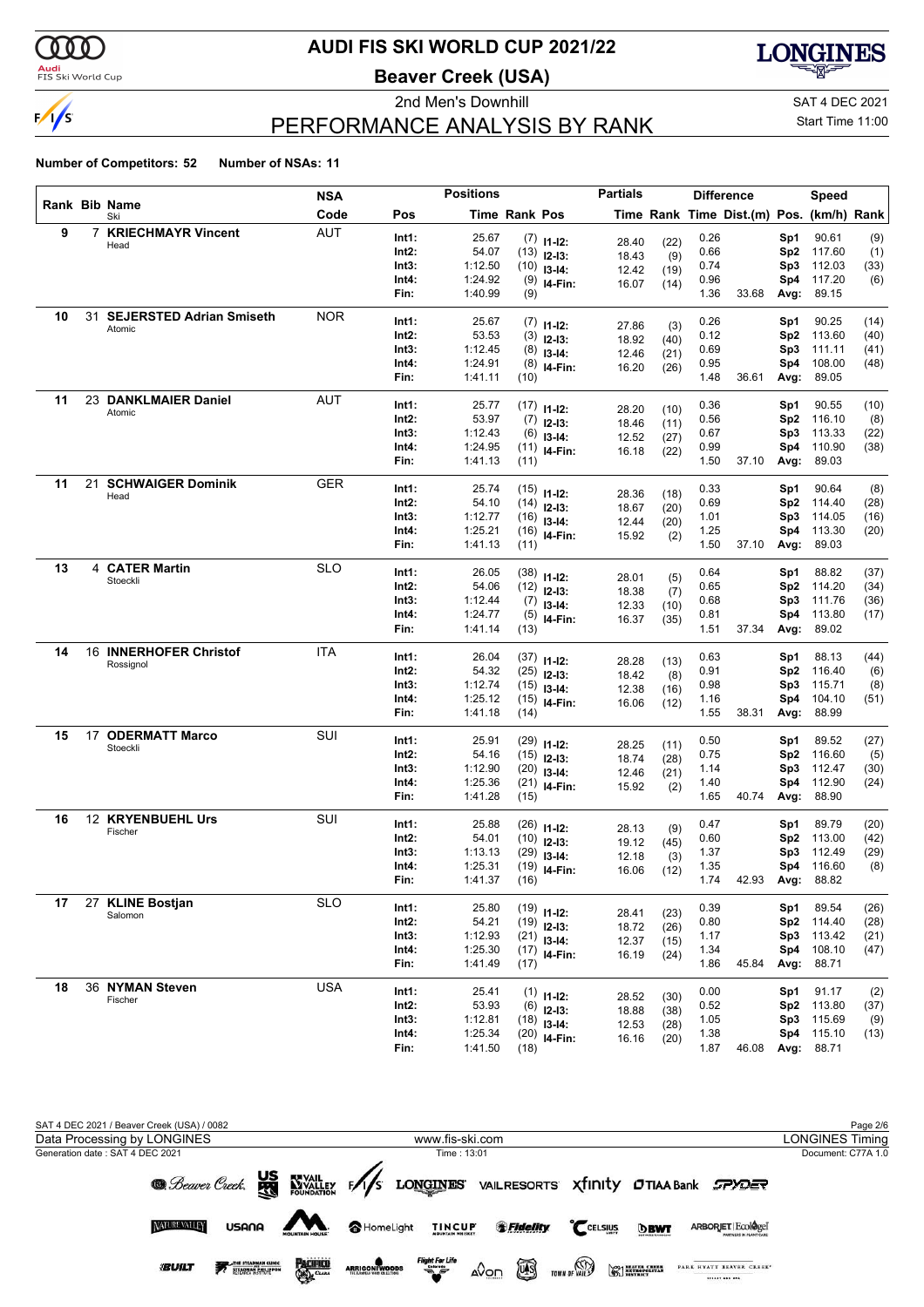# AUDI FIS SKI WORLD CUP 2021/22

## Beaver Creek (USA)

2nd Men's Downhill

SAT 4 DEC 2021

Start Time 11:00

## PERFORMANCE ANALYSIS BY RANK

**Number of Competitors: 52** **Number of NSAs: 11**

| Rank | Bib | Name / Ski | NSA Code | Pos | Positions Time | Rank | Pos | Partials Time | Rank | Difference Time | Dist.(m) | Pos. | Speed (km/h) | Rank |
|---|---|---|---|---|---|---|---|---|---|---|---|---|---|---|
| 9 | 7 | **KRIECHMAYR Vincent** Head | AUT | Int1: | 25.67 | (7) | I1-I2: | 28.40 | (22) | 0.26 | | Sp1 | 90.61 | (9) |
| | | | | Int2: | 54.07 | (13) | I2-I3: | 18.43 | (9) | 0.66 | | Sp2 | 117.60 | (1) |
| | | | | Int3: | 1:12.50 | (10) | I3-I4: | 12.42 | (19) | 0.74 | | Sp3 | 112.03 | (33) |
| | | | | Int4: | 1:24.92 | (9) | I4-Fin: | 16.07 | (14) | 0.96 | | Sp4 | 117.20 | (6) |
| | | | | Fin: | 1:40.99 | (9) | | | | 1.36 | 33.68 | Avg: | 89.15 | |
| 10 | 31 | **SEJERSTED Adrian Smiseth** Atomic | NOR | Int1: | 25.67 | (7) | I1-I2: | 27.86 | (3) | 0.26 | | Sp1 | 90.25 | (14) |
| | | | | Int2: | 53.53 | (3) | I2-I3: | 18.92 | (40) | 0.12 | | Sp2 | 113.60 | (40) |
| | | | | Int3: | 1:12.45 | (8) | I3-I4: | 12.46 | (21) | 0.69 | | Sp3 | 111.11 | (41) |
| | | | | Int4: | 1:24.91 | (8) | I4-Fin: | 16.20 | (26) | 0.95 | | Sp4 | 108.00 | (48) |
| | | | | Fin: | 1:41.11 | (10) | | | | 1.48 | 36.61 | Avg: | 89.05 | |
| 11 | 23 | **DANKLMAIER Daniel** Atomic | AUT | Int1: | 25.77 | (17) | I1-I2: | 28.20 | (10) | 0.36 | | Sp1 | 90.55 | (10) |
| | | | | Int2: | 53.97 | (7) | I2-I3: | 18.46 | (11) | 0.56 | | Sp2 | 116.10 | (8) |
| | | | | Int3: | 1:12.43 | (6) | I3-I4: | 12.52 | (27) | 0.67 | | Sp3 | 113.33 | (22) |
| | | | | Int4: | 1:24.95 | (11) | I4-Fin: | 16.18 | (22) | 0.99 | | Sp4 | 110.90 | (38) |
| | | | | Fin: | 1:41.13 | (11) | | | | 1.50 | 37.10 | Avg: | 89.03 | |
| 11 | 21 | **SCHWAIGER Dominik** Head | GER | Int1: | 25.74 | (15) | I1-I2: | 28.36 | (18) | 0.33 | | Sp1 | 90.64 | (8) |
| | | | | Int2: | 54.10 | (14) | I2-I3: | 18.67 | (20) | 0.69 | | Sp2 | 114.40 | (28) |
| | | | | Int3: | 1:12.77 | (16) | I3-I4: | 12.44 | (20) | 1.01 | | Sp3 | 114.05 | (16) |
| | | | | Int4: | 1:25.21 | (16) | I4-Fin: | 15.92 | (2) | 1.25 | | Sp4 | 113.30 | (20) |
| | | | | Fin: | 1:41.13 | (11) | | | | 1.50 | 37.10 | Avg: | 89.03 | |
| 13 | 4 | **CATER Martin** Stoeckli | SLO | Int1: | 26.05 | (38) | I1-I2: | 28.01 | (5) | 0.64 | | Sp1 | 88.82 | (37) |
| | | | | Int2: | 54.06 | (12) | I2-I3: | 18.38 | (7) | 0.65 | | Sp2 | 114.20 | (34) |
| | | | | Int3: | 1:12.44 | (7) | I3-I4: | 12.33 | (10) | 0.68 | | Sp3 | 111.76 | (36) |
| | | | | Int4: | 1:24.77 | (5) | I4-Fin: | 16.37 | (35) | 0.81 | | Sp4 | 113.80 | (17) |
| | | | | Fin: | 1:41.14 | (13) | | | | 1.51 | 37.34 | Avg: | 89.02 | |
| 14 | 16 | **INNERHOFER Christof** Rossignol | ITA | Int1: | 26.04 | (37) | I1-I2: | 28.28 | (13) | 0.63 | | Sp1 | 88.13 | (44) |
| | | | | Int2: | 54.32 | (25) | I2-I3: | 18.42 | (8) | 0.91 | | Sp2 | 116.40 | (6) |
| | | | | Int3: | 1:12.74 | (15) | I3-I4: | 12.38 | (16) | 0.98 | | Sp3 | 115.71 | (8) |
| | | | | Int4: | 1:25.12 | (15) | I4-Fin: | 16.06 | (12) | 1.16 | | Sp4 | 104.10 | (51) |
| | | | | Fin: | 1:41.18 | (14) | | | | 1.55 | 38.31 | Avg: | 88.99 | |
| 15 | 17 | **ODERMATT Marco** Stoeckli | SUI | Int1: | 25.91 | (29) | I1-I2: | 28.25 | (11) | 0.50 | | Sp1 | 89.52 | (27) |
| | | | | Int2: | 54.16 | (15) | I2-I3: | 18.74 | (28) | 0.75 | | Sp2 | 116.60 | (5) |
| | | | | Int3: | 1:12.90 | (20) | I3-I4: | 12.46 | (21) | 1.14 | | Sp3 | 112.47 | (30) |
| | | | | Int4: | 1:25.36 | (21) | I4-Fin: | 15.92 | (2) | 1.40 | | Sp4 | 112.90 | (24) |
| | | | | Fin: | 1:41.28 | (15) | | | | 1.65 | 40.74 | Avg: | 88.90 | |
| 16 | 12 | **KRYENBUEHL Urs** Fischer | SUI | Int1: | 25.88 | (26) | I1-I2: | 28.13 | (9) | 0.47 | | Sp1 | 89.79 | (20) |
| | | | | Int2: | 54.01 | (10) | I2-I3: | 19.12 | (45) | 0.60 | | Sp2 | 113.00 | (42) |
| | | | | Int3: | 1:13.13 | (29) | I3-I4: | 12.18 | (3) | 1.37 | | Sp3 | 112.49 | (29) |
| | | | | Int4: | 1:25.31 | (19) | I4-Fin: | 16.06 | (12) | 1.35 | | Sp4 | 116.60 | (8) |
| | | | | Fin: | 1:41.37 | (16) | | | | 1.74 | 42.93 | Avg: | 88.82 | |
| 17 | 27 | **KLINE Bostjan** Salomon | SLO | Int1: | 25.80 | (19) | I1-I2: | 28.41 | (23) | 0.39 | | Sp1 | 89.54 | (26) |
| | | | | Int2: | 54.21 | (19) | I2-I3: | 18.72 | (26) | 0.80 | | Sp2 | 114.40 | (28) |
| | | | | Int3: | 1:12.93 | (21) | I3-I4: | 12.37 | (15) | 1.17 | | Sp3 | 113.42 | (21) |
| | | | | Int4: | 1:25.30 | (17) | I4-Fin: | 16.19 | (24) | 1.34 | | Sp4 | 108.10 | (47) |
| | | | | Fin: | 1:41.49 | (17) | | | | 1.86 | 45.84 | Avg: | 88.71 | |
| 18 | 36 | **NYMAN Steven** Fischer | USA | Int1: | 25.41 | (1) | I1-I2: | 28.52 | (30) | 0.00 | | Sp1 | 91.17 | (2) |
| | | | | Int2: | 53.93 | (6) | I2-I3: | 18.88 | (38) | 0.52 | | Sp2 | 113.80 | (37) |
| | | | | Int3: | 1:12.81 | (18) | I3-I4: | 12.53 | (28) | 1.05 | | Sp3 | 115.69 | (9) |
| | | | | Int4: | 1:25.34 | (20) | I4-Fin: | 16.16 | (20) | 1.38 | | Sp4 | 115.10 | (13) |
| | | | | Fin: | 1:41.50 | (18) | | | | 1.87 | 46.08 | Avg: | 88.71 | |

SAT 4 DEC 2021 / Beaver Creek (USA) / 0082

Data Processing by LONGINES — www.fis-ski.com — LONGINES Timing

Generation date : SAT 4 DEC 2021 — Time : 13:01 — Document: C77A 1.0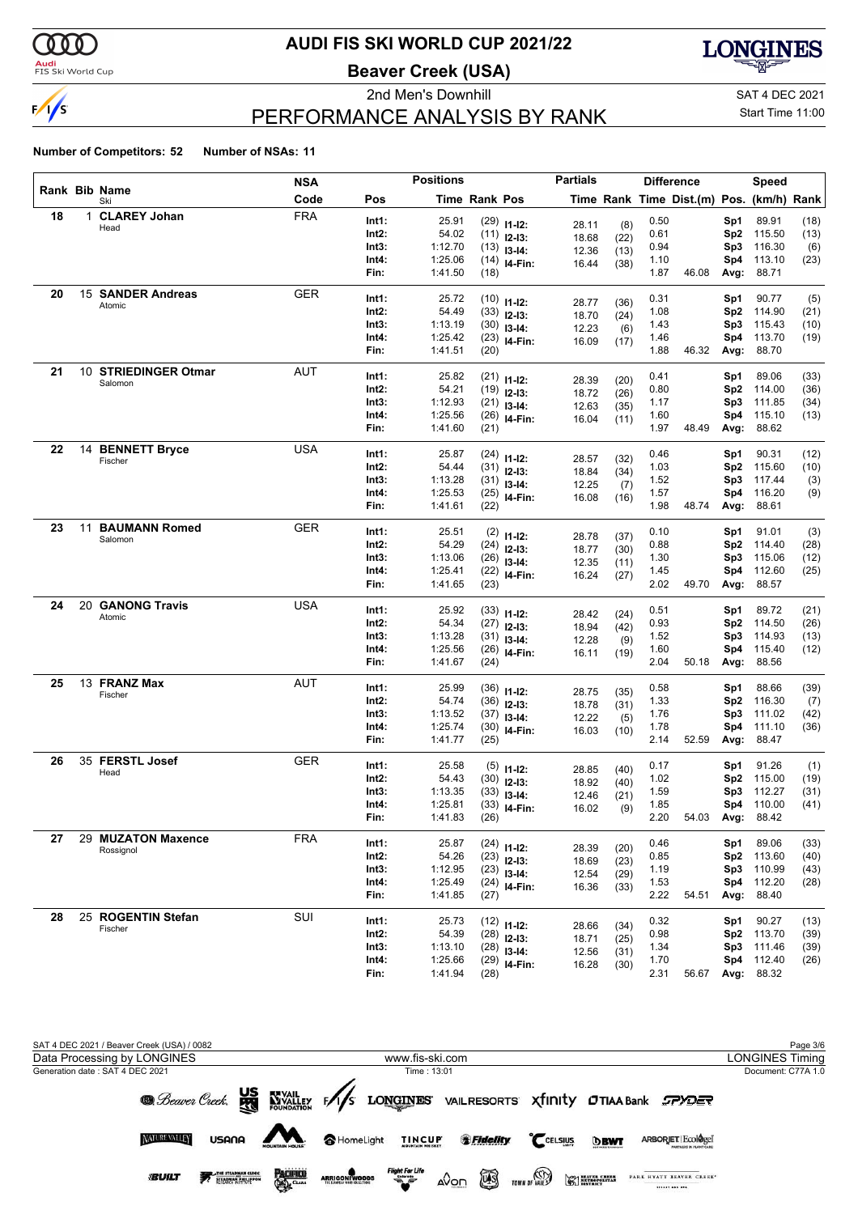# AUDI FIS SKI WORLD CUP 2021/22

**Beaver Creek (USA)**

2nd Men's Downhill

SAT 4 DEC 2021

Start Time 11:00

## PERFORMANCE ANALYSIS BY RANK

**Number of Competitors: 52** **Number of NSAs: 11**

| Rank | Bib | Name / Ski | NSA Code | Pos | Time | Rank | Pos | Partials Time | Rank | Difference Time | Dist.(m) | Pos. | Speed (km/h) | Rank |
|---|---|---|---|---|---|---|---|---|---|---|---|---|---|---|
| 18 | 1 | **CLAREY Johan** Head | FRA | Int1: | 25.91 | (29) | I1-I2: | 28.11 | (8) | 0.50 | | Sp1 | 89.91 | (18) |
| | | | | Int2: | 54.02 | (11) | I2-I3: | 18.68 | (22) | 0.61 | | Sp2 | 115.50 | (13) |
| | | | | Int3: | 1:12.70 | (13) | I3-I4: | 12.36 | (13) | 0.94 | | Sp3 | 116.30 | (6) |
| | | | | Int4: | 1:25.06 | (14) | I4-Fin: | 16.44 | (38) | 1.10 | | Sp4 | 113.10 | (23) |
| | | | | Fin: | 1:41.50 | (18) | | | | 1.87 | 46.08 | Avg: | 88.71 | |
| 20 | 15 | **SANDER Andreas** Atomic | GER | Int1: | 25.72 | (10) | I1-I2: | 28.77 | (36) | 0.31 | | Sp1 | 90.77 | (5) |
| | | | | Int2: | 54.49 | (33) | I2-I3: | 18.70 | (24) | 1.08 | | Sp2 | 114.90 | (21) |
| | | | | Int3: | 1:13.19 | (30) | I3-I4: | 12.23 | (6) | 1.43 | | Sp3 | 115.43 | (10) |
| | | | | Int4: | 1:25.42 | (23) | I4-Fin: | 16.09 | (17) | 1.46 | | Sp4 | 113.70 | (19) |
| | | | | Fin: | 1:41.51 | (20) | | | | 1.88 | 46.32 | Avg: | 88.70 | |
| 21 | 10 | **STRIEDINGER Otmar** Salomon | AUT | Int1: | 25.82 | (21) | I1-I2: | 28.39 | (20) | 0.41 | | Sp1 | 89.06 | (33) |
| | | | | Int2: | 54.21 | (19) | I2-I3: | 18.72 | (26) | 0.80 | | Sp2 | 114.00 | (36) |
| | | | | Int3: | 1:12.93 | (21) | I3-I4: | 12.63 | (35) | 1.17 | | Sp3 | 111.85 | (34) |
| | | | | Int4: | 1:25.56 | (26) | I4-Fin: | 16.04 | (11) | 1.60 | | Sp4 | 115.10 | (13) |
| | | | | Fin: | 1:41.60 | (21) | | | | 1.97 | 48.49 | Avg: | 88.62 | |
| 22 | 14 | **BENNETT Bryce** Fischer | USA | Int1: | 25.87 | (24) | I1-I2: | 28.57 | (32) | 0.46 | | Sp1 | 90.31 | (12) |
| | | | | Int2: | 54.44 | (31) | I2-I3: | 18.84 | (34) | 1.03 | | Sp2 | 115.60 | (10) |
| | | | | Int3: | 1:13.28 | (31) | I3-I4: | 12.25 | (7) | 1.52 | | Sp3 | 117.44 | (3) |
| | | | | Int4: | 1:25.53 | (25) | I4-Fin: | 16.08 | (16) | 1.57 | | Sp4 | 116.20 | (9) |
| | | | | Fin: | 1:41.61 | (22) | | | | 1.98 | 48.74 | Avg: | 88.61 | |
| 23 | 11 | **BAUMANN Romed** Salomon | GER | Int1: | 25.51 | (2) | I1-I2: | 28.78 | (37) | 0.10 | | Sp1 | 91.01 | (3) |
| | | | | Int2: | 54.29 | (24) | I2-I3: | 18.77 | (30) | 0.88 | | Sp2 | 114.40 | (28) |
| | | | | Int3: | 1:13.06 | (26) | I3-I4: | 12.35 | (11) | 1.30 | | Sp3 | 115.06 | (12) |
| | | | | Int4: | 1:25.41 | (22) | I4-Fin: | 16.24 | (27) | 1.45 | | Sp4 | 112.60 | (25) |
| | | | | Fin: | 1:41.65 | (23) | | | | 2.02 | 49.70 | Avg: | 88.57 | |
| 24 | 20 | **GANONG Travis** Atomic | USA | Int1: | 25.92 | (33) | I1-I2: | 28.42 | (24) | 0.51 | | Sp1 | 89.72 | (21) |
| | | | | Int2: | 54.34 | (27) | I2-I3: | 18.94 | (42) | 0.93 | | Sp2 | 114.50 | (26) |
| | | | | Int3: | 1:13.28 | (31) | I3-I4: | 12.28 | (9) | 1.52 | | Sp3 | 114.93 | (13) |
| | | | | Int4: | 1:25.56 | (26) | I4-Fin: | 16.11 | (19) | 1.60 | | Sp4 | 115.40 | (12) |
| | | | | Fin: | 1:41.67 | (24) | | | | 2.04 | 50.18 | Avg: | 88.56 | |
| 25 | 13 | **FRANZ Max** Fischer | AUT | Int1: | 25.99 | (36) | I1-I2: | 28.75 | (35) | 0.58 | | Sp1 | 88.66 | (39) |
| | | | | Int2: | 54.74 | (36) | I2-I3: | 18.78 | (31) | 1.33 | | Sp2 | 116.30 | (7) |
| | | | | Int3: | 1:13.52 | (37) | I3-I4: | 12.22 | (5) | 1.76 | | Sp3 | 111.02 | (42) |
| | | | | Int4: | 1:25.74 | (30) | I4-Fin: | 16.03 | (10) | 1.78 | | Sp4 | 111.10 | (36) |
| | | | | Fin: | 1:41.77 | (25) | | | | 2.14 | 52.59 | Avg: | 88.47 | |
| 26 | 35 | **FERSTL Josef** Head | GER | Int1: | 25.58 | (5) | I1-I2: | 28.85 | (40) | 0.17 | | Sp1 | 91.26 | (1) |
| | | | | Int2: | 54.43 | (30) | I2-I3: | 18.92 | (40) | 1.02 | | Sp2 | 115.00 | (19) |
| | | | | Int3: | 1:13.35 | (33) | I3-I4: | 12.46 | (21) | 1.59 | | Sp3 | 112.27 | (31) |
| | | | | Int4: | 1:25.81 | (33) | I4-Fin: | 16.02 | (9) | 1.85 | | Sp4 | 110.00 | (41) |
| | | | | Fin: | 1:41.83 | (26) | | | | 2.20 | 54.03 | Avg: | 88.42 | |
| 27 | 29 | **MUZATON Maxence** Rossignol | FRA | Int1: | 25.87 | (24) | I1-I2: | 28.39 | (20) | 0.46 | | Sp1 | 89.06 | (33) |
| | | | | Int2: | 54.26 | (23) | I2-I3: | 18.69 | (23) | 0.85 | | Sp2 | 113.60 | (40) |
| | | | | Int3: | 1:12.95 | (23) | I3-I4: | 12.54 | (29) | 1.19 | | Sp3 | 110.99 | (43) |
| | | | | Int4: | 1:25.49 | (24) | I4-Fin: | 16.36 | (33) | 1.53 | | Sp4 | 112.20 | (28) |
| | | | | Fin: | 1:41.85 | (27) | | | | 2.22 | 54.51 | Avg: | 88.40 | |
| 28 | 25 | **ROGENTIN Stefan** Fischer | SUI | Int1: | 25.73 | (12) | I1-I2: | 28.66 | (34) | 0.32 | | Sp1 | 90.27 | (13) |
| | | | | Int2: | 54.39 | (28) | I2-I3: | 18.71 | (25) | 0.98 | | Sp2 | 113.70 | (39) |
| | | | | Int3: | 1:13.10 | (28) | I3-I4: | 12.56 | (31) | 1.34 | | Sp3 | 111.46 | (39) |
| | | | | Int4: | 1:25.66 | (29) | I4-Fin: | 16.28 | (30) | 1.70 | | Sp4 | 112.40 | (26) |
| | | | | Fin: | 1:41.94 | (28) | | | | 2.31 | 56.67 | Avg: | 88.32 | |

SAT 4 DEC 2021 / Beaver Creek (USA) / 0082

Data Processing by LONGINES — www.fis-ski.com — LONGINES Timing

Generation date : SAT 4 DEC 2021 — Time : 13:01 — Document: C77A 1.0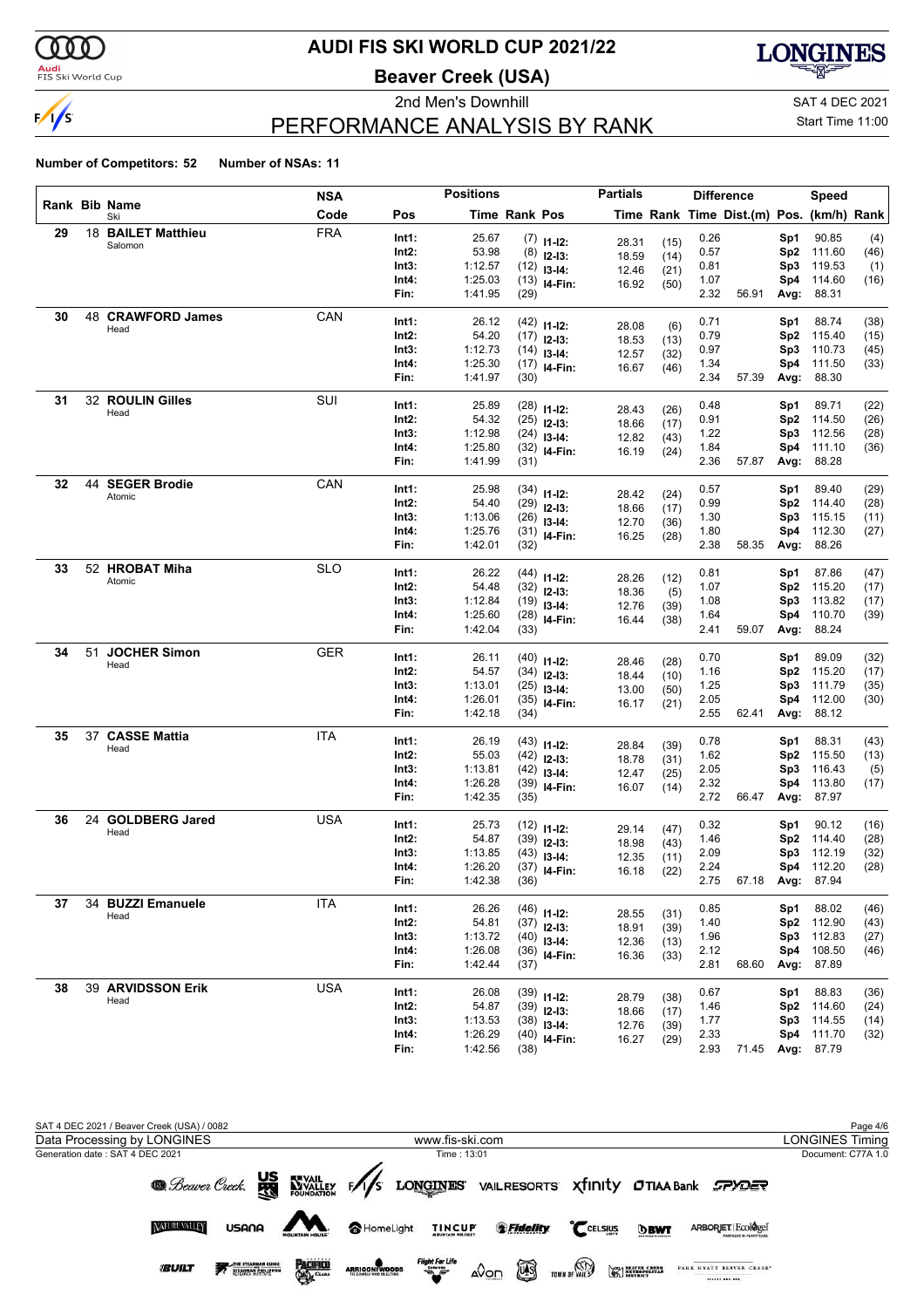# AUDI FIS SKI WORLD CUP 2021/22

## Beaver Creek (USA)

2nd Men's Downhill

SAT 4 DEC 2021

Start Time 11:00

## PERFORMANCE ANALYSIS BY RANK

**Number of Competitors: 52** **Number of NSAs: 11**

| Rank | Bib | Name / Ski | NSA Code | Pos | Time | Rank | Pos | Partial Time | Partial Rank | Diff Time | Dist.(m) | Speed Pos. | (km/h) | Rank |
|---|---|---|---|---|---|---|---|---|---|---|---|---|---|---|
| 29 | 18 | **BAILET Matthieu** Salomon | FRA | Int1: | 25.67 | (7) | I1-I2: | 28.31 | (15) | 0.26 | | Sp1 | 90.85 | (4) |
| | | | | Int2: | 53.98 | (8) | I2-I3: | 18.59 | (14) | 0.57 | | Sp2 | 111.60 | (46) |
| | | | | Int3: | 1:12.57 | (12) | I3-I4: | 12.46 | (21) | 0.81 | | Sp3 | 119.53 | (1) |
| | | | | Int4: | 1:25.03 | (13) | I4-Fin: | 16.92 | (50) | 1.07 | | Sp4 | 114.60 | (16) |
| | | | | Fin: | 1:41.95 | (29) | | | | 2.32 | 56.91 | Avg: | 88.31 | |
| 30 | 48 | **CRAWFORD James** Head | CAN | Int1: | 26.12 | (42) | I1-I2: | 28.08 | (6) | 0.71 | | Sp1 | 88.74 | (38) |
| | | | | Int2: | 54.20 | (17) | I2-I3: | 18.53 | (13) | 0.79 | | Sp2 | 115.40 | (15) |
| | | | | Int3: | 1:12.73 | (14) | I3-I4: | 12.57 | (32) | 0.97 | | Sp3 | 110.73 | (45) |
| | | | | Int4: | 1:25.30 | (17) | I4-Fin: | 16.67 | (46) | 1.34 | | Sp4 | 111.50 | (33) |
| | | | | Fin: | 1:41.97 | (30) | | | | 2.34 | 57.39 | Avg: | 88.30 | |
| 31 | 32 | **ROULIN Gilles** Head | SUI | Int1: | 25.89 | (28) | I1-I2: | 28.43 | (26) | 0.48 | | Sp1 | 89.71 | (22) |
| | | | | Int2: | 54.32 | (25) | I2-I3: | 18.66 | (17) | 0.91 | | Sp2 | 114.50 | (26) |
| | | | | Int3: | 1:12.98 | (24) | I3-I4: | 12.82 | (43) | 1.22 | | Sp3 | 112.56 | (28) |
| | | | | Int4: | 1:25.80 | (32) | I4-Fin: | 16.19 | (24) | 1.84 | | Sp4 | 111.10 | (36) |
| | | | | Fin: | 1:41.99 | (31) | | | | 2.36 | 57.87 | Avg: | 88.28 | |
| 32 | 44 | **SEGER Brodie** Atomic | CAN | Int1: | 25.98 | (34) | I1-I2: | 28.42 | (24) | 0.57 | | Sp1 | 89.40 | (29) |
| | | | | Int2: | 54.40 | (29) | I2-I3: | 18.66 | (17) | 0.99 | | Sp2 | 114.40 | (28) |
| | | | | Int3: | 1:13.06 | (26) | I3-I4: | 12.70 | (36) | 1.30 | | Sp3 | 115.15 | (11) |
| | | | | Int4: | 1:25.76 | (31) | I4-Fin: | 16.25 | (28) | 1.80 | | Sp4 | 112.30 | (27) |
| | | | | Fin: | 1:42.01 | (32) | | | | 2.38 | 58.35 | Avg: | 88.26 | |
| 33 | 52 | **HROBAT Miha** Atomic | SLO | Int1: | 26.22 | (44) | I1-I2: | 28.26 | (12) | 0.81 | | Sp1 | 87.86 | (47) |
| | | | | Int2: | 54.48 | (32) | I2-I3: | 18.36 | (5) | 1.07 | | Sp2 | 115.20 | (17) |
| | | | | Int3: | 1:12.84 | (19) | I3-I4: | 12.76 | (39) | 1.08 | | Sp3 | 113.82 | (17) |
| | | | | Int4: | 1:25.60 | (28) | I4-Fin: | 16.44 | (38) | 1.64 | | Sp4 | 110.70 | (39) |
| | | | | Fin: | 1:42.04 | (33) | | | | 2.41 | 59.07 | Avg: | 88.24 | |
| 34 | 51 | **JOCHER Simon** Head | GER | Int1: | 26.11 | (40) | I1-I2: | 28.46 | (28) | 0.70 | | Sp1 | 89.09 | (32) |
| | | | | Int2: | 54.57 | (34) | I2-I3: | 18.44 | (10) | 1.16 | | Sp2 | 115.20 | (17) |
| | | | | Int3: | 1:13.01 | (25) | I3-I4: | 13.00 | (50) | 1.25 | | Sp3 | 111.79 | (35) |
| | | | | Int4: | 1:26.01 | (35) | I4-Fin: | 16.17 | (21) | 2.05 | | Sp4 | 112.00 | (30) |
| | | | | Fin: | 1:42.18 | (34) | | | | 2.55 | 62.41 | Avg: | 88.12 | |
| 35 | 37 | **CASSE Mattia** Head | ITA | Int1: | 26.19 | (43) | I1-I2: | 28.84 | (39) | 0.78 | | Sp1 | 88.31 | (43) |
| | | | | Int2: | 55.03 | (42) | I2-I3: | 18.78 | (31) | 1.62 | | Sp2 | 115.50 | (13) |
| | | | | Int3: | 1:13.81 | (42) | I3-I4: | 12.47 | (25) | 2.05 | | Sp3 | 116.43 | (5) |
| | | | | Int4: | 1:26.28 | (39) | I4-Fin: | 16.07 | (14) | 2.32 | | Sp4 | 113.80 | (17) |
| | | | | Fin: | 1:42.35 | (35) | | | | 2.72 | 66.47 | Avg: | 87.97 | |
| 36 | 24 | **GOLDBERG Jared** Head | USA | Int1: | 25.73 | (12) | I1-I2: | 29.14 | (47) | 0.32 | | Sp1 | 90.12 | (16) |
| | | | | Int2: | 54.87 | (39) | I2-I3: | 18.98 | (43) | 1.46 | | Sp2 | 114.40 | (28) |
| | | | | Int3: | 1:13.85 | (43) | I3-I4: | 12.35 | (11) | 2.09 | | Sp3 | 112.19 | (32) |
| | | | | Int4: | 1:26.20 | (37) | I4-Fin: | 16.18 | (22) | 2.24 | | Sp4 | 112.20 | (28) |
| | | | | Fin: | 1:42.38 | (36) | | | | 2.75 | 67.18 | Avg: | 87.94 | |
| 37 | 34 | **BUZZI Emanuele** Head | ITA | Int1: | 26.26 | (46) | I1-I2: | 28.55 | (31) | 0.85 | | Sp1 | 88.02 | (46) |
| | | | | Int2: | 54.81 | (37) | I2-I3: | 18.91 | (39) | 1.40 | | Sp2 | 112.90 | (43) |
| | | | | Int3: | 1:13.72 | (40) | I3-I4: | 12.36 | (13) | 1.96 | | Sp3 | 112.83 | (27) |
| | | | | Int4: | 1:26.08 | (36) | I4-Fin: | 16.36 | (33) | 2.12 | | Sp4 | 108.50 | (46) |
| | | | | Fin: | 1:42.44 | (37) | | | | 2.81 | 68.60 | Avg: | 87.89 | |
| 38 | 39 | **ARVIDSSON Erik** Head | USA | Int1: | 26.08 | (39) | I1-I2: | 28.79 | (38) | 0.67 | | Sp1 | 88.83 | (36) |
| | | | | Int2: | 54.87 | (39) | I2-I3: | 18.66 | (17) | 1.46 | | Sp2 | 114.60 | (24) |
| | | | | Int3: | 1:13.53 | (38) | I3-I4: | 12.76 | (39) | 1.77 | | Sp3 | 114.55 | (14) |
| | | | | Int4: | 1:26.29 | (40) | I4-Fin: | 16.27 | (29) | 2.33 | | Sp4 | 111.70 | (32) |
| | | | | Fin: | 1:42.56 | (38) | | | | 2.93 | 71.45 | Avg: | 87.79 | |

SAT 4 DEC 2021 / Beaver Creek (USA) / 0082

Data Processing by LONGINES — www.fis-ski.com — LONGINES Timing

Generation date : SAT 4 DEC 2021 — Time : 13:01 — Document: C77A 1.0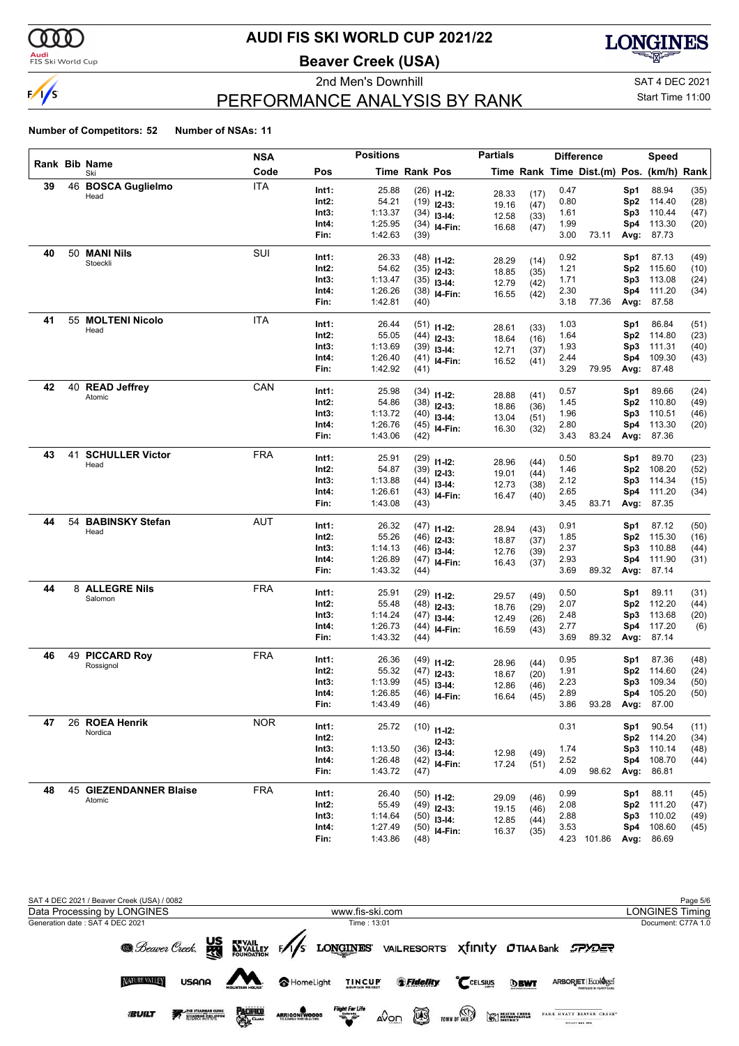# AUDI FIS SKI WORLD CUP 2021/22

## Beaver Creek (USA)

2nd Men's Downhill

SAT 4 DEC 2021

Start Time 11:00

## PERFORMANCE ANALYSIS BY RANK

**Number of Competitors: 52** **Number of NSAs: 11**

| Rank | Bib | Name / Ski | NSA Code | Pos | Time | Rank | Pos | Time | Rank | Time | Dist.(m) | Pos. | (km/h) | Rank |
|---|---|---|---|---|---|---|---|---|---|---|---|---|---|---|
| 39 | 46 | **BOSCA Guglielmo** Head | ITA | Int1: | 25.88 | (26) | I1-I2: | 28.33 | (17) | 0.47 | | Sp1 | 88.94 | (35) |
| | | | | Int2: | 54.21 | (19) | I2-I3: | 19.16 | (47) | 0.80 | | Sp2 | 114.40 | (28) |
| | | | | Int3: | 1:13.37 | (34) | I3-I4: | 12.58 | (33) | 1.61 | | Sp3 | 110.44 | (47) |
| | | | | Int4: | 1:25.95 | (34) | I4-Fin: | 16.68 | (47) | 1.99 | | Sp4 | 113.30 | (20) |
| | | | | Fin: | 1:42.63 | (39) | | | | 3.00 | 73.11 | Avg: | 87.73 | |
| 40 | 50 | **MANI Nils** Stoeckli | SUI | Int1: | 26.33 | (48) | I1-I2: | 28.29 | (14) | 0.92 | | Sp1 | 87.13 | (49) |
| | | | | Int2: | 54.62 | (35) | I2-I3: | 18.85 | (35) | 1.21 | | Sp2 | 115.60 | (10) |
| | | | | Int3: | 1:13.47 | (35) | I3-I4: | 12.79 | (42) | 1.71 | | Sp3 | 113.08 | (24) |
| | | | | Int4: | 1:26.26 | (38) | I4-Fin: | 16.55 | (42) | 2.30 | | Sp4 | 111.20 | (34) |
| | | | | Fin: | 1:42.81 | (40) | | | | 3.18 | 77.36 | Avg: | 87.58 | |
| 41 | 55 | **MOLTENI Nicolo** Head | ITA | Int1: | 26.44 | (51) | I1-I2: | 28.61 | (33) | 1.03 | | Sp1 | 86.84 | (51) |
| | | | | Int2: | 55.05 | (44) | I2-I3: | 18.64 | (16) | 1.64 | | Sp2 | 114.80 | (23) |
| | | | | Int3: | 1:13.69 | (39) | I3-I4: | 12.71 | (37) | 1.93 | | Sp3 | 111.31 | (40) |
| | | | | Int4: | 1:26.40 | (41) | I4-Fin: | 16.52 | (41) | 2.44 | | Sp4 | 109.30 | (43) |
| | | | | Fin: | 1:42.92 | (41) | | | | 3.29 | 79.95 | Avg: | 87.48 | |
| 42 | 40 | **READ Jeffrey** Atomic | CAN | Int1: | 25.98 | (34) | I1-I2: | 28.88 | (41) | 0.57 | | Sp1 | 89.66 | (24) |
| | | | | Int2: | 54.86 | (38) | I2-I3: | 18.86 | (36) | 1.45 | | Sp2 | 110.80 | (49) |
| | | | | Int3: | 1:13.72 | (40) | I3-I4: | 13.04 | (51) | 1.96 | | Sp3 | 110.51 | (46) |
| | | | | Int4: | 1:26.76 | (45) | I4-Fin: | 16.30 | (32) | 2.80 | | Sp4 | 113.30 | (20) |
| | | | | Fin: | 1:43.06 | (42) | | | | 3.43 | 83.24 | Avg: | 87.36 | |
| 43 | 41 | **SCHULLER Victor** Head | FRA | Int1: | 25.91 | (29) | I1-I2: | 28.96 | (44) | 0.50 | | Sp1 | 89.70 | (23) |
| | | | | Int2: | 54.87 | (39) | I2-I3: | 19.01 | (44) | 1.46 | | Sp2 | 108.20 | (52) |
| | | | | Int3: | 1:13.88 | (44) | I3-I4: | 12.73 | (38) | 2.12 | | Sp3 | 114.34 | (15) |
| | | | | Int4: | 1:26.61 | (43) | I4-Fin: | 16.47 | (40) | 2.65 | | Sp4 | 111.20 | (34) |
| | | | | Fin: | 1:43.08 | (43) | | | | 3.45 | 83.71 | Avg: | 87.35 | |
| 44 | 54 | **BABINSKY Stefan** Head | AUT | Int1: | 26.32 | (47) | I1-I2: | 28.94 | (43) | 0.91 | | Sp1 | 87.12 | (50) |
| | | | | Int2: | 55.26 | (46) | I2-I3: | 18.87 | (37) | 1.85 | | Sp2 | 115.30 | (16) |
| | | | | Int3: | 1:14.13 | (46) | I3-I4: | 12.76 | (39) | 2.37 | | Sp3 | 110.88 | (44) |
| | | | | Int4: | 1:26.89 | (47) | I4-Fin: | 16.43 | (37) | 2.93 | | Sp4 | 111.90 | (31) |
| | | | | Fin: | 1:43.32 | (44) | | | | 3.69 | 89.32 | Avg: | 87.14 | |
| 44 | 8 | **ALLEGRE Nils** Salomon | FRA | Int1: | 25.91 | (29) | I1-I2: | 29.57 | (49) | 0.50 | | Sp1 | 89.11 | (31) |
| | | | | Int2: | 55.48 | (48) | I2-I3: | 18.76 | (29) | 2.07 | | Sp2 | 112.20 | (44) |
| | | | | Int3: | 1:14.24 | (47) | I3-I4: | 12.49 | (26) | 2.48 | | Sp3 | 113.68 | (20) |
| | | | | Int4: | 1:26.73 | (44) | I4-Fin: | 16.59 | (43) | 2.77 | | Sp4 | 117.20 | (6) |
| | | | | Fin: | 1:43.32 | (44) | | | | 3.69 | 89.32 | Avg: | 87.14 | |
| 46 | 49 | **PICCARD Roy** Rossignol | FRA | Int1: | 26.36 | (49) | I1-I2: | 28.96 | (44) | 0.95 | | Sp1 | 87.36 | (48) |
| | | | | Int2: | 55.32 | (47) | I2-I3: | 18.67 | (20) | 1.91 | | Sp2 | 114.60 | (24) |
| | | | | Int3: | 1:13.99 | (45) | I3-I4: | 12.86 | (46) | 2.23 | | Sp3 | 109.34 | (50) |
| | | | | Int4: | 1:26.85 | (46) | I4-Fin: | 16.64 | (45) | 2.89 | | Sp4 | 105.20 | (50) |
| | | | | Fin: | 1:43.49 | (46) | | | | 3.86 | 93.28 | Avg: | 87.00 | |
| 47 | 26 | **ROEA Henrik** Nordica | NOR | Int1: | 25.72 | (10) | I1-I2: | | | 0.31 | | Sp1 | 90.54 | (11) |
| | | | | Int2: | | | I2-I3: | | | | | Sp2 | 114.20 | (34) |
| | | | | Int3: | 1:13.50 | (36) | I3-I4: | 12.98 | (49) | 1.74 | | Sp3 | 110.14 | (48) |
| | | | | Int4: | 1:26.48 | (42) | I4-Fin: | 17.24 | (51) | 2.52 | | Sp4 | 108.70 | (44) |
| | | | | Fin: | 1:43.72 | (47) | | | | 4.09 | 98.62 | Avg: | 86.81 | |
| 48 | 45 | **GIEZENDANNER Blaise** Atomic | FRA | Int1: | 26.40 | (50) | I1-I2: | 29.09 | (46) | 0.99 | | Sp1 | 88.11 | (45) |
| | | | | Int2: | 55.49 | (49) | I2-I3: | 19.15 | (46) | 2.08 | | Sp2 | 111.20 | (47) |
| | | | | Int3: | 1:14.64 | (50) | I3-I4: | 12.85 | (44) | 2.88 | | Sp3 | 110.02 | (49) |
| | | | | Int4: | 1:27.49 | (50) | I4-Fin: | 16.37 | (35) | 3.53 | | Sp4 | 108.60 | (45) |
| | | | | Fin: | 1:43.86 | (48) | | | | 4.23 | 101.86 | Avg: | 86.69 | |

SAT 4 DEC 2021 / Beaver Creek (USA) / 0082

Data Processing by LONGINES | www.fis-ski.com | LONGINES Timing

Generation date : SAT 4 DEC 2021 | Time : 13:01 | Document: C77A 1.0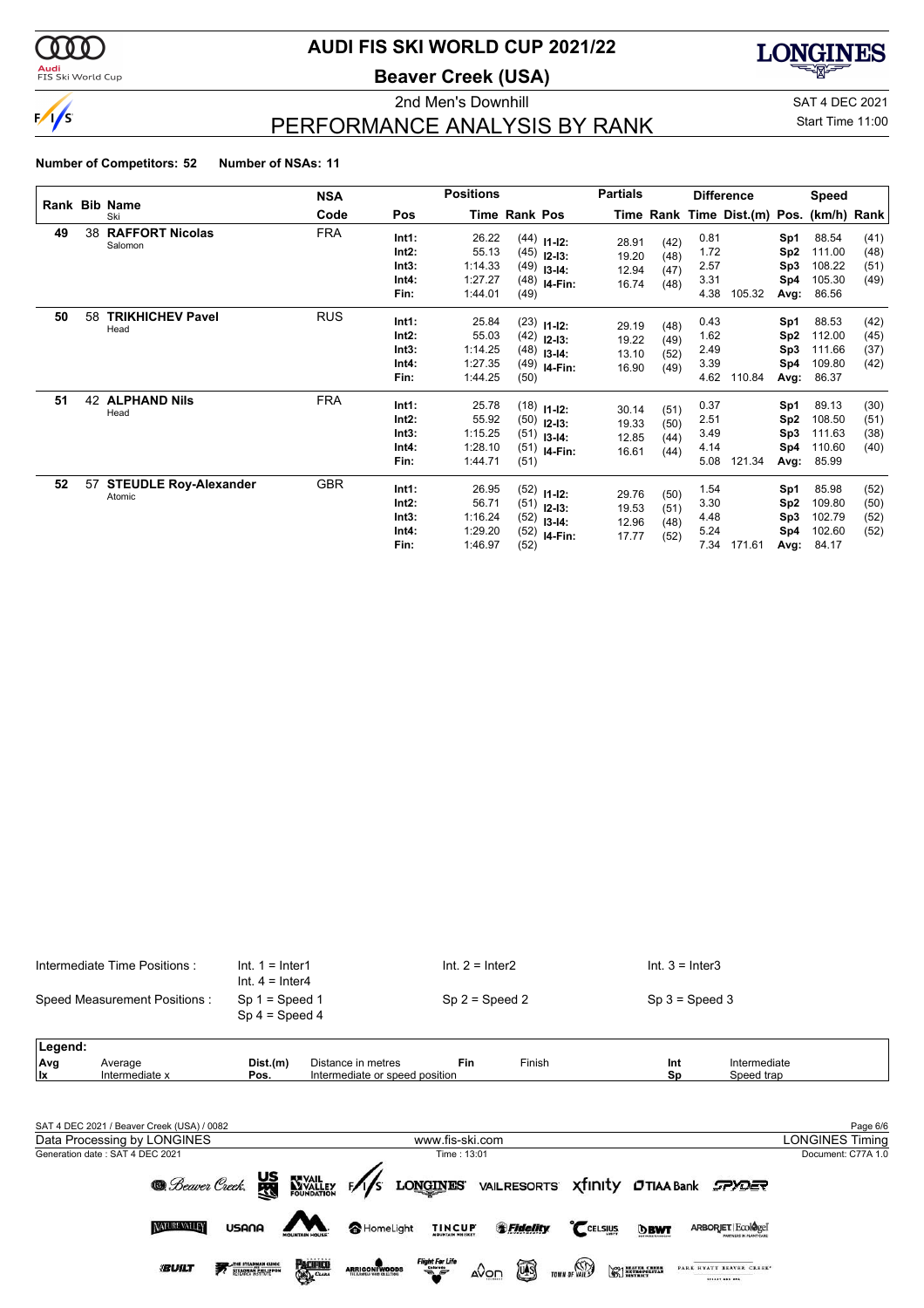# AUDI FIS SKI WORLD CUP 2021/22

**Beaver Creek (USA)**

2nd Men's Downhill

SAT 4 DEC 2021

Start Time 11:00

## PERFORMANCE ANALYSIS BY RANK

**Number of Competitors: 52** **Number of NSAs: 11**

| Rank | Bib | Name / Ski | NSA Code | Pos | Time | Rank | Pos | Partials Time | Partials Rank | Diff. Time | Dist.(m) | Pos. | Speed (km/h) | Speed Rank |
|---|---|---|---|---|---|---|---|---|---|---|---|---|---|---|
| 49 | 38 | **RAFFORT Nicolas** Salomon | FRA | Int1: | 26.22 | (44) | I1-I2: | 28.91 | (42) | 0.81 | | Sp1 | 88.54 | (41) |
| | | | | Int2: | 55.13 | (45) | I2-I3: | 19.20 | (48) | 1.72 | | Sp2 | 111.00 | (48) |
| | | | | Int3: | 1:14.33 | (49) | I3-I4: | 12.94 | (47) | 2.57 | | Sp3 | 108.22 | (51) |
| | | | | Int4: | 1:27.27 | (48) | I4-Fin: | 16.74 | (48) | 3.31 | | Sp4 | 105.30 | (49) |
| | | | | Fin: | 1:44.01 | (49) | | | | 4.38 | 105.32 | Avg: | 86.56 | |
| 50 | 58 | **TRIKHICHEV Pavel** Head | RUS | Int1: | 25.84 | (23) | I1-I2: | 29.19 | (48) | 0.43 | | Sp1 | 88.53 | (42) |
| | | | | Int2: | 55.03 | (42) | I2-I3: | 19.22 | (49) | 1.62 | | Sp2 | 112.00 | (45) |
| | | | | Int3: | 1:14.25 | (48) | I3-I4: | 13.10 | (52) | 2.49 | | Sp3 | 111.66 | (37) |
| | | | | Int4: | 1:27.35 | (49) | I4-Fin: | 16.90 | (49) | 3.39 | | Sp4 | 109.80 | (42) |
| | | | | Fin: | 1:44.25 | (50) | | | | 4.62 | 110.84 | Avg: | 86.37 | |
| 51 | 42 | **ALPHAND Nils** Head | FRA | Int1: | 25.78 | (18) | I1-I2: | 30.14 | (51) | 0.37 | | Sp1 | 89.13 | (30) |
| | | | | Int2: | 55.92 | (50) | I2-I3: | 19.33 | (50) | 2.51 | | Sp2 | 108.50 | (51) |
| | | | | Int3: | 1:15.25 | (51) | I3-I4: | 12.85 | (44) | 3.49 | | Sp3 | 111.63 | (38) |
| | | | | Int4: | 1:28.10 | (51) | I4-Fin: | 16.61 | (44) | 4.14 | | Sp4 | 110.60 | (40) |
| | | | | Fin: | 1:44.71 | (51) | | | | 5.08 | 121.34 | Avg: | 85.99 | |
| 52 | 57 | **STEUDLE Roy-Alexander** Atomic | GBR | Int1: | 26.95 | (52) | I1-I2: | 29.76 | (50) | 1.54 | | Sp1 | 85.98 | (52) |
| | | | | Int2: | 56.71 | (51) | I2-I3: | 19.53 | (51) | 3.30 | | Sp2 | 109.80 | (50) |
| | | | | Int3: | 1:16.24 | (52) | I3-I4: | 12.96 | (48) | 4.48 | | Sp3 | 102.79 | (52) |
| | | | | Int4: | 1:29.20 | (52) | I4-Fin: | 17.77 | (52) | 5.24 | | Sp4 | 102.60 | (52) |
| | | | | Fin: | 1:46.97 | (52) | | | | 7.34 | 171.61 | Avg: | 84.17 | |

Intermediate Time Positions : Int. 1 = Inter1, Int. 2 = Inter2, Int. 3 = Inter3, Int. 4 = Inter4

Speed Measurement Positions : Sp 1 = Speed 1, Sp 2 = Speed 2, Sp 3 = Speed 3, Sp 4 = Speed 4

**Legend:**

| | | | | | | | |
|---|---|---|---|---|---|---|---|
| Avg | Average | Dist.(m) | Distance in metres | Fin | Finish | Int | Intermediate |
| Ix | Intermediate x | Pos. | Intermediate or speed position | | | Sp | Speed trap |

SAT 4 DEC 2021 / Beaver Creek (USA) / 0082

Data Processing by LONGINES — www.fis-ski.com — LONGINES Timing

Generation date : SAT 4 DEC 2021 — Time : 13:01 — Document: C77A 1.0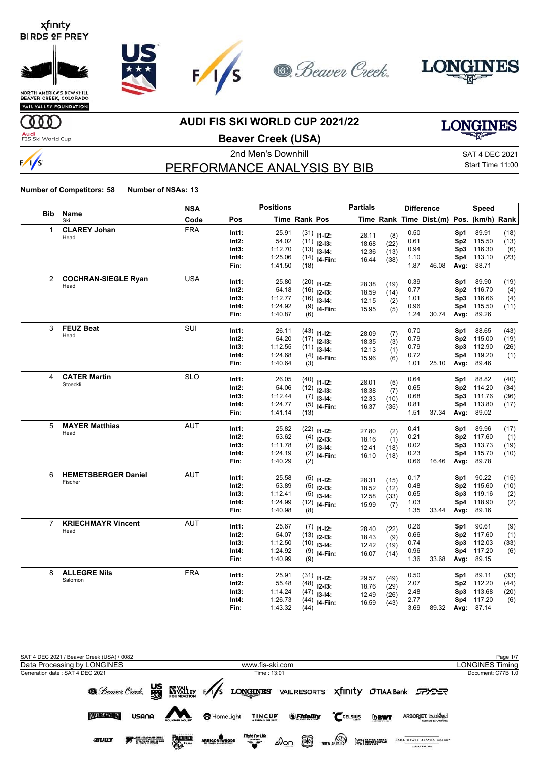# AUDI FIS SKI WORLD CUP 2021/22

## Beaver Creek (USA)

2nd Men's Downhill

SAT 4 DEC 2021

Start Time 11:00

## PERFORMANCE ANALYSIS BY BIB

**Number of Competitors: 58** **Number of NSAs: 13**

| Bib | Name / Ski | NSA Code | Pos | Time | Rank | Pos | Partials Time | Rank | Difference Time | Dist.(m) | Speed Pos. | (km/h) | Rank |
|---|---|---|---|---|---|---|---|---|---|---|---|---|---|
| 1 | **CLAREY Johan** Head | FRA | Int1: | 25.91 | (31) | I1-I2: | 28.11 | (8) | 0.50 | | Sp1 | 89.91 | (18) |
| | | | Int2: | 54.02 | (11) | I2-I3: | 18.68 | (22) | 0.61 | | Sp2 | 115.50 | (13) |
| | | | Int3: | 1:12.70 | (13) | I3-I4: | 12.36 | (13) | 0.94 | | Sp3 | 116.30 | (6) |
| | | | Int4: | 1:25.06 | (14) | I4-Fin: | 16.44 | (38) | 1.10 | | Sp4 | 113.10 | (23) |
| | | | Fin: | 1:41.50 | (18) | | | | 1.87 | 46.08 | Avg: | 88.71 | |
| 2 | **COCHRAN-SIEGLE Ryan** Head | USA | Int1: | 25.80 | (20) | I1-I2: | 28.38 | (19) | 0.39 | | Sp1 | 89.90 | (19) |
| | | | Int2: | 54.18 | (16) | I2-I3: | 18.59 | (14) | 0.77 | | Sp2 | 116.70 | (4) |
| | | | Int3: | 1:12.77 | (16) | I3-I4: | 12.15 | (2) | 1.01 | | Sp3 | 116.66 | (4) |
| | | | Int4: | 1:24.92 | (9) | I4-Fin: | 15.95 | (5) | 0.96 | | Sp4 | 115.50 | (11) |
| | | | Fin: | 1:40.87 | (6) | | | | 1.24 | 30.74 | Avg: | 89.26 | |
| 3 | **FEUZ Beat** Head | SUI | Int1: | 26.11 | (43) | I1-I2: | 28.09 | (7) | 0.70 | | Sp1 | 88.65 | (43) |
| | | | Int2: | 54.20 | (17) | I2-I3: | 18.35 | (3) | 0.79 | | Sp2 | 115.00 | (19) |
| | | | Int3: | 1:12.55 | (11) | I3-I4: | 12.13 | (1) | 0.79 | | Sp3 | 112.90 | (26) |
| | | | Int4: | 1:24.68 | (4) | I4-Fin: | 15.96 | (6) | 0.72 | | Sp4 | 119.20 | (1) |
| | | | Fin: | 1:40.64 | (3) | | | | 1.01 | 25.10 | Avg: | 89.46 | |
| 4 | **CATER Martin** Stoeckli | SLO | Int1: | 26.05 | (40) | I1-I2: | 28.01 | (5) | 0.64 | | Sp1 | 88.82 | (40) |
| | | | Int2: | 54.06 | (12) | I2-I3: | 18.38 | (7) | 0.65 | | Sp2 | 114.20 | (34) |
| | | | Int3: | 1:12.44 | (7) | I3-I4: | 12.33 | (10) | 0.68 | | Sp3 | 111.76 | (36) |
| | | | Int4: | 1:24.77 | (5) | I4-Fin: | 16.37 | (35) | 0.81 | | Sp4 | 113.80 | (17) |
| | | | Fin: | 1:41.14 | (13) | | | | 1.51 | 37.34 | Avg: | 89.02 | |
| 5 | **MAYER Matthias** Head | AUT | Int1: | 25.82 | (22) | I1-I2: | 27.80 | (2) | 0.41 | | Sp1 | 89.96 | (17) |
| | | | Int2: | 53.62 | (4) | I2-I3: | 18.16 | (1) | 0.21 | | Sp2 | 117.60 | (1) |
| | | | Int3: | 1:11.78 | (2) | I3-I4: | 12.41 | (18) | 0.02 | | Sp3 | 113.73 | (19) |
| | | | Int4: | 1:24.19 | (2) | I4-Fin: | 16.10 | (18) | 0.23 | | Sp4 | 115.70 | (10) |
| | | | Fin: | 1:40.29 | (2) | | | | 0.66 | 16.46 | Avg: | 89.78 | |
| 6 | **HEMETSBERGER Daniel** Fischer | AUT | Int1: | 25.58 | (5) | I1-I2: | 28.31 | (15) | 0.17 | | Sp1 | 90.22 | (15) |
| | | | Int2: | 53.89 | (5) | I2-I3: | 18.52 | (12) | 0.48 | | Sp2 | 115.60 | (10) |
| | | | Int3: | 1:12.41 | (5) | I3-I4: | 12.58 | (33) | 0.65 | | Sp3 | 119.16 | (2) |
| | | | Int4: | 1:24.99 | (12) | I4-Fin: | 15.99 | (7) | 1.03 | | Sp4 | 118.90 | (2) |
| | | | Fin: | 1:40.98 | (8) | | | | 1.35 | 33.44 | Avg: | 89.16 | |
| 7 | **KRIECHMAYR Vincent** Head | AUT | Int1: | 25.67 | (7) | I1-I2: | 28.40 | (22) | 0.26 | | Sp1 | 90.61 | (9) |
| | | | Int2: | 54.07 | (13) | I2-I3: | 18.43 | (9) | 0.66 | | Sp2 | 117.60 | (1) |
| | | | Int3: | 1:12.50 | (10) | I3-I4: | 12.42 | (19) | 0.74 | | Sp3 | 112.03 | (33) |
| | | | Int4: | 1:24.92 | (9) | I4-Fin: | 16.07 | (14) | 0.96 | | Sp4 | 117.20 | (6) |
| | | | Fin: | 1:40.99 | (9) | | | | 1.36 | 33.68 | Avg: | 89.15 | |
| 8 | **ALLEGRE Nils** Salomon | FRA | Int1: | 25.91 | (31) | I1-I2: | 29.57 | (49) | 0.50 | | Sp1 | 89.11 | (33) |
| | | | Int2: | 55.48 | (48) | I2-I3: | 18.76 | (29) | 2.07 | | Sp2 | 112.20 | (44) |
| | | | Int3: | 1:14.24 | (47) | I3-I4: | 12.49 | (26) | 2.48 | | Sp3 | 113.68 | (20) |
| | | | Int4: | 1:26.73 | (44) | I4-Fin: | 16.59 | (43) | 2.77 | | Sp4 | 117.20 | (6) |
| | | | Fin: | 1:43.32 | (44) | | | | 3.69 | 89.32 | Avg: | 87.14 | |

SAT 4 DEC 2021 / Beaver Creek (USA) / 0082

Data Processing by LONGINES — www.fis-ski.com — LONGINES Timing

Generation date : SAT 4 DEC 2021 — Time : 13:01 — Document: C77B 1.0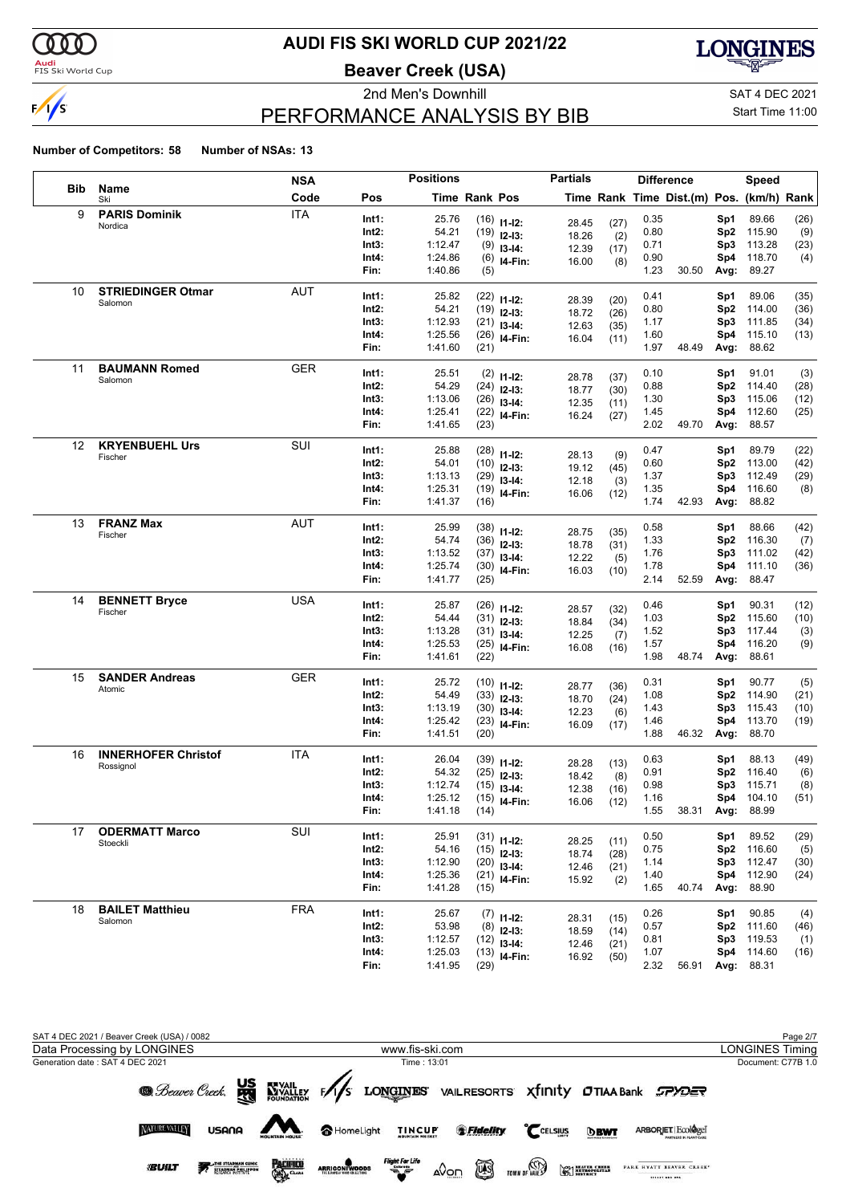# AUDI FIS SKI WORLD CUP 2021/22

## Beaver Creek (USA)

### 2nd Men's Downhill

SAT 4 DEC 2021

Start Time 11:00

## PERFORMANCE ANALYSIS BY BIB

**Number of Competitors: 58** **Number of NSAs: 13**

| Bib | Name / Ski | NSA Code | Pos | Time | Rank | Pos | Partials Time | Rank | Difference Time | Dist.(m) | Pos. | Speed (km/h) | Rank |
|---|---|---|---|---|---|---|---|---|---|---|---|---|---|
| 9 | **PARIS Dominik** Nordica | ITA | Int1: | 25.76 | (16) | I1-I2: | 28.45 | (27) | 0.35 | | Sp1 | 89.66 | (26) |
| | | | Int2: | 54.21 | (19) | I2-I3: | 18.26 | (2) | 0.80 | | Sp2 | 115.90 | (9) |
| | | | Int3: | 1:12.47 | (9) | I3-I4: | 12.39 | (17) | 0.71 | | Sp3 | 113.28 | (23) |
| | | | Int4: | 1:24.86 | (6) | I4-Fin: | 16.00 | (8) | 0.90 | | Sp4 | 118.70 | (4) |
| | | | Fin: | 1:40.86 | (5) | | | | 1.23 | 30.50 | Avg: | 89.27 | |
| 10 | **STRIEDINGER Otmar** Salomon | AUT | Int1: | 25.82 | (22) | I1-I2: | 28.39 | (20) | 0.41 | | Sp1 | 89.06 | (35) |
| | | | Int2: | 54.21 | (19) | I2-I3: | 18.72 | (26) | 0.80 | | Sp2 | 114.00 | (36) |
| | | | Int3: | 1:12.93 | (21) | I3-I4: | 12.63 | (35) | 1.17 | | Sp3 | 111.85 | (34) |
| | | | Int4: | 1:25.56 | (26) | I4-Fin: | 16.04 | (11) | 1.60 | | Sp4 | 115.10 | (13) |
| | | | Fin: | 1:41.60 | (21) | | | | 1.97 | 48.49 | Avg: | 88.62 | |
| 11 | **BAUMANN Romed** Salomon | GER | Int1: | 25.51 | (2) | I1-I2: | 28.78 | (37) | 0.10 | | Sp1 | 91.01 | (3) |
| | | | Int2: | 54.29 | (24) | I2-I3: | 18.77 | (30) | 0.88 | | Sp2 | 114.40 | (28) |
| | | | Int3: | 1:13.06 | (26) | I3-I4: | 12.35 | (11) | 1.30 | | Sp3 | 115.06 | (12) |
| | | | Int4: | 1:25.41 | (22) | I4-Fin: | 16.24 | (27) | 1.45 | | Sp4 | 112.60 | (25) |
| | | | Fin: | 1:41.65 | (23) | | | | 2.02 | 49.70 | Avg: | 88.57 | |
| 12 | **KRYENBUEHL Urs** Fischer | SUI | Int1: | 25.88 | (28) | I1-I2: | 28.13 | (9) | 0.47 | | Sp1 | 89.79 | (22) |
| | | | Int2: | 54.01 | (10) | I2-I3: | 19.12 | (45) | 0.60 | | Sp2 | 113.00 | (42) |
| | | | Int3: | 1:13.13 | (29) | I3-I4: | 12.18 | (3) | 1.37 | | Sp3 | 112.49 | (29) |
| | | | Int4: | 1:25.31 | (19) | I4-Fin: | 16.06 | (12) | 1.35 | | Sp4 | 116.60 | (8) |
| | | | Fin: | 1:41.37 | (16) | | | | 1.74 | 42.93 | Avg: | 88.82 | |
| 13 | **FRANZ Max** Fischer | AUT | Int1: | 25.99 | (38) | I1-I2: | 28.75 | (35) | 0.58 | | Sp1 | 88.66 | (42) |
| | | | Int2: | 54.74 | (36) | I2-I3: | 18.78 | (31) | 1.33 | | Sp2 | 116.30 | (7) |
| | | | Int3: | 1:13.52 | (37) | I3-I4: | 12.22 | (5) | 1.76 | | Sp3 | 111.02 | (42) |
| | | | Int4: | 1:25.74 | (30) | I4-Fin: | 16.03 | (10) | 1.78 | | Sp4 | 111.10 | (36) |
| | | | Fin: | 1:41.77 | (25) | | | | 2.14 | 52.59 | Avg: | 88.47 | |
| 14 | **BENNETT Bryce** Fischer | USA | Int1: | 25.87 | (26) | I1-I2: | 28.57 | (32) | 0.46 | | Sp1 | 90.31 | (12) |
| | | | Int2: | 54.44 | (31) | I2-I3: | 18.84 | (34) | 1.03 | | Sp2 | 115.60 | (10) |
| | | | Int3: | 1:13.28 | (31) | I3-I4: | 12.25 | (7) | 1.52 | | Sp3 | 117.44 | (3) |
| | | | Int4: | 1:25.53 | (25) | I4-Fin: | 16.08 | (16) | 1.57 | | Sp4 | 116.20 | (9) |
| | | | Fin: | 1:41.61 | (22) | | | | 1.98 | 48.74 | Avg: | 88.61 | |
| 15 | **SANDER Andreas** Atomic | GER | Int1: | 25.72 | (10) | I1-I2: | 28.77 | (36) | 0.31 | | Sp1 | 90.77 | (5) |
| | | | Int2: | 54.49 | (33) | I2-I3: | 18.70 | (24) | 1.08 | | Sp2 | 114.90 | (21) |
| | | | Int3: | 1:13.19 | (30) | I3-I4: | 12.23 | (6) | 1.43 | | Sp3 | 115.43 | (10) |
| | | | Int4: | 1:25.42 | (23) | I4-Fin: | 16.09 | (17) | 1.46 | | Sp4 | 113.70 | (19) |
| | | | Fin: | 1:41.51 | (20) | | | | 1.88 | 46.32 | Avg: | 88.70 | |
| 16 | **INNERHOFER Christof** Rossignol | ITA | Int1: | 26.04 | (39) | I1-I2: | 28.28 | (13) | 0.63 | | Sp1 | 88.13 | (49) |
| | | | Int2: | 54.32 | (25) | I2-I3: | 18.42 | (8) | 0.91 | | Sp2 | 116.40 | (6) |
| | | | Int3: | 1:12.74 | (15) | I3-I4: | 12.38 | (16) | 0.98 | | Sp3 | 115.71 | (8) |
| | | | Int4: | 1:25.12 | (15) | I4-Fin: | 16.06 | (12) | 1.16 | | Sp4 | 104.10 | (51) |
| | | | Fin: | 1:41.18 | (14) | | | | 1.55 | 38.31 | Avg: | 88.99 | |
| 17 | **ODERMATT Marco** Stoeckli | SUI | Int1: | 25.91 | (31) | I1-I2: | 28.25 | (11) | 0.50 | | Sp1 | 89.52 | (29) |
| | | | Int2: | 54.16 | (15) | I2-I3: | 18.74 | (28) | 0.75 | | Sp2 | 116.60 | (5) |
| | | | Int3: | 1:12.90 | (20) | I3-I4: | 12.46 | (21) | 1.14 | | Sp3 | 112.47 | (30) |
| | | | Int4: | 1:25.36 | (21) | I4-Fin: | 15.92 | (2) | 1.40 | | Sp4 | 112.90 | (24) |
| | | | Fin: | 1:41.28 | (15) | | | | 1.65 | 40.74 | Avg: | 88.90 | |
| 18 | **BAILET Matthieu** Salomon | FRA | Int1: | 25.67 | (7) | I1-I2: | 28.31 | (15) | 0.26 | | Sp1 | 90.85 | (4) |
| | | | Int2: | 53.98 | (8) | I2-I3: | 18.59 | (14) | 0.57 | | Sp2 | 111.60 | (46) |
| | | | Int3: | 1:12.57 | (12) | I3-I4: | 12.46 | (21) | 0.81 | | Sp3 | 119.53 | (1) |
| | | | Int4: | 1:25.03 | (13) | I4-Fin: | 16.92 | (50) | 1.07 | | Sp4 | 114.60 | (16) |
| | | | Fin: | 1:41.95 | (29) | | | | 2.32 | 56.91 | Avg: | 88.31 | |

SAT 4 DEC 2021 / Beaver Creek (USA) / 0082

Data Processing by LONGINES — www.fis-ski.com — LONGINES Timing

Generation date : SAT 4 DEC 2021 — Time : 13:01 — Document: C77B 1.0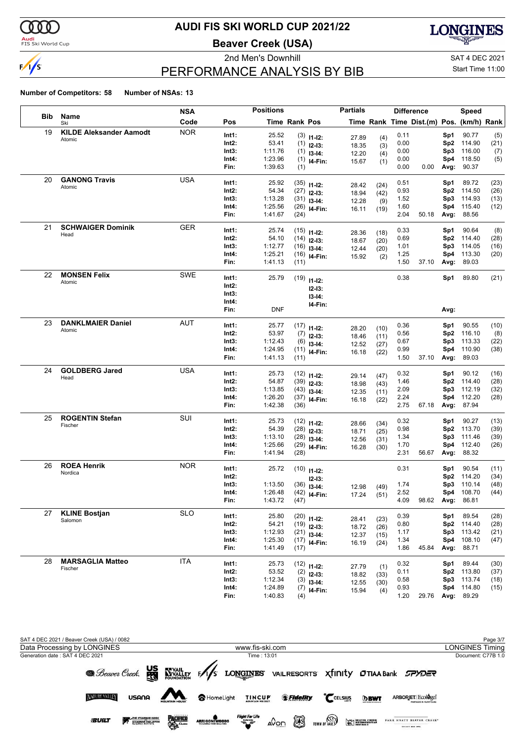# AUDI FIS SKI WORLD CUP 2021/22

## Beaver Creek (USA)

2nd Men's Downhill — SAT 4 DEC 2021

# PERFORMANCE ANALYSIS BY BIB

Start Time 11:00

**Number of Competitors: 58 Number of NSAs: 13**

| Bib | Name / Ski | NSA Code | Pos | Time | Rank | Pos | Partials Time | Rank | Difference Time | Dist.(m) | Pos. | Speed (km/h) | Rank |
|---|---|---|---|---|---|---|---|---|---|---|---|---|---|
| 19 | **KILDE Aleksander Aamodt** | NOR | Int1: | 25.52 | (3) | I1-I2: | 27.89 | (4) | 0.11 | | Sp1 | 90.77 | (5) |
| | Atomic | | Int2: | 53.41 | (1) | I2-I3: | 18.35 | (3) | 0.00 | | Sp2 | 114.90 | (21) |
| | | | Int3: | 1:11.76 | (1) | I3-I4: | 12.20 | (4) | 0.00 | | Sp3 | 116.00 | (7) |
| | | | Int4: | 1:23.96 | (1) | I4-Fin: | 15.67 | (1) | 0.00 | | Sp4 | 118.50 | (5) |
| | | | Fin: | 1:39.63 | (1) | | | | 0.00 | 0.00 | Avg: | 90.37 | |
| 20 | **GANONG Travis** | USA | Int1: | 25.92 | (35) | I1-I2: | 28.42 | (24) | 0.51 | | Sp1 | 89.72 | (23) |
| | Atomic | | Int2: | 54.34 | (27) | I2-I3: | 18.94 | (42) | 0.93 | | Sp2 | 114.50 | (26) |
| | | | Int3: | 1:13.28 | (31) | I3-I4: | 12.28 | (9) | 1.52 | | Sp3 | 114.93 | (13) |
| | | | Int4: | 1:25.56 | (26) | I4-Fin: | 16.11 | (19) | 1.60 | | Sp4 | 115.40 | (12) |
| | | | Fin: | 1:41.67 | (24) | | | | 2.04 | 50.18 | Avg: | 88.56 | |
| 21 | **SCHWAIGER Dominik** | GER | Int1: | 25.74 | (15) | I1-I2: | 28.36 | (18) | 0.33 | | Sp1 | 90.64 | (8) |
| | Head | | Int2: | 54.10 | (14) | I2-I3: | 18.67 | (20) | 0.69 | | Sp2 | 114.40 | (28) |
| | | | Int3: | 1:12.77 | (16) | I3-I4: | 12.44 | (20) | 1.01 | | Sp3 | 114.05 | (16) |
| | | | Int4: | 1:25.21 | (16) | I4-Fin: | 15.92 | (2) | 1.25 | | Sp4 | 113.30 | (20) |
| | | | Fin: | 1:41.13 | (11) | | | | 1.50 | 37.10 | Avg: | 89.03 | |
| 22 | **MONSEN Felix** | SWE | Int1: | 25.79 | (19) | I1-I2: | | | 0.38 | | Sp1 | 89.80 | (21) |
| | Atomic | | Int2: | | | I2-I3: | | | | | | | |
| | | | Int3: | | | I3-I4: | | | | | | | |
| | | | Int4: | | | I4-Fin: | | | | | | | |
| | | | Fin: | DNF | | | | | | | Avg: | | |
| 23 | **DANKLMAIER Daniel** | AUT | Int1: | 25.77 | (17) | I1-I2: | 28.20 | (10) | 0.36 | | Sp1 | 90.55 | (10) |
| | Atomic | | Int2: | 53.97 | (7) | I2-I3: | 18.46 | (11) | 0.56 | | Sp2 | 116.10 | (8) |
| | | | Int3: | 1:12.43 | (6) | I3-I4: | 12.52 | (27) | 0.67 | | Sp3 | 113.33 | (22) |
| | | | Int4: | 1:24.95 | (11) | I4-Fin: | 16.18 | (22) | 0.99 | | Sp4 | 110.90 | (38) |
| | | | Fin: | 1:41.13 | (11) | | | | 1.50 | 37.10 | Avg: | 89.03 | |
| 24 | **GOLDBERG Jared** | USA | Int1: | 25.73 | (12) | I1-I2: | 29.14 | (47) | 0.32 | | Sp1 | 90.12 | (16) |
| | Head | | Int2: | 54.87 | (39) | I2-I3: | 18.98 | (43) | 1.46 | | Sp2 | 114.40 | (28) |
| | | | Int3: | 1:13.85 | (43) | I3-I4: | 12.35 | (11) | 2.09 | | Sp3 | 112.19 | (32) |
| | | | Int4: | 1:26.20 | (37) | I4-Fin: | 16.18 | (22) | 2.24 | | Sp4 | 112.20 | (28) |
| | | | Fin: | 1:42.38 | (36) | | | | 2.75 | 67.18 | Avg: | 87.94 | |
| 25 | **ROGENTIN Stefan** | SUI | Int1: | 25.73 | (12) | I1-I2: | 28.66 | (34) | 0.32 | | Sp1 | 90.27 | (13) |
| | Fischer | | Int2: | 54.39 | (28) | I2-I3: | 18.71 | (25) | 0.98 | | Sp2 | 113.70 | (39) |
| | | | Int3: | 1:13.10 | (28) | I3-I4: | 12.56 | (31) | 1.34 | | Sp3 | 111.46 | (39) |
| | | | Int4: | 1:25.66 | (29) | I4-Fin: | 16.28 | (30) | 1.70 | | Sp4 | 112.40 | (26) |
| | | | Fin: | 1:41.94 | (28) | | | | 2.31 | 56.67 | Avg: | 88.32 | |
| 26 | **ROEA Henrik** | NOR | Int1: | 25.72 | (10) | I1-I2: | | | 0.31 | | Sp1 | 90.54 | (11) |
| | Nordica | | Int2: | | | I2-I3: | | | | | Sp2 | 114.20 | (34) |
| | | | Int3: | 1:13.50 | (36) | I3-I4: | 12.98 | (49) | 1.74 | | Sp3 | 110.14 | (48) |
| | | | Int4: | 1:26.48 | (42) | I4-Fin: | 17.24 | (51) | 2.52 | | Sp4 | 108.70 | (44) |
| | | | Fin: | 1:43.72 | (47) | | | | 4.09 | 98.62 | Avg: | 86.81 | |
| 27 | **KLINE Bostjan** | SLO | Int1: | 25.80 | (20) | I1-I2: | 28.41 | (23) | 0.39 | | Sp1 | 89.54 | (28) |
| | Salomon | | Int2: | 54.21 | (19) | I2-I3: | 18.72 | (26) | 0.80 | | Sp2 | 114.40 | (28) |
| | | | Int3: | 1:12.93 | (21) | I3-I4: | 12.37 | (15) | 1.17 | | Sp3 | 113.42 | (21) |
| | | | Int4: | 1:25.30 | (17) | I4-Fin: | 16.19 | (24) | 1.34 | | Sp4 | 108.10 | (47) |
| | | | Fin: | 1:41.49 | (17) | | | | 1.86 | 45.84 | Avg: | 88.71 | |
| 28 | **MARSAGLIA Matteo** | ITA | Int1: | 25.73 | (12) | I1-I2: | 27.79 | (1) | 0.32 | | Sp1 | 89.44 | (30) |
| | Fischer | | Int2: | 53.52 | (2) | I2-I3: | 18.82 | (33) | 0.11 | | Sp2 | 113.80 | (37) |
| | | | Int3: | 1:12.34 | (3) | I3-I4: | 12.55 | (30) | 0.58 | | Sp3 | 113.74 | (18) |
| | | | Int4: | 1:24.89 | (7) | I4-Fin: | 15.94 | (4) | 0.93 | | Sp4 | 114.80 | (15) |
| | | | Fin: | 1:40.83 | (4) | | | | 1.20 | 29.76 | Avg: | 89.29 | |

SAT 4 DEC 2021 / Beaver Creek (USA) / 0082

Data Processing by LONGINES — www.fis-ski.com — LONGINES Timing

Generation date : SAT 4 DEC 2021 — Time : 13:01 — Document: C77B 1.0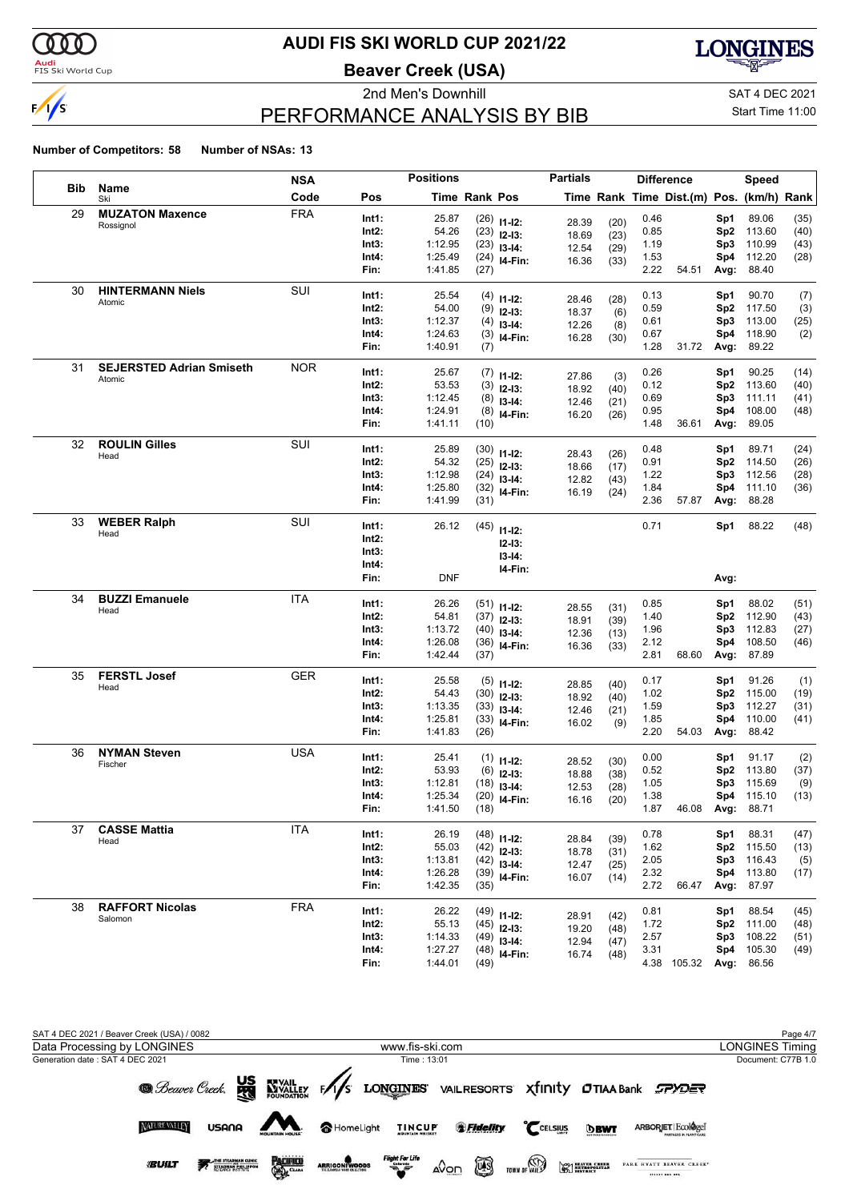# AUDI FIS SKI WORLD CUP 2021/22

## Beaver Creek (USA)

2nd Men's Downhill

SAT 4 DEC 2021

Start Time 11:00

# PERFORMANCE ANALYSIS BY BIB

**Number of Competitors: 58 Number of NSAs: 13**

| Bib | Name | NSA Code | Pos | Time | Rank | Pos | Partials Time | Rank | Difference Time | Dist.(m) | Speed Pos. | (km/h) | Rank |
|---|---|---|---|---|---|---|---|---|---|---|---|---|---|
| 29 | **MUZATON Maxence** | FRA | Int1: | 25.87 | (26) | I1-I2: | 28.39 | (20) | 0.46 | | Sp1 | 89.06 | (35) |
| | Rossignol | | Int2: | 54.26 | (23) | I2-I3: | 18.69 | (23) | 0.85 | | Sp2 | 113.60 | (40) |
| | | | Int3: | 1:12.95 | (23) | I3-I4: | 12.54 | (29) | 1.19 | | Sp3 | 110.99 | (43) |
| | | | Int4: | 1:25.49 | (24) | I4-Fin: | 16.36 | (33) | 1.53 | | Sp4 | 112.20 | (28) |
| | | | Fin: | 1:41.85 | (27) | | | | 2.22 | 54.51 | Avg: | 88.40 | |
| 30 | **HINTERMANN Niels** | SUI | Int1: | 25.54 | (4) | I1-I2: | 28.46 | (28) | 0.13 | | Sp1 | 90.70 | (7) |
| | Atomic | | Int2: | 54.00 | (9) | I2-I3: | 18.37 | (6) | 0.59 | | Sp2 | 117.50 | (3) |
| | | | Int3: | 1:12.37 | (4) | I3-I4: | 12.26 | (8) | 0.61 | | Sp3 | 113.00 | (25) |
| | | | Int4: | 1:24.63 | (3) | I4-Fin: | 16.28 | (30) | 0.67 | | Sp4 | 118.90 | (2) |
| | | | Fin: | 1:40.91 | (7) | | | | 1.28 | 31.72 | Avg: | 89.22 | |
| 31 | **SEJERSTED Adrian Smiseth** | NOR | Int1: | 25.67 | (7) | I1-I2: | 27.86 | (3) | 0.26 | | Sp1 | 90.25 | (14) |
| | Atomic | | Int2: | 53.53 | (3) | I2-I3: | 18.92 | (40) | 0.12 | | Sp2 | 113.60 | (40) |
| | | | Int3: | 1:12.45 | (8) | I3-I4: | 12.46 | (21) | 0.69 | | Sp3 | 111.11 | (41) |
| | | | Int4: | 1:24.91 | (8) | I4-Fin: | 16.20 | (26) | 0.95 | | Sp4 | 108.00 | (48) |
| | | | Fin: | 1:41.11 | (10) | | | | 1.48 | 36.61 | Avg: | 89.05 | |
| 32 | **ROULIN Gilles** | SUI | Int1: | 25.89 | (30) | I1-I2: | 28.43 | (26) | 0.48 | | Sp1 | 89.71 | (24) |
| | Head | | Int2: | 54.32 | (25) | I2-I3: | 18.66 | (17) | 0.91 | | Sp2 | 114.50 | (26) |
| | | | Int3: | 1:12.98 | (24) | I3-I4: | 12.82 | (43) | 1.22 | | Sp3 | 112.56 | (28) |
| | | | Int4: | 1:25.80 | (32) | I4-Fin: | 16.19 | (24) | 1.84 | | Sp4 | 111.10 | (36) |
| | | | Fin: | 1:41.99 | (31) | | | | 2.36 | 57.87 | Avg: | 88.28 | |
| 33 | **WEBER Ralph** | SUI | Int1: | 26.12 | (45) | I1-I2: | | | 0.71 | | Sp1 | 88.22 | (48) |
| | Head | | Int2: | | | I2-I3: | | | | | | | |
| | | | Int3: | | | I3-I4: | | | | | | | |
| | | | Int4: | | | I4-Fin: | | | | | | | |
| | | | Fin: | DNF | | | | | | | Avg: | | |
| 34 | **BUZZI Emanuele** | ITA | Int1: | 26.26 | (51) | I1-I2: | 28.55 | (31) | 0.85 | | Sp1 | 88.02 | (51) |
| | Head | | Int2: | 54.81 | (37) | I2-I3: | 18.91 | (39) | 1.40 | | Sp2 | 112.90 | (43) |
| | | | Int3: | 1:13.72 | (40) | I3-I4: | 12.36 | (13) | 1.96 | | Sp3 | 112.83 | (27) |
| | | | Int4: | 1:26.08 | (36) | I4-Fin: | 16.36 | (33) | 2.12 | | Sp4 | 108.50 | (46) |
| | | | Fin: | 1:42.44 | (37) | | | | 2.81 | 68.60 | Avg: | 87.89 | |
| 35 | **FERSTL Josef** | GER | Int1: | 25.58 | (5) | I1-I2: | 28.85 | (40) | 0.17 | | Sp1 | 91.26 | (1) |
| | Head | | Int2: | 54.43 | (30) | I2-I3: | 18.92 | (40) | 1.02 | | Sp2 | 115.00 | (19) |
| | | | Int3: | 1:13.35 | (33) | I3-I4: | 12.46 | (21) | 1.59 | | Sp3 | 112.27 | (31) |
| | | | Int4: | 1:25.81 | (33) | I4-Fin: | 16.02 | (9) | 1.85 | | Sp4 | 110.00 | (41) |
| | | | Fin: | 1:41.83 | (26) | | | | 2.20 | 54.03 | Avg: | 88.42 | |
| 36 | **NYMAN Steven** | USA | Int1: | 25.41 | (1) | I1-I2: | 28.52 | (30) | 0.00 | | Sp1 | 91.17 | (2) |
| | Fischer | | Int2: | 53.93 | (6) | I2-I3: | 18.88 | (38) | 0.52 | | Sp2 | 113.80 | (37) |
| | | | Int3: | 1:12.81 | (18) | I3-I4: | 12.53 | (28) | 1.05 | | Sp3 | 115.69 | (9) |
| | | | Int4: | 1:25.34 | (20) | I4-Fin: | 16.16 | (20) | 1.38 | | Sp4 | 115.10 | (13) |
| | | | Fin: | 1:41.50 | (18) | | | | 1.87 | 46.08 | Avg: | 88.71 | |
| 37 | **CASSE Mattia** | ITA | Int1: | 26.19 | (48) | I1-I2: | 28.84 | (39) | 0.78 | | Sp1 | 88.31 | (47) |
| | Head | | Int2: | 55.03 | (42) | I2-I3: | 18.78 | (31) | 1.62 | | Sp2 | 115.50 | (13) |
| | | | Int3: | 1:13.81 | (42) | I3-I4: | 12.47 | (25) | 2.05 | | Sp3 | 116.43 | (5) |
| | | | Int4: | 1:26.28 | (39) | I4-Fin: | 16.07 | (14) | 2.32 | | Sp4 | 113.80 | (17) |
| | | | Fin: | 1:42.35 | (35) | | | | 2.72 | 66.47 | Avg: | 87.97 | |
| 38 | **RAFFORT Nicolas** | FRA | Int1: | 26.22 | (49) | I1-I2: | 28.91 | (42) | 0.81 | | Sp1 | 88.54 | (45) |
| | Salomon | | Int2: | 55.13 | (45) | I2-I3: | 19.20 | (48) | 1.72 | | Sp2 | 111.00 | (48) |
| | | | Int3: | 1:14.33 | (49) | I3-I4: | 12.94 | (47) | 2.57 | | Sp3 | 108.22 | (51) |
| | | | Int4: | 1:27.27 | (48) | I4-Fin: | 16.74 | (48) | 3.31 | | Sp4 | 105.30 | (49) |
| | | | Fin: | 1:44.01 | (49) | | | | 4.38 | 105.32 | Avg: | 86.56 | |

SAT 4 DEC 2021 / Beaver Creek (USA) / 0082

Data Processing by LONGINES — www.fis-ski.com — LONGINES Timing

Generation date : SAT 4 DEC 2021 — Time : 13:01 — Document: C77B 1.0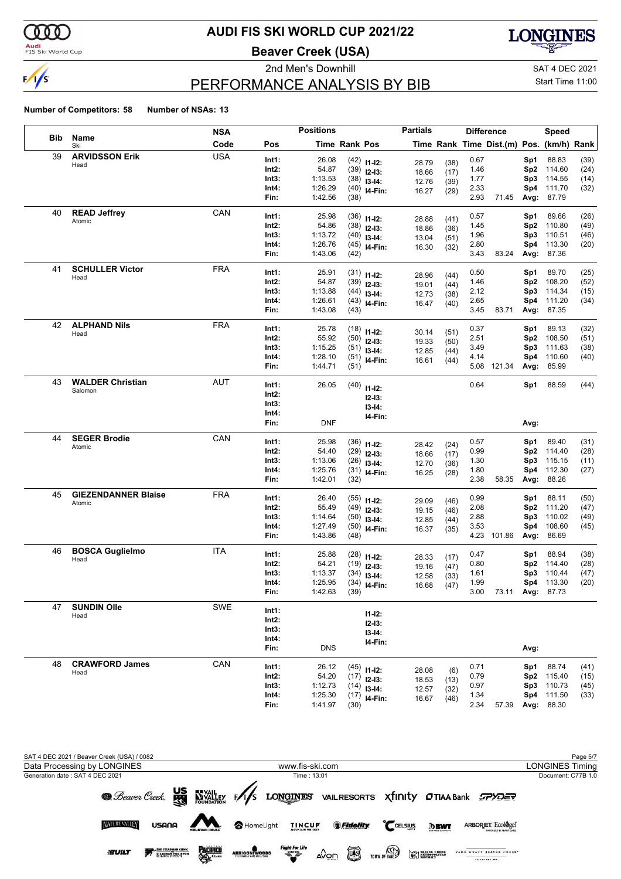# AUDI FIS SKI WORLD CUP 2021/22

## Beaver Creek (USA)

### 2nd Men's Downhill

SAT 4 DEC 2021

Start Time 11:00

## PERFORMANCE ANALYSIS BY BIB

**Number of Competitors: 58** **Number of NSAs: 13**

| Bib | Name / Ski | NSA Code | Pos | Time | Rank | Pos | Partials Time | Partials Rank | Difference Time | Dist.(m) | Speed Pos. | (km/h) | Rank |
|---|---|---|---|---|---|---|---|---|---|---|---|---|---|
| 39 | **ARVIDSSON Erik** | USA | Int1: | 26.08 | (42) | I1-I2: | 28.79 | (38) | 0.67 | | Sp1 | 88.83 | (39) |
| | Head | | Int2: | 54.87 | (39) | I2-I3: | 18.66 | (17) | 1.46 | | Sp2 | 114.60 | (24) |
| | | | Int3: | 1:13.53 | (38) | I3-I4: | 12.76 | (39) | 1.77 | | Sp3 | 114.55 | (14) |
| | | | Int4: | 1:26.29 | (40) | I4-Fin: | 16.27 | (29) | 2.33 | | Sp4 | 111.70 | (32) |
| | | | Fin: | 1:42.56 | (38) | | | | 2.93 | 71.45 | Avg: | 87.79 | |
| 40 | **READ Jeffrey** | CAN | Int1: | 25.98 | (36) | I1-I2: | 28.88 | (41) | 0.57 | | Sp1 | 89.66 | (26) |
| | Atomic | | Int2: | 54.86 | (38) | I2-I3: | 18.86 | (36) | 1.45 | | Sp2 | 110.80 | (49) |
| | | | Int3: | 1:13.72 | (40) | I3-I4: | 13.04 | (51) | 1.96 | | Sp3 | 110.51 | (46) |
| | | | Int4: | 1:26.76 | (45) | I4-Fin: | 16.30 | (32) | 2.80 | | Sp4 | 113.30 | (20) |
| | | | Fin: | 1:43.06 | (42) | | | | 3.43 | 83.24 | Avg: | 87.36 | |
| 41 | **SCHULLER Victor** | FRA | Int1: | 25.91 | (31) | I1-I2: | 28.96 | (44) | 0.50 | | Sp1 | 89.70 | (25) |
| | Head | | Int2: | 54.87 | (39) | I2-I3: | 19.01 | (44) | 1.46 | | Sp2 | 108.20 | (52) |
| | | | Int3: | 1:13.88 | (44) | I3-I4: | 12.73 | (38) | 2.12 | | Sp3 | 114.34 | (15) |
| | | | Int4: | 1:26.61 | (43) | I4-Fin: | 16.47 | (40) | 2.65 | | Sp4 | 111.20 | (34) |
| | | | Fin: | 1:43.08 | (43) | | | | 3.45 | 83.71 | Avg: | 87.35 | |
| 42 | **ALPHAND Nils** | FRA | Int1: | 25.78 | (18) | I1-I2: | 30.14 | (51) | 0.37 | | Sp1 | 89.13 | (32) |
| | Head | | Int2: | 55.92 | (50) | I2-I3: | 19.33 | (50) | 2.51 | | Sp2 | 108.50 | (51) |
| | | | Int3: | 1:15.25 | (51) | I3-I4: | 12.85 | (44) | 3.49 | | Sp3 | 111.63 | (38) |
| | | | Int4: | 1:28.10 | (51) | I4-Fin: | 16.61 | (44) | 4.14 | | Sp4 | 110.60 | (40) |
| | | | Fin: | 1:44.71 | (51) | | | | 5.08 | 121.34 | Avg: | 85.99 | |
| 43 | **WALDER Christian** | AUT | Int1: | 26.05 | (40) | I1-I2: | | | 0.64 | | Sp1 | 88.59 | (44) |
| | Salomon | | Int2: | | | I2-I3: | | | | | | | |
| | | | Int3: | | | I3-I4: | | | | | | | |
| | | | Int4: | | | I4-Fin: | | | | | | | |
| | | | Fin: | DNF | | | | | | | Avg: | | |
| 44 | **SEGER Brodie** | CAN | Int1: | 25.98 | (36) | I1-I2: | 28.42 | (24) | 0.57 | | Sp1 | 89.40 | (31) |
| | Atomic | | Int2: | 54.40 | (29) | I2-I3: | 18.66 | (17) | 0.99 | | Sp2 | 114.40 | (28) |
| | | | Int3: | 1:13.06 | (26) | I3-I4: | 12.70 | (36) | 1.30 | | Sp3 | 115.15 | (11) |
| | | | Int4: | 1:25.76 | (31) | I4-Fin: | 16.25 | (28) | 1.80 | | Sp4 | 112.30 | (27) |
| | | | Fin: | 1:42.01 | (32) | | | | 2.38 | 58.35 | Avg: | 88.26 | |
| 45 | **GIEZENDANNER Blaise** | FRA | Int1: | 26.40 | (55) | I1-I2: | 29.09 | (46) | 0.99 | | Sp1 | 88.11 | (50) |
| | Atomic | | Int2: | 55.49 | (49) | I2-I3: | 19.15 | (46) | 2.08 | | Sp2 | 111.20 | (47) |
| | | | Int3: | 1:14.64 | (50) | I3-I4: | 12.85 | (44) | 2.88 | | Sp3 | 110.02 | (49) |
| | | | Int4: | 1:27.49 | (50) | I4-Fin: | 16.37 | (35) | 3.53 | | Sp4 | 108.60 | (45) |
| | | | Fin: | 1:43.86 | (48) | | | | 4.23 | 101.86 | Avg: | 86.69 | |
| 46 | **BOSCA Guglielmo** | ITA | Int1: | 25.88 | (28) | I1-I2: | 28.33 | (17) | 0.47 | | Sp1 | 88.94 | (38) |
| | Head | | Int2: | 54.21 | (19) | I2-I3: | 19.16 | (47) | 0.80 | | Sp2 | 114.40 | (28) |
| | | | Int3: | 1:13.37 | (34) | I3-I4: | 12.58 | (33) | 1.61 | | Sp3 | 110.44 | (47) |
| | | | Int4: | 1:25.95 | (34) | I4-Fin: | 16.68 | (47) | 1.99 | | Sp4 | 113.30 | (20) |
| | | | Fin: | 1:42.63 | (39) | | | | 3.00 | 73.11 | Avg: | 87.73 | |
| 47 | **SUNDIN Olle** | SWE | Int1: | | | I1-I2: | | | | | | | |
| | Head | | Int2: | | | I2-I3: | | | | | | | |
| | | | Int3: | | | I3-I4: | | | | | | | |
| | | | Int4: | | | I4-Fin: | | | | | | | |
| | | | Fin: | DNS | | | | | | | Avg: | | |
| 48 | **CRAWFORD James** | CAN | Int1: | 26.12 | (45) | I1-I2: | 28.08 | (6) | 0.71 | | Sp1 | 88.74 | (41) |
| | Head | | Int2: | 54.20 | (17) | I2-I3: | 18.53 | (13) | 0.79 | | Sp2 | 115.40 | (15) |
| | | | Int3: | 1:12.73 | (14) | I3-I4: | 12.57 | (32) | 0.97 | | Sp3 | 110.73 | (45) |
| | | | Int4: | 1:25.30 | (17) | I4-Fin: | 16.67 | (46) | 1.34 | | Sp4 | 111.50 | (33) |
| | | | Fin: | 1:41.97 | (30) | | | | 2.34 | 57.39 | Avg: | 88.30 | |

SAT 4 DEC 2021 / Beaver Creek (USA) / 0082

Data Processing by LONGINES — www.fis-ski.com — LONGINES Timing

Generation date : SAT 4 DEC 2021 — Time : 13:01 — Document: C77B 1.0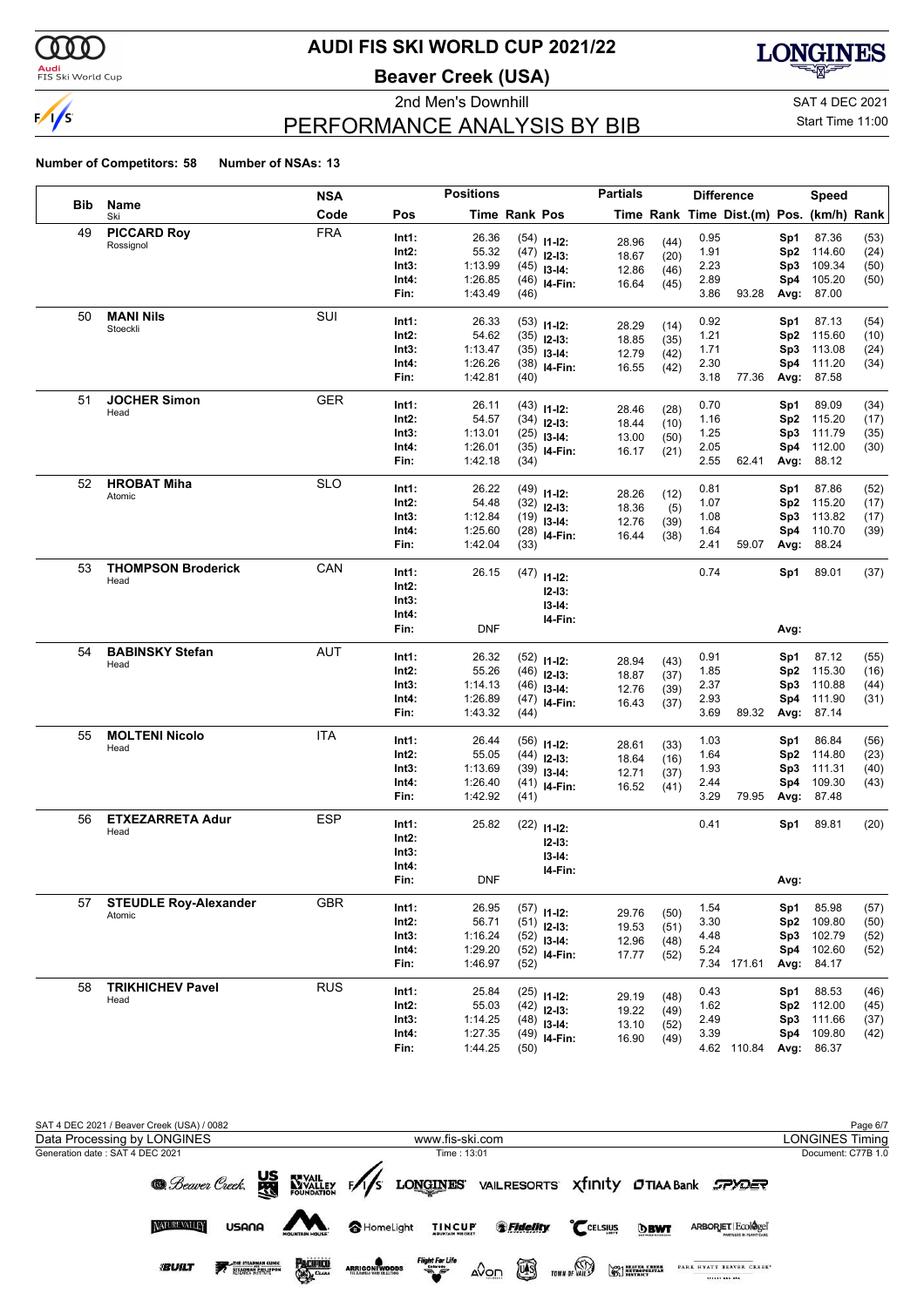# AUDI FIS SKI WORLD CUP 2021/22

## Beaver Creek (USA)

2nd Men's Downhill

SAT 4 DEC 2021

Start Time 11:00

## PERFORMANCE ANALYSIS BY BIB

**Number of Competitors: 58** **Number of NSAs: 13**

| Bib | Name / Ski | NSA Code | Pos | Time | Rank Pos | Partials | Time | Rank | Diff. Time | Dist.(m) | Pos. | Speed (km/h) | Rank |
|---|---|---|---|---|---|---|---|---|---|---|---|---|---|
| 49 | **PICCARD Roy** Rossignol | FRA | Int1: | 26.36 | (54) | I1-I2: | 28.96 | (44) | 0.95 | | Sp1 | 87.36 | (53) |
| | | | Int2: | 55.32 | (47) | I2-I3: | 18.67 | (20) | 1.91 | | Sp2 | 114.60 | (24) |
| | | | Int3: | 1:13.99 | (45) | I3-I4: | 12.86 | (46) | 2.23 | | Sp3 | 109.34 | (50) |
| | | | Int4: | 1:26.85 | (46) | I4-Fin: | 16.64 | (45) | 2.89 | | Sp4 | 105.20 | (50) |
| | | | Fin: | 1:43.49 | (46) | | | | 3.86 | 93.28 | Avg: | 87.00 | |
| 50 | **MANI Nils** Stoeckli | SUI | Int1: | 26.33 | (53) | I1-I2: | 28.29 | (14) | 0.92 | | Sp1 | 87.13 | (54) |
| | | | Int2: | 54.62 | (35) | I2-I3: | 18.85 | (35) | 1.21 | | Sp2 | 115.60 | (10) |
| | | | Int3: | 1:13.47 | (35) | I3-I4: | 12.79 | (42) | 1.71 | | Sp3 | 113.08 | (24) |
| | | | Int4: | 1:26.26 | (38) | I4-Fin: | 16.55 | (42) | 2.30 | | Sp4 | 111.20 | (34) |
| | | | Fin: | 1:42.81 | (40) | | | | 3.18 | 77.36 | Avg: | 87.58 | |
| 51 | **JOCHER Simon** Head | GER | Int1: | 26.11 | (43) | I1-I2: | 28.46 | (28) | 0.70 | | Sp1 | 89.09 | (34) |
| | | | Int2: | 54.57 | (34) | I2-I3: | 18.44 | (10) | 1.16 | | Sp2 | 115.20 | (17) |
| | | | Int3: | 1:13.01 | (25) | I3-I4: | 13.00 | (50) | 1.25 | | Sp3 | 111.79 | (35) |
| | | | Int4: | 1:26.01 | (35) | I4-Fin: | 16.17 | (21) | 2.05 | | Sp4 | 112.00 | (30) |
| | | | Fin: | 1:42.18 | (34) | | | | 2.55 | 62.41 | Avg: | 88.12 | |
| 52 | **HROBAT Miha** Atomic | SLO | Int1: | 26.22 | (49) | I1-I2: | 28.26 | (12) | 0.81 | | Sp1 | 87.86 | (52) |
| | | | Int2: | 54.48 | (32) | I2-I3: | 18.36 | (5) | 1.07 | | Sp2 | 115.20 | (17) |
| | | | Int3: | 1:12.84 | (19) | I3-I4: | 12.76 | (39) | 1.08 | | Sp3 | 113.82 | (17) |
| | | | Int4: | 1:25.60 | (28) | I4-Fin: | 16.44 | (38) | 1.64 | | Sp4 | 110.70 | (39) |
| | | | Fin: | 1:42.04 | (33) | | | | 2.41 | 59.07 | Avg: | 88.24 | |
| 53 | **THOMPSON Broderick** Head | CAN | Int1: | 26.15 | (47) | I1-I2: | | | 0.74 | | Sp1 | 89.01 | (37) |
| | | | Int2: | | | I2-I3: | | | | | | | |
| | | | Int3: | | | I3-I4: | | | | | | | |
| | | | Int4: | | | I4-Fin: | | | | | | | |
| | | | Fin: | DNF | | | | | | | Avg: | | |
| 54 | **BABINSKY Stefan** Head | AUT | Int1: | 26.32 | (52) | I1-I2: | 28.94 | (43) | 0.91 | | Sp1 | 87.12 | (55) |
| | | | Int2: | 55.26 | (46) | I2-I3: | 18.87 | (37) | 1.85 | | Sp2 | 115.30 | (16) |
| | | | Int3: | 1:14.13 | (46) | I3-I4: | 12.76 | (39) | 2.37 | | Sp3 | 110.88 | (44) |
| | | | Int4: | 1:26.89 | (47) | I4-Fin: | 16.43 | (37) | 2.93 | | Sp4 | 111.90 | (31) |
| | | | Fin: | 1:43.32 | (44) | | | | 3.69 | 89.32 | Avg: | 87.14 | |
| 55 | **MOLTENI Nicolo** Head | ITA | Int1: | 26.44 | (56) | I1-I2: | 28.61 | (33) | 1.03 | | Sp1 | 86.84 | (56) |
| | | | Int2: | 55.05 | (44) | I2-I3: | 18.64 | (16) | 1.64 | | Sp2 | 114.80 | (23) |
| | | | Int3: | 1:13.69 | (39) | I3-I4: | 12.71 | (37) | 1.93 | | Sp3 | 111.31 | (40) |
| | | | Int4: | 1:26.40 | (41) | I4-Fin: | 16.52 | (41) | 2.44 | | Sp4 | 109.30 | (43) |
| | | | Fin: | 1:42.92 | (41) | | | | 3.29 | 79.95 | Avg: | 87.48 | |
| 56 | **ETXEZARRETA Adur** Head | ESP | Int1: | 25.82 | (22) | I1-I2: | | | 0.41 | | Sp1 | 89.81 | (20) |
| | | | Int2: | | | I2-I3: | | | | | | | |
| | | | Int3: | | | I3-I4: | | | | | | | |
| | | | Int4: | | | I4-Fin: | | | | | | | |
| | | | Fin: | DNF | | | | | | | Avg: | | |
| 57 | **STEUDLE Roy-Alexander** Atomic | GBR | Int1: | 26.95 | (57) | I1-I2: | 29.76 | (50) | 1.54 | | Sp1 | 85.98 | (57) |
| | | | Int2: | 56.71 | (51) | I2-I3: | 19.53 | (51) | 3.30 | | Sp2 | 109.80 | (50) |
| | | | Int3: | 1:16.24 | (52) | I3-I4: | 12.96 | (48) | 4.48 | | Sp3 | 102.79 | (52) |
| | | | Int4: | 1:29.20 | (52) | I4-Fin: | 17.77 | (52) | 5.24 | | Sp4 | 102.60 | (52) |
| | | | Fin: | 1:46.97 | (52) | | | | 7.34 | 171.61 | Avg: | 84.17 | |
| 58 | **TRIKHICHEV Pavel** Head | RUS | Int1: | 25.84 | (25) | I1-I2: | 29.19 | (48) | 0.43 | | Sp1 | 88.53 | (46) |
| | | | Int2: | 55.03 | (42) | I2-I3: | 19.22 | (49) | 1.62 | | Sp2 | 112.00 | (45) |
| | | | Int3: | 1:14.25 | (48) | I3-I4: | 13.10 | (52) | 2.49 | | Sp3 | 111.66 | (37) |
| | | | Int4: | 1:27.35 | (49) | I4-Fin: | 16.90 | (49) | 3.39 | | Sp4 | 109.80 | (42) |
| | | | Fin: | 1:44.25 | (50) | | | | 4.62 | 110.84 | Avg: | 86.37 | |

SAT 4 DEC 2021 / Beaver Creek (USA) / 0082

Data Processing by LONGINES — www.fis-ski.com — LONGINES Timing

Generation date : SAT 4 DEC 2021 — Time : 13:01 — Document: C77B 1.0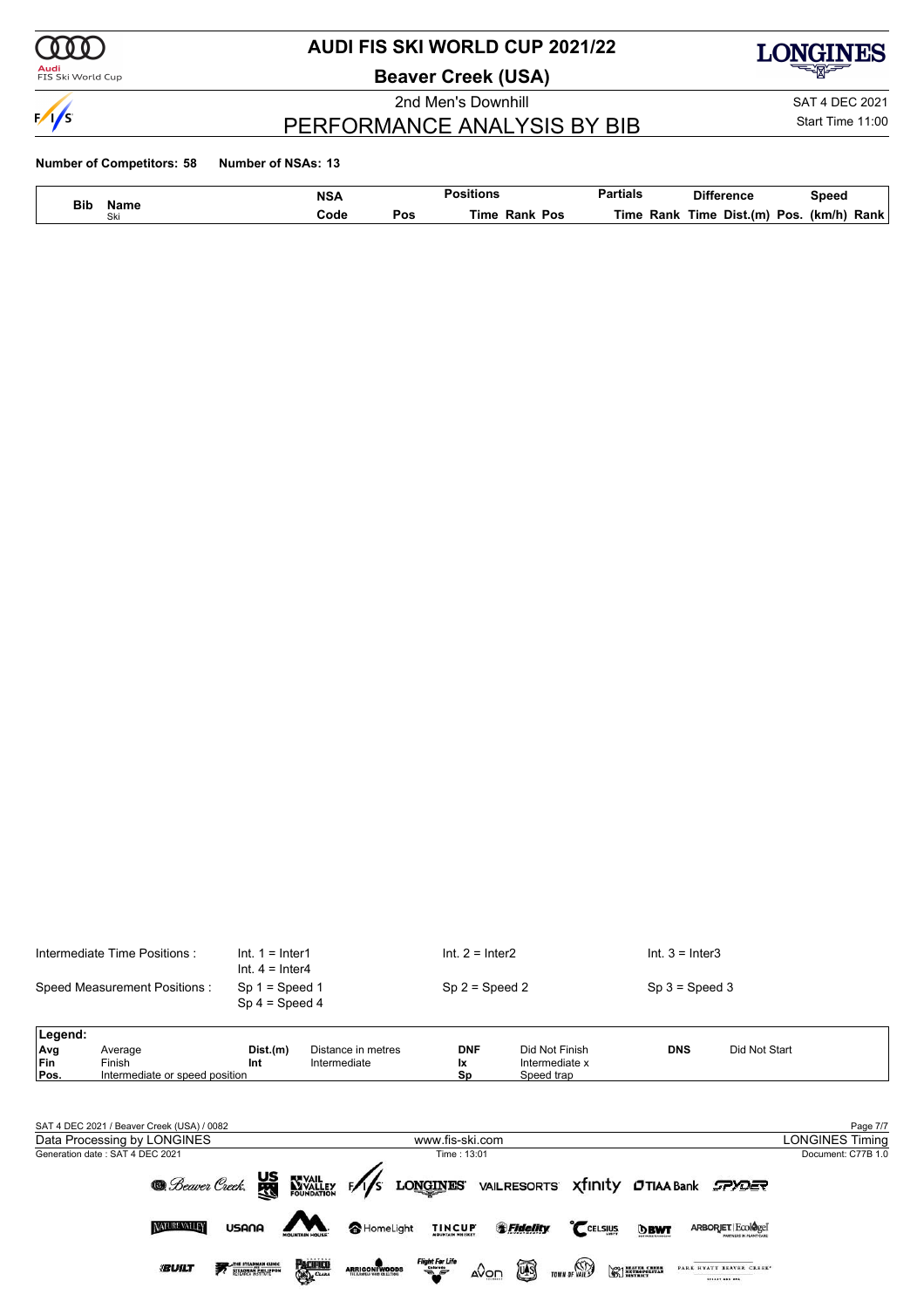# AUDI FIS SKI WORLD CUP 2021/22

## Beaver Creek (USA)

2nd Men's Downhill

SAT 4 DEC 2021

Start Time 11:00

## PERFORMANCE ANALYSIS BY BIB

**Number of Competitors: 58** **Number of NSAs: 13**

| Bib | Name<br>Ski | NSA<br>Code | Pos | Positions<br>Time | Rank | Pos | Partials<br>Time | Rank | Difference<br>Time | Dist.(m) | Pos. | Speed<br>(km/h) | Rank |
|---|---|---|---|---|---|---|---|---|---|---|---|---|---|

| Intermediate Time Positions : | Int. 1 = Inter1<br>Int. 4 = Inter4 | Int. 2 = Inter2 | Int. 3 = Inter3 |
|---|---|---|---|
| Speed Measurement Positions : | Sp 1 = Speed 1<br>Sp 4 = Speed 4 | Sp 2 = Speed 2 | Sp 3 = Speed 3 |

| Legend: | | | | | | | |
|---|---|---|---|---|---|---|---|
| Avg | Average | Dist.(m) | Distance in metres | DNF | Did Not Finish | DNS | Did Not Start |
| Fin | Finish | Int | Intermediate | Ix | Intermediate x | | |
| Pos. | Intermediate or speed position | | | Sp | Speed trap | | |

SAT 4 DEC 2021 / Beaver Creek (USA) / 0082

Data Processing by LONGINES — www.fis-ski.com — LONGINES Timing

Generation date : SAT 4 DEC 2021 — Time : 13:01 — Document: C77B 1.0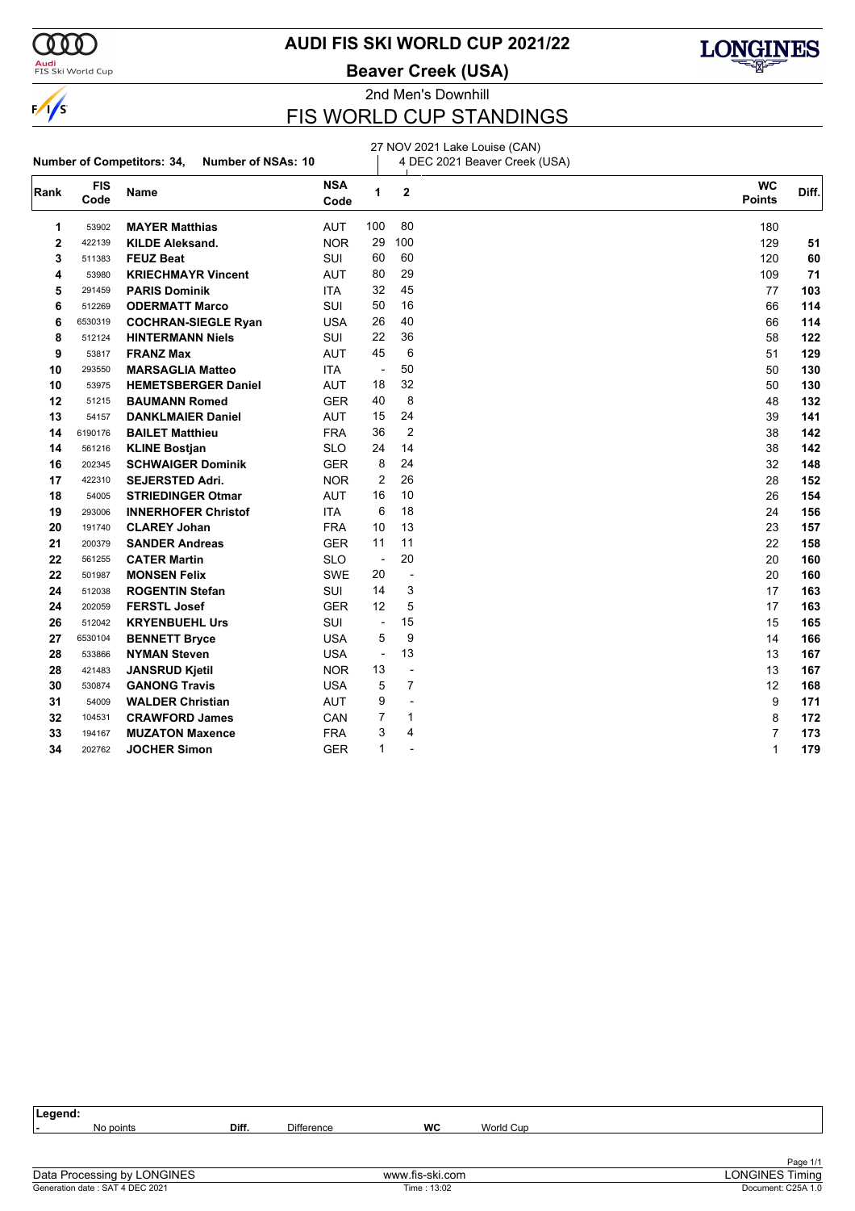# AUDI FIS SKI WORLD CUP 2021/22

## Beaver Creek (USA)

2nd Men's Downhill

## FIS WORLD CUP STANDINGS

**Number of Competitors: 34, Number of NSAs: 10**

1: 27 NOV 2021 Lake Louise (CAN)
2: 4 DEC 2021 Beaver Creek (USA)

| Rank | FIS Code | Name | NSA Code | 1 | 2 | WC Points | Diff. |
|---|---|---|---|---|---|---|---|
| 1 | 53902 | **MAYER Matthias** | AUT | 100 | 80 | 180 | |
| 2 | 422139 | **KILDE Aleksand.** | NOR | 29 | 100 | 129 | **51** |
| 3 | 511383 | **FEUZ Beat** | SUI | 60 | 60 | 120 | **60** |
| 4 | 53980 | **KRIECHMAYR Vincent** | AUT | 80 | 29 | 109 | **71** |
| 5 | 291459 | **PARIS Dominik** | ITA | 32 | 45 | 77 | **103** |
| 6 | 512269 | **ODERMATT Marco** | SUI | 50 | 16 | 66 | **114** |
| 6 | 6530319 | **COCHRAN-SIEGLE Ryan** | USA | 26 | 40 | 66 | **114** |
| 8 | 512124 | **HINTERMANN Niels** | SUI | 22 | 36 | 58 | **122** |
| 9 | 53817 | **FRANZ Max** | AUT | 45 | 6 | 51 | **129** |
| 10 | 293550 | **MARSAGLIA Matteo** | ITA | - | 50 | 50 | **130** |
| 10 | 53975 | **HEMETSBERGER Daniel** | AUT | 18 | 32 | 50 | **130** |
| 12 | 51215 | **BAUMANN Romed** | GER | 40 | 8 | 48 | **132** |
| 13 | 54157 | **DANKLMAIER Daniel** | AUT | 15 | 24 | 39 | **141** |
| 14 | 6190176 | **BAILET Matthieu** | FRA | 36 | 2 | 38 | **142** |
| 14 | 561216 | **KLINE Bostjan** | SLO | 24 | 14 | 38 | **142** |
| 16 | 202345 | **SCHWAIGER Dominik** | GER | 8 | 24 | 32 | **148** |
| 17 | 422310 | **SEJERSTED Adri.** | NOR | 2 | 26 | 28 | **152** |
| 18 | 54005 | **STRIEDINGER Otmar** | AUT | 16 | 10 | 26 | **154** |
| 19 | 293006 | **INNERHOFER Christof** | ITA | 6 | 18 | 24 | **156** |
| 20 | 191740 | **CLAREY Johan** | FRA | 10 | 13 | 23 | **157** |
| 21 | 200379 | **SANDER Andreas** | GER | 11 | 11 | 22 | **158** |
| 22 | 561255 | **CATER Martin** | SLO | - | 20 | 20 | **160** |
| 22 | 501987 | **MONSEN Felix** | SWE | 20 | - | 20 | **160** |
| 24 | 512038 | **ROGENTIN Stefan** | SUI | 14 | 3 | 17 | **163** |
| 24 | 202059 | **FERSTL Josef** | GER | 12 | 5 | 17 | **163** |
| 26 | 512042 | **KRYENBUEHL Urs** | SUI | - | 15 | 15 | **165** |
| 27 | 6530104 | **BENNETT Bryce** | USA | 5 | 9 | 14 | **166** |
| 28 | 533866 | **NYMAN Steven** | USA | - | 13 | 13 | **167** |
| 28 | 421483 | **JANSRUD Kjetil** | NOR | 13 | - | 13 | **167** |
| 30 | 530874 | **GANONG Travis** | USA | 5 | 7 | 12 | **168** |
| 31 | 54009 | **WALDER Christian** | AUT | 9 | - | 9 | **171** |
| 32 | 104531 | **CRAWFORD James** | CAN | 7 | 1 | 8 | **172** |
| 33 | 194167 | **MUZATON Maxence** | FRA | 3 | 4 | 7 | **173** |
| 34 | 202762 | **JOCHER Simon** | GER | 1 | - | 1 | **179** |

**Legend:**
- **-** No points
- **Diff.** Difference
- **WC** World Cup

Data Processing by LONGINES — www.fis-ski.com — LONGINES Timing
Generation date : SAT 4 DEC 2021 — Time : 13:02 — Document: C25A 1.0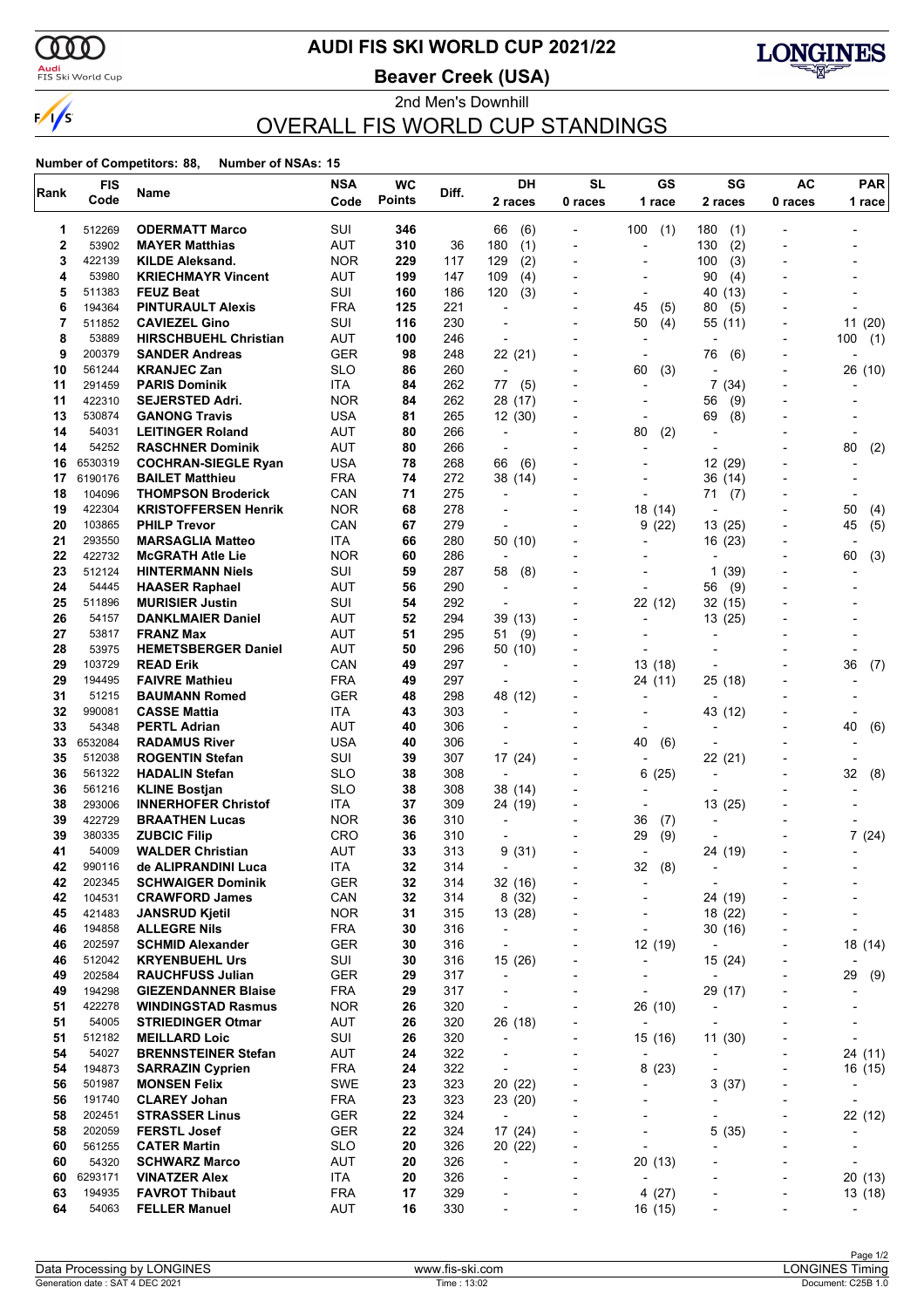# AUDI FIS SKI WORLD CUP 2021/22

**Beaver Creek (USA)**

2nd Men's Downhill

## OVERALL FIS WORLD CUP STANDINGS

**Number of Competitors: 88, Number of NSAs: 15**

| Rank | FIS Code | Name | NSA Code | WC Points | Diff. | DH 2 races | SL 0 races | GS 1 race | SG 2 races | AC 0 races | PAR 1 race |
|---|---|---|---|---|---|---|---|---|---|---|---|
| 1 | 512269 | **ODERMATT Marco** | SUI | **346** | | 66 (6) | - | 100 (1) | 180 (1) | - | - |
| 2 | 53902 | **MAYER Matthias** | AUT | **310** | 36 | 180 (1) | - | - | 130 (2) | - | - |
| 3 | 422139 | **KILDE Aleksand.** | NOR | **229** | 117 | 129 (2) | - | - | 100 (3) | - | - |
| 4 | 53980 | **KRIECHMAYR Vincent** | AUT | **199** | 147 | 109 (4) | - | - | 90 (4) | - | - |
| 5 | 511383 | **FEUZ Beat** | SUI | **160** | 186 | 120 (3) | - | - | 40 (13) | - | - |
| 6 | 194364 | **PINTURAULT Alexis** | FRA | **125** | 221 | - | - | 45 (5) | 80 (5) | - | - |
| 7 | 511852 | **CAVIEZEL Gino** | SUI | **116** | 230 | - | - | 50 (4) | 55 (11) | - | 11 (20) |
| 8 | 53889 | **HIRSCHBUEHL Christian** | AUT | **100** | 246 | - | - | - | - | - | 100 (1) |
| 9 | 200379 | **SANDER Andreas** | GER | **98** | 248 | 22 (21) | - | - | 76 (6) | - | - |
| 10 | 561244 | **KRANJEC Zan** | SLO | **86** | 260 | - | - | 60 (3) | - | - | 26 (10) |
| 11 | 291459 | **PARIS Dominik** | ITA | **84** | 262 | 77 (5) | - | - | 7 (34) | - | - |
| 11 | 422310 | **SEJERSTED Adri.** | NOR | **84** | 262 | 28 (17) | - | - | 56 (9) | - | - |
| 13 | 530874 | **GANONG Travis** | USA | **81** | 265 | 12 (30) | - | - | 69 (8) | - | - |
| 14 | 54031 | **LEITINGER Roland** | AUT | **80** | 266 | - | - | 80 (2) | - | - | - |
| 14 | 54252 | **RASCHNER Dominik** | AUT | **80** | 266 | - | - | - | - | - | 80 (2) |
| 16 | 6530319 | **COCHRAN-SIEGLE Ryan** | USA | **78** | 268 | 66 (6) | - | - | 12 (29) | - | - |
| 17 | 6190176 | **BAILET Matthieu** | FRA | **74** | 272 | 38 (14) | - | - | 36 (14) | - | - |
| 18 | 104096 | **THOMPSON Broderick** | CAN | **71** | 275 | - | - | - | 71 (7) | - | - |
| 19 | 422304 | **KRISTOFFERSEN Henrik** | NOR | **68** | 278 | - | - | 18 (14) | - | - | 50 (4) |
| 20 | 103865 | **PHILP Trevor** | CAN | **67** | 279 | - | - | 9 (22) | 13 (25) | - | 45 (5) |
| 21 | 293550 | **MARSAGLIA Matteo** | ITA | **66** | 280 | 50 (10) | - | - | 16 (23) | - | - |
| 22 | 422732 | **McGRATH Atle Lie** | NOR | **60** | 286 | - | - | - | - | - | 60 (3) |
| 23 | 512124 | **HINTERMANN Niels** | SUI | **59** | 287 | 58 (8) | - | - | 1 (39) | - | - |
| 24 | 54445 | **HAASER Raphael** | AUT | **56** | 290 | - | - | - | 56 (9) | - | - |
| 25 | 511896 | **MURISIER Justin** | SUI | **54** | 292 | - | - | 22 (12) | 32 (15) | - | - |
| 26 | 54157 | **DANKLMAIER Daniel** | AUT | **52** | 294 | 39 (13) | - | - | 13 (25) | - | - |
| 27 | 53817 | **FRANZ Max** | AUT | **51** | 295 | 51 (9) | - | - | - | - | - |
| 28 | 53975 | **HEMETSBERGER Daniel** | AUT | **50** | 296 | 50 (10) | - | - | - | - | - |
| 29 | 103729 | **READ Erik** | CAN | **49** | 297 | - | - | 13 (18) | - | - | 36 (7) |
| 29 | 194495 | **FAIVRE Mathieu** | FRA | **49** | 297 | - | - | 24 (11) | 25 (18) | - | - |
| 31 | 51215 | **BAUMANN Romed** | GER | **48** | 298 | 48 (12) | - | - | - | - | - |
| 32 | 990081 | **CASSE Mattia** | ITA | **43** | 303 | - | - | - | 43 (12) | - | - |
| 33 | 54348 | **PERTL Adrian** | AUT | **40** | 306 | - | - | - | - | - | 40 (6) |
| 33 | 6532084 | **RADAMUS River** | USA | **40** | 306 | - | - | 40 (6) | - | - | - |
| 35 | 512038 | **ROGENTIN Stefan** | SUI | **39** | 307 | 17 (24) | - | - | 22 (21) | - | - |
| 36 | 561322 | **HADALIN Stefan** | SLO | **38** | 308 | - | - | 6 (25) | - | - | 32 (8) |
| 36 | 561216 | **KLINE Bostjan** | SLO | **38** | 308 | 38 (14) | - | - | - | - | - |
| 38 | 293006 | **INNERHOFER Christof** | ITA | **37** | 309 | 24 (19) | - | - | 13 (25) | - | - |
| 39 | 422729 | **BRAATHEN Lucas** | NOR | **36** | 310 | - | - | 36 (7) | - | - | - |
| 39 | 380335 | **ZUBCIC Filip** | CRO | **36** | 310 | - | - | 29 (9) | - | - | 7 (24) |
| 41 | 54009 | **WALDER Christian** | AUT | **33** | 313 | 9 (31) | - | - | 24 (19) | - | - |
| 42 | 990116 | **de ALIPRANDINI Luca** | ITA | **32** | 314 | - | - | 32 (8) | - | - | - |
| 42 | 202345 | **SCHWAIGER Dominik** | GER | **32** | 314 | 32 (16) | - | - | - | - | - |
| 42 | 104531 | **CRAWFORD James** | CAN | **32** | 314 | 8 (32) | - | - | 24 (19) | - | - |
| 45 | 421483 | **JANSRUD Kjetil** | NOR | **31** | 315 | 13 (28) | - | - | 18 (22) | - | - |
| 46 | 194858 | **ALLEGRE Nils** | FRA | **30** | 316 | - | - | - | 30 (16) | - | - |
| 46 | 202597 | **SCHMID Alexander** | GER | **30** | 316 | - | - | 12 (19) | - | - | 18 (14) |
| 46 | 512042 | **KRYENBUEHL Urs** | SUI | **30** | 316 | 15 (26) | - | - | 15 (24) | - | - |
| 49 | 202584 | **RAUCHFUSS Julian** | GER | **29** | 317 | - | - | - | - | - | 29 (9) |
| 49 | 194298 | **GIEZENDANNER Blaise** | FRA | **29** | 317 | - | - | - | 29 (17) | - | - |
| 51 | 422278 | **WINDINGSTAD Rasmus** | NOR | **26** | 320 | - | - | 26 (10) | - | - | - |
| 51 | 54005 | **STRIEDINGER Otmar** | AUT | **26** | 320 | 26 (18) | - | - | - | - | - |
| 51 | 512182 | **MEILLARD Loic** | SUI | **26** | 320 | - | - | 15 (16) | 11 (30) | - | - |
| 54 | 54027 | **BRENNSTEINER Stefan** | AUT | **24** | 322 | - | - | - | - | - | 24 (11) |
| 54 | 194873 | **SARRAZIN Cyprien** | FRA | **24** | 322 | - | - | 8 (23) | - | - | 16 (15) |
| 56 | 501987 | **MONSEN Felix** | SWE | **23** | 323 | 20 (22) | - | - | 3 (37) | - | - |
| 56 | 191740 | **CLAREY Johan** | FRA | **23** | 323 | 23 (20) | - | - | - | - | - |
| 58 | 202451 | **STRASSER Linus** | GER | **22** | 324 | - | - | - | - | - | 22 (12) |
| 58 | 202059 | **FERSTL Josef** | GER | **22** | 324 | 17 (24) | - | - | 5 (35) | - | - |
| 60 | 561255 | **CATER Martin** | SLO | **20** | 326 | 20 (22) | - | - | - | - | - |
| 60 | 54320 | **SCHWARZ Marco** | AUT | **20** | 326 | - | - | 20 (13) | - | - | - |
| 60 | 6293171 | **VINATZER Alex** | ITA | **20** | 326 | - | - | - | - | - | 20 (13) |
| 63 | 194935 | **FAVROT Thibaut** | FRA | **17** | 329 | - | - | 4 (27) | - | - | 13 (18) |
| 64 | 54063 | **FELLER Manuel** | AUT | **16** | 330 | - | - | 16 (15) | - | - | - |

Data Processing by LONGINES | www.fis-ski.com | LONGINES Timing

Generation date : SAT 4 DEC 2021 | Time : 13:02 | Document: C25B 1.0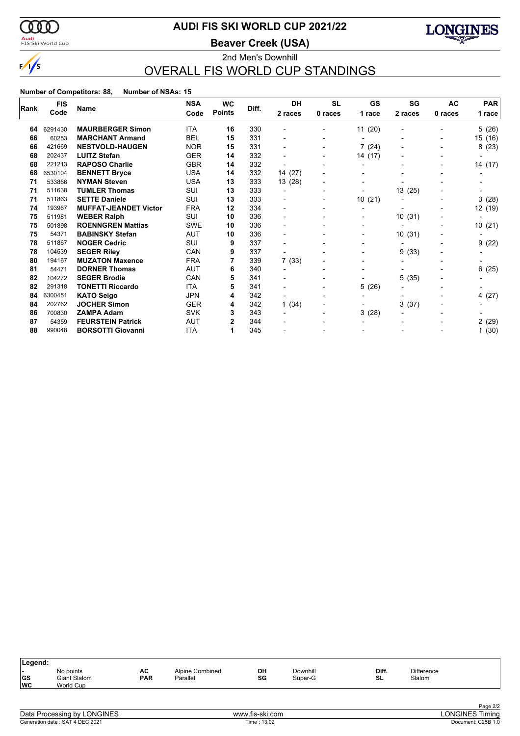# AUDI FIS SKI WORLD CUP 2021/22

## Beaver Creek (USA)

2nd Men's Downhill

## OVERALL FIS WORLD CUP STANDINGS

**Number of Competitors: 88, Number of NSAs: 15**

| Rank | FIS Code | Name | NSA Code | WC Points | Diff. | DH 2 races | SL 0 races | GS 1 race | SG 2 races | AC 0 races | PAR 1 race |
|---|---|---|---|---|---|---|---|---|---|---|---|
| 64 | 6291430 | **MAURBERGER Simon** | ITA | **16** | 330 | - | - | 11 (20) | - | - | 5 (26) |
| 66 | 60253 | **MARCHANT Armand** | BEL | **15** | 331 | - | - | - | - | - | 15 (16) |
| 66 | 421669 | **NESTVOLD-HAUGEN** | NOR | **15** | 331 | - | - | 7 (24) | - | - | 8 (23) |
| 68 | 202437 | **LUITZ Stefan** | GER | **14** | 332 | - | - | 14 (17) | - | - | - |
| 68 | 221213 | **RAPOSO Charlie** | GBR | **14** | 332 | - | - | - | - | - | 14 (17) |
| 68 | 6530104 | **BENNETT Bryce** | USA | **14** | 332 | 14 (27) | - | - | - | - | - |
| 71 | 533866 | **NYMAN Steven** | USA | **13** | 333 | 13 (28) | - | - | - | - | - |
| 71 | 511638 | **TUMLER Thomas** | SUI | **13** | 333 | - | - | - | 13 (25) | - | - |
| 71 | 511863 | **SETTE Daniele** | SUI | **13** | 333 | - | - | 10 (21) | - | - | 3 (28) |
| 74 | 193967 | **MUFFAT-JEANDET Victor** | FRA | **12** | 334 | - | - | - | - | - | 12 (19) |
| 75 | 511981 | **WEBER Ralph** | SUI | **10** | 336 | - | - | - | 10 (31) | - | - |
| 75 | 501898 | **ROENNGREN Mattias** | SWE | **10** | 336 | - | - | - | - | - | 10 (21) |
| 75 | 54371 | **BABINSKY Stefan** | AUT | **10** | 336 | - | - | - | 10 (31) | - | - |
| 78 | 511867 | **NOGER Cedric** | SUI | **9** | 337 | - | - | - | - | - | 9 (22) |
| 78 | 104539 | **SEGER Riley** | CAN | **9** | 337 | - | - | - | 9 (33) | - | - |
| 80 | 194167 | **MUZATON Maxence** | FRA | **7** | 339 | 7 (33) | - | - | - | - | - |
| 81 | 54471 | **DORNER Thomas** | AUT | **6** | 340 | - | - | - | - | - | 6 (25) |
| 82 | 104272 | **SEGER Brodie** | CAN | **5** | 341 | - | - | - | 5 (35) | - | - |
| 82 | 291318 | **TONETTI Riccardo** | ITA | **5** | 341 | - | - | 5 (26) | - | - | - |
| 84 | 6300451 | **KATO Seigo** | JPN | **4** | 342 | - | - | - | - | - | 4 (27) |
| 84 | 202762 | **JOCHER Simon** | GER | **4** | 342 | 1 (34) | - | - | 3 (37) | - | - |
| 86 | 700830 | **ZAMPA Adam** | SVK | **3** | 343 | - | - | 3 (28) | - | - | - |
| 87 | 54359 | **FEURSTEIN Patrick** | AUT | **2** | 344 | - | - | - | - | - | 2 (29) |
| 88 | 990048 | **BORSOTTI Giovanni** | ITA | **1** | 345 | - | - | - | - | - | 1 (30) |

**Legend:**

| | | | | | | | |
|---|---|---|---|---|---|---|---|
| - | No points | AC | Alpine Combined | DH | Downhill | Diff. | Difference |
| GS | Giant Slalom | PAR | Parallel | SG | Super-G | SL | Slalom |
| WC | World Cup | | | | | | |

Data Processing by LONGINES — www.fis-ski.com — LONGINES Timing

Generation date : SAT 4 DEC 2021 — Time : 13:02 — Document: C25B 1.0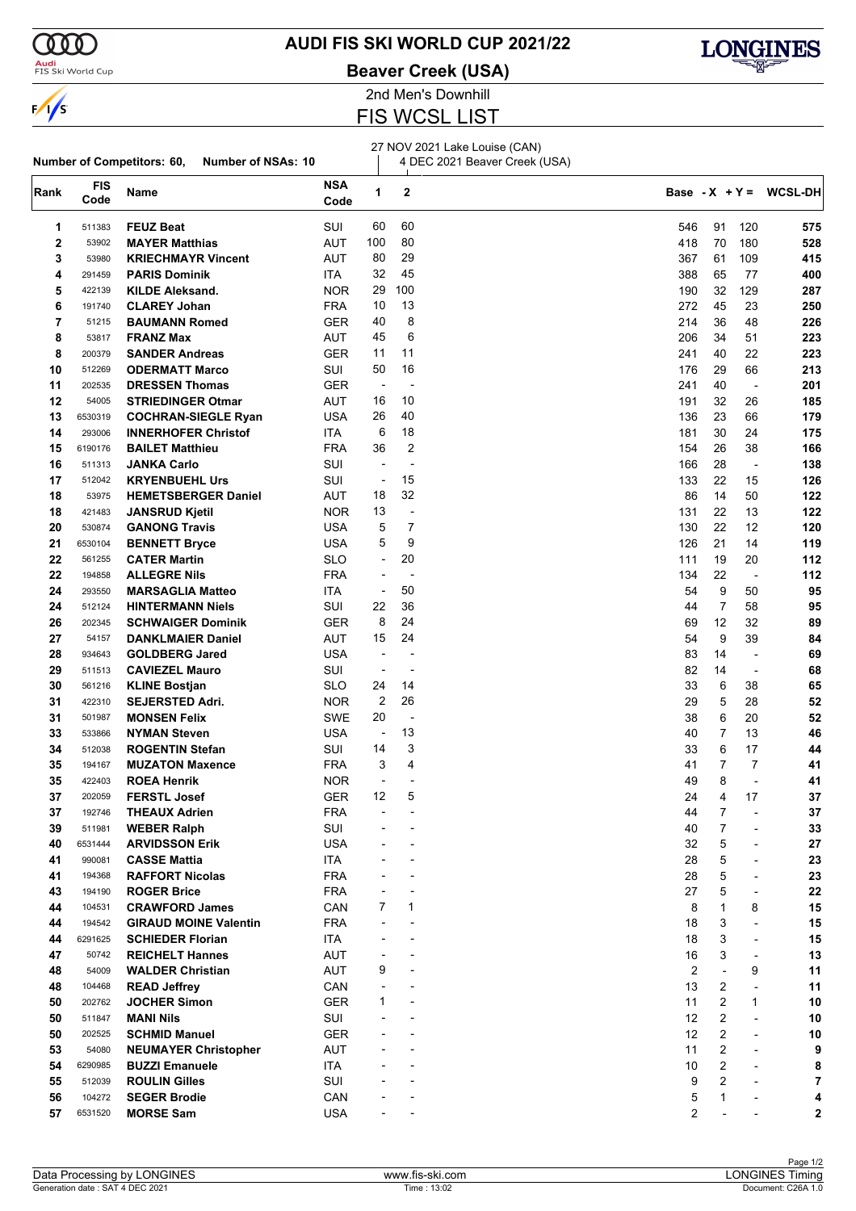# AUDI FIS SKI WORLD CUP 2021/22

## Beaver Creek (USA)

2nd Men's Downhill

## FIS WCSL LIST

**Number of Competitors: 60, Number of NSAs: 10**

1: 27 NOV 2021 Lake Louise (CAN)
2: 4 DEC 2021 Beaver Creek (USA)

| Rank | FIS Code | Name | NSA Code | 1 | 2 | Base | - X | + Y = | WCSL-DH |
|---|---|---|---|---|---|---|---|---|---|
| 1 | 511383 | **FEUZ Beat** | SUI | 60 | 60 | 546 | 91 | 120 | **575** |
| 2 | 53902 | **MAYER Matthias** | AUT | 100 | 80 | 418 | 70 | 180 | **528** |
| 3 | 53980 | **KRIECHMAYR Vincent** | AUT | 80 | 29 | 367 | 61 | 109 | **415** |
| 4 | 291459 | **PARIS Dominik** | ITA | 32 | 45 | 388 | 65 | 77 | **400** |
| 5 | 422139 | **KILDE Aleksand.** | NOR | 29 | 100 | 190 | 32 | 129 | **287** |
| 6 | 191740 | **CLAREY Johan** | FRA | 10 | 13 | 272 | 45 | 23 | **250** |
| 7 | 51215 | **BAUMANN Romed** | GER | 40 | 8 | 214 | 36 | 48 | **226** |
| 8 | 53817 | **FRANZ Max** | AUT | 45 | 6 | 206 | 34 | 51 | **223** |
| 8 | 200379 | **SANDER Andreas** | GER | 11 | 11 | 241 | 40 | 22 | **223** |
| 10 | 512269 | **ODERMATT Marco** | SUI | 50 | 16 | 176 | 29 | 66 | **213** |
| 11 | 202535 | **DRESSEN Thomas** | GER | - | - | 241 | 40 | - | **201** |
| 12 | 54005 | **STRIEDINGER Otmar** | AUT | 16 | 10 | 191 | 32 | 26 | **185** |
| 13 | 6530319 | **COCHRAN-SIEGLE Ryan** | USA | 26 | 40 | 136 | 23 | 66 | **179** |
| 14 | 293006 | **INNERHOFER Christof** | ITA | 6 | 18 | 181 | 30 | 24 | **175** |
| 15 | 6190176 | **BAILET Matthieu** | FRA | 36 | 2 | 154 | 26 | 38 | **166** |
| 16 | 511313 | **JANKA Carlo** | SUI | - | - | 166 | 28 | - | **138** |
| 17 | 512042 | **KRYENBUEHL Urs** | SUI | - | 15 | 133 | 22 | 15 | **126** |
| 18 | 53975 | **HEMETSBERGER Daniel** | AUT | 18 | 32 | 86 | 14 | 50 | **122** |
| 18 | 421483 | **JANSRUD Kjetil** | NOR | 13 | - | 131 | 22 | 13 | **122** |
| 20 | 530874 | **GANONG Travis** | USA | 5 | 7 | 130 | 22 | 12 | **120** |
| 21 | 6530104 | **BENNETT Bryce** | USA | 5 | 9 | 126 | 21 | 14 | **119** |
| 22 | 561255 | **CATER Martin** | SLO | - | 20 | 111 | 19 | 20 | **112** |
| 22 | 194858 | **ALLEGRE Nils** | FRA | - | - | 134 | 22 | - | **112** |
| 24 | 293550 | **MARSAGLIA Matteo** | ITA | - | 50 | 54 | 9 | 50 | **95** |
| 24 | 512124 | **HINTERMANN Niels** | SUI | 22 | 36 | 44 | 7 | 58 | **95** |
| 26 | 202345 | **SCHWAIGER Dominik** | GER | 8 | 24 | 69 | 12 | 32 | **89** |
| 27 | 54157 | **DANKLMAIER Daniel** | AUT | 15 | 24 | 54 | 9 | 39 | **84** |
| 28 | 934643 | **GOLDBERG Jared** | USA | - | - | 83 | 14 | - | **69** |
| 29 | 511513 | **CAVIEZEL Mauro** | SUI | - | - | 82 | 14 | - | **68** |
| 30 | 561216 | **KLINE Bostjan** | SLO | 24 | 14 | 33 | 6 | 38 | **65** |
| 31 | 422310 | **SEJERSTED Adri.** | NOR | 2 | 26 | 29 | 5 | 28 | **52** |
| 31 | 501987 | **MONSEN Felix** | SWE | 20 | - | 38 | 6 | 20 | **52** |
| 33 | 533866 | **NYMAN Steven** | USA | - | 13 | 40 | 7 | 13 | **46** |
| 34 | 512038 | **ROGENTIN Stefan** | SUI | 14 | 3 | 33 | 6 | 17 | **44** |
| 35 | 194167 | **MUZATON Maxence** | FRA | 3 | 4 | 41 | 7 | 7 | **41** |
| 35 | 422403 | **ROEA Henrik** | NOR | - | - | 49 | 8 | - | **41** |
| 37 | 202059 | **FERSTL Josef** | GER | 12 | 5 | 24 | 4 | 17 | **37** |
| 37 | 192746 | **THEAUX Adrien** | FRA | - | - | 44 | 7 | - | **37** |
| 39 | 511981 | **WEBER Ralph** | SUI | - | - | 40 | 7 | - | **33** |
| 40 | 6531444 | **ARVIDSSON Erik** | USA | - | - | 32 | 5 | - | **27** |
| 41 | 990081 | **CASSE Mattia** | ITA | - | - | 28 | 5 | - | **23** |
| 41 | 194368 | **RAFFORT Nicolas** | FRA | - | - | 28 | 5 | - | **23** |
| 43 | 194190 | **ROGER Brice** | FRA | - | - | 27 | 5 | - | **22** |
| 44 | 104531 | **CRAWFORD James** | CAN | 7 | 1 | 8 | 1 | 8 | **15** |
| 44 | 194542 | **GIRAUD MOINE Valentin** | FRA | - | - | 18 | 3 | - | **15** |
| 44 | 6291625 | **SCHIEDER Florian** | ITA | - | - | 18 | 3 | - | **15** |
| 47 | 50742 | **REICHELT Hannes** | AUT | - | - | 16 | 3 | - | **13** |
| 48 | 54009 | **WALDER Christian** | AUT | 9 | - | 2 | - | 9 | **11** |
| 48 | 104468 | **READ Jeffrey** | CAN | - | - | 13 | 2 | - | **11** |
| 50 | 202762 | **JOCHER Simon** | GER | 1 | - | 11 | 2 | 1 | **10** |
| 50 | 511847 | **MANI Nils** | SUI | - | - | 12 | 2 | - | **10** |
| 50 | 202525 | **SCHMID Manuel** | GER | - | - | 12 | 2 | - | **10** |
| 53 | 54080 | **NEUMAYER Christopher** | AUT | - | - | 11 | 2 | - | **9** |
| 54 | 6290985 | **BUZZI Emanuele** | ITA | - | - | 10 | 2 | - | **8** |
| 55 | 512039 | **ROULIN Gilles** | SUI | - | - | 9 | 2 | - | **7** |
| 56 | 104272 | **SEGER Brodie** | CAN | - | - | 5 | 1 | - | **4** |
| 57 | 6531520 | **MORSE Sam** | USA | - | - | 2 | - | - | **2** |

Data Processing by LONGINES | www.fis-ski.com | LONGINES Timing

Generation date : SAT 4 DEC 2021 | Time : 13:02 | Document: C26A 1.0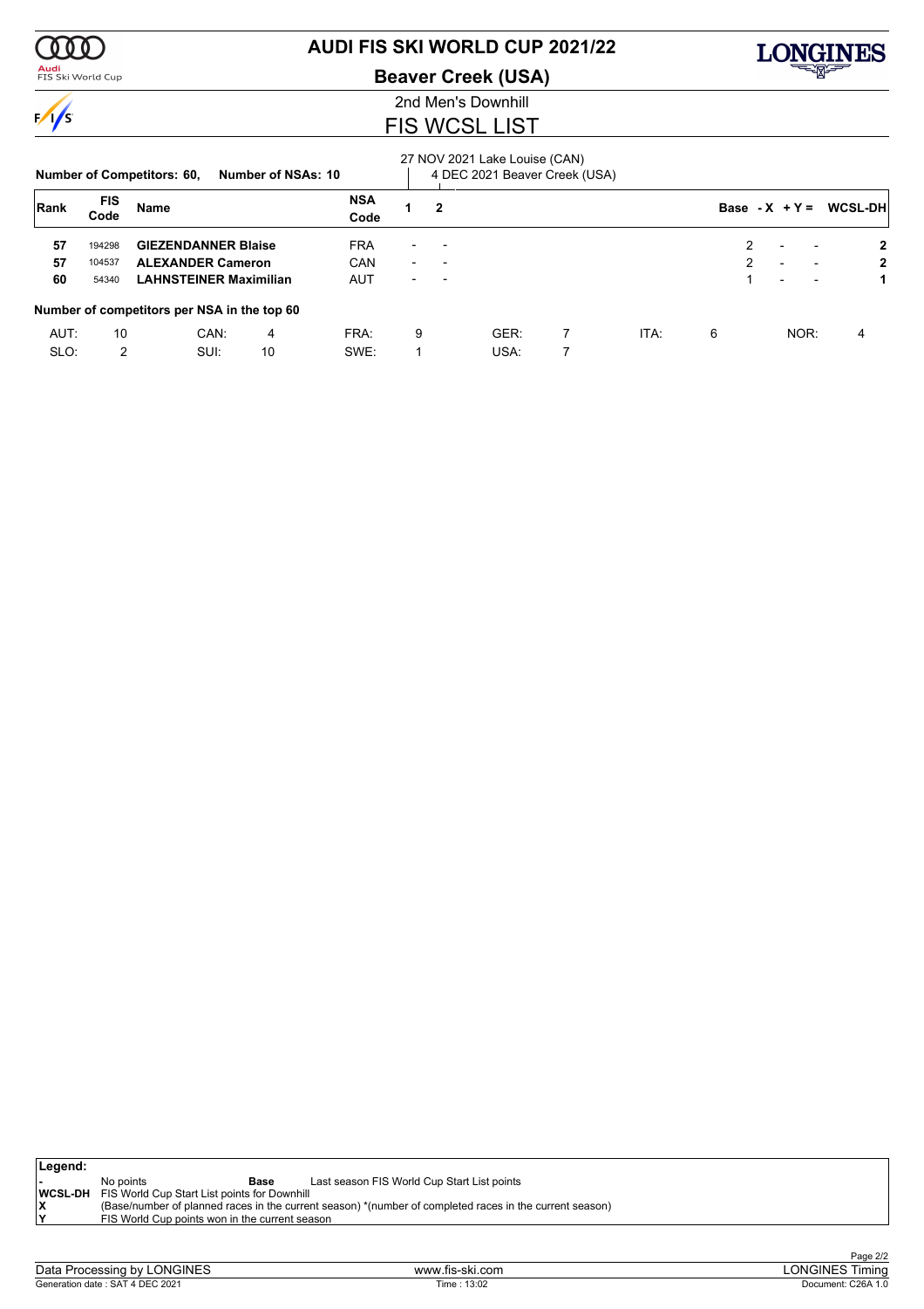# AUDI FIS SKI WORLD CUP 2021/22

## Beaver Creek (USA)

2nd Men's Downhill

## FIS WCSL LIST

**Number of Competitors: 60, Number of NSAs: 10**

27 NOV 2021 Lake Louise (CAN)
4 DEC 2021 Beaver Creek (USA)

| Rank | FIS Code | Name | NSA Code | 1 | 2 | Base | - X | + Y = | WCSL-DH |
|---|---|---|---|---|---|---|---|---|---|
| **57** | 194298 | **GIEZENDANNER Blaise** | FRA | - | - | 2 | - | - | **2** |
| **57** | 104537 | **ALEXANDER Cameron** | CAN | - | - | 2 | - | - | **2** |
| **60** | 54340 | **LAHNSTEINER Maximilian** | AUT | - | - | 1 | - | - | **1** |

**Number of competitors per NSA in the top 60**

| | | | | | | | | | | | |
|---|---|---|---|---|---|---|---|---|---|---|---|
| AUT: | 10 | CAN: | 4 | FRA: | 9 | GER: | 7 | ITA: | 6 | NOR: | 4 |
| SLO: | 2 | SUI: | 10 | SWE: | 1 | USA: | 7 | | | | |

**Legend:**

| | | | |
|---|---|---|---|
| - | No points | **Base** | Last season FIS World Cup Start List points |
| **WCSL-DH** | FIS World Cup Start List points for Downhill | | |
| **X** | (Base/number of planned races in the current season) *(number of completed races in the current season) | | |
| **Y** | FIS World Cup points won in the current season | | |

Data Processing by LONGINES | www.fis-ski.com | LONGINES Timing
Generation date : SAT 4 DEC 2021 | Time : 13:02 | Document: C26A 1.0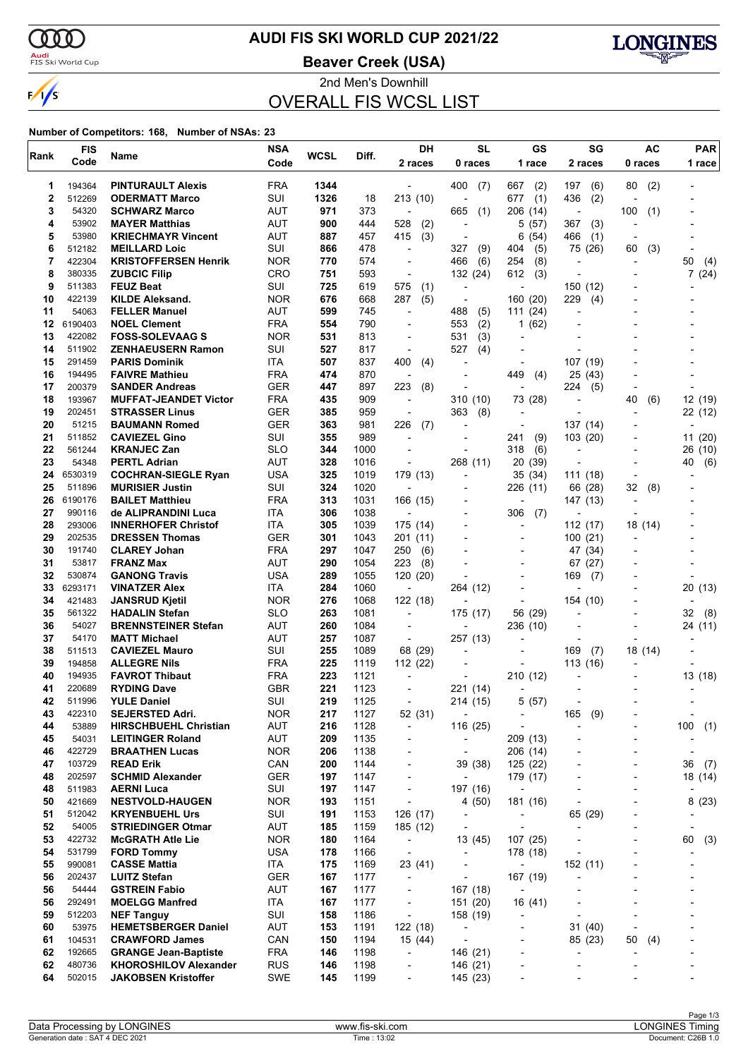# AUDI FIS SKI WORLD CUP 2021/22

## Beaver Creek (USA)

2nd Men's Downhill

## OVERALL FIS WCSL LIST

**Number of Competitors: 168, Number of NSAs: 23**

| Rank | FIS Code | Name | NSA Code | WCSL | Diff. | DH 2 races | SL 0 races | GS 1 race | SG 2 races | AC 0 races | PAR 1 race |
|---|---|---|---|---|---|---|---|---|---|---|---|
| 1 | 194364 | **PINTURAULT Alexis** | FRA | **1344** | | - | 400 (7) | 667 (2) | 197 (6) | 80 (2) | - |
| 2 | 512269 | **ODERMATT Marco** | SUI | **1326** | 18 | 213 (10) | - | 677 (1) | 436 (2) | - | - |
| 3 | 54320 | **SCHWARZ Marco** | AUT | **971** | 373 | - | 665 (1) | 206 (14) | - | 100 (1) | - |
| 4 | 53902 | **MAYER Matthias** | AUT | **900** | 444 | 528 (2) | - | 5 (57) | 367 (3) | - | - |
| 5 | 53980 | **KRIECHMAYR Vincent** | AUT | **887** | 457 | 415 (3) | - | 6 (54) | 466 (1) | - | - |
| 6 | 512182 | **MEILLARD Loic** | SUI | **866** | 478 | - | 327 (9) | 404 (5) | 75 (26) | 60 (3) | - |
| 7 | 422304 | **KRISTOFFERSEN Henrik** | NOR | **770** | 574 | - | 466 (6) | 254 (8) | - | - | 50 (4) |
| 8 | 380335 | **ZUBCIC Filip** | CRO | **751** | 593 | - | 132 (24) | 612 (3) | - | - | 7 (24) |
| 9 | 511383 | **FEUZ Beat** | SUI | **725** | 619 | 575 (1) | - | - | 150 (12) | - | - |
| 10 | 422139 | **KILDE Aleksand.** | NOR | **676** | 668 | 287 (5) | - | 160 (20) | 229 (4) | - | - |
| 11 | 54063 | **FELLER Manuel** | AUT | **599** | 745 | - | 488 (5) | 111 (24) | - | - | - |
| 12 | 6190403 | **NOEL Clement** | FRA | **554** | 790 | - | 553 (2) | 1 (62) | - | - | - |
| 13 | 422082 | **FOSS-SOLEVAAG S** | NOR | **531** | 813 | - | 531 (3) | - | - | - | - |
| 14 | 511902 | **ZENHAEUSERN Ramon** | SUI | **527** | 817 | - | 527 (4) | - | - | - | - |
| 15 | 291459 | **PARIS Dominik** | ITA | **507** | 837 | 400 (4) | - | - | 107 (19) | - | - |
| 16 | 194495 | **FAIVRE Mathieu** | FRA | **474** | 870 | - | - | 449 (4) | 25 (43) | - | - |
| 17 | 200379 | **SANDER Andreas** | GER | **447** | 897 | 223 (8) | - | - | 224 (5) | - | - |
| 18 | 193967 | **MUFFAT-JEANDET Victor** | FRA | **435** | 909 | - | 310 (10) | 73 (28) | - | 40 (6) | 12 (19) |
| 19 | 202451 | **STRASSER Linus** | GER | **385** | 959 | - | 363 (8) | - | - | - | 22 (12) |
| 20 | 51215 | **BAUMANN Romed** | GER | **363** | 981 | 226 (7) | - | - | 137 (14) | - | - |
| 21 | 511852 | **CAVIEZEL Gino** | SUI | **355** | 989 | - | - | 241 (9) | 103 (20) | - | 11 (20) |
| 22 | 561244 | **KRANJEC Zan** | SLO | **344** | 1000 | - | - | 318 (6) | - | - | 26 (10) |
| 23 | 54348 | **PERTL Adrian** | AUT | **328** | 1016 | - | 268 (11) | 20 (39) | - | - | 40 (6) |
| 24 | 6530319 | **COCHRAN-SIEGLE Ryan** | USA | **325** | 1019 | 179 (13) | - | 35 (34) | 111 (18) | - | - |
| 25 | 511896 | **MURISIER Justin** | SUI | **324** | 1020 | - | - | 226 (11) | 66 (28) | 32 (8) | - |
| 26 | 6190176 | **BAILET Matthieu** | FRA | **313** | 1031 | 166 (15) | - | - | 147 (13) | - | - |
| 27 | 990116 | **de ALIPRANDINI Luca** | ITA | **306** | 1038 | - | - | 306 (7) | - | - | - |
| 28 | 293006 | **INNERHOFER Christof** | ITA | **305** | 1039 | 175 (14) | - | - | 112 (17) | 18 (14) | - |
| 29 | 202535 | **DRESSEN Thomas** | GER | **301** | 1043 | 201 (11) | - | - | 100 (21) | - | - |
| 30 | 191740 | **CLAREY Johan** | FRA | **297** | 1047 | 250 (6) | - | - | 47 (34) | - | - |
| 31 | 53817 | **FRANZ Max** | AUT | **290** | 1054 | 223 (8) | - | - | 67 (27) | - | - |
| 32 | 530874 | **GANONG Travis** | USA | **289** | 1055 | 120 (20) | - | - | 169 (7) | - | - |
| 33 | 6293171 | **VINATZER Alex** | ITA | **284** | 1060 | - | 264 (12) | - | - | - | 20 (13) |
| 34 | 421483 | **JANSRUD Kjetil** | NOR | **276** | 1068 | 122 (18) | - | - | 154 (10) | - | - |
| 35 | 561322 | **HADALIN Stefan** | SLO | **263** | 1081 | - | 175 (17) | 56 (29) | - | - | 32 (8) |
| 36 | 54027 | **BRENNSTEINER Stefan** | AUT | **260** | 1084 | - | - | 236 (10) | - | - | 24 (11) |
| 37 | 54170 | **MATT Michael** | AUT | **257** | 1087 | - | 257 (13) | - | - | - | - |
| 38 | 511513 | **CAVIEZEL Mauro** | SUI | **255** | 1089 | 68 (29) | - | - | 169 (7) | 18 (14) | - |
| 39 | 194858 | **ALLEGRE Nils** | FRA | **225** | 1119 | 112 (22) | - | - | 113 (16) | - | - |
| 40 | 194935 | **FAVROT Thibaut** | FRA | **223** | 1121 | - | - | 210 (12) | - | - | 13 (18) |
| 41 | 220689 | **RYDING Dave** | GBR | **221** | 1123 | - | 221 (14) | - | - | - | - |
| 42 | 511996 | **YULE Daniel** | SUI | **219** | 1125 | - | 214 (15) | 5 (57) | - | - | - |
| 43 | 422310 | **SEJERSTED Adri.** | NOR | **217** | 1127 | 52 (31) | - | - | 165 (9) | - | - |
| 44 | 53889 | **HIRSCHBUEHL Christian** | AUT | **216** | 1128 | - | 116 (25) | - | - | - | 100 (1) |
| 45 | 54031 | **LEITINGER Roland** | AUT | **209** | 1135 | - | - | 209 (13) | - | - | - |
| 46 | 422729 | **BRAATHEN Lucas** | NOR | **206** | 1138 | - | - | 206 (14) | - | - | - |
| 47 | 103729 | **READ Erik** | CAN | **200** | 1144 | - | 39 (38) | 125 (22) | - | - | 36 (7) |
| 48 | 202597 | **SCHMID Alexander** | GER | **197** | 1147 | - | - | 179 (17) | - | - | 18 (14) |
| 48 | 511983 | **AERNI Luca** | SUI | **197** | 1147 | - | 197 (16) | - | - | - | - |
| 50 | 421669 | **NESTVOLD-HAUGEN** | NOR | **193** | 1151 | - | 4 (50) | 181 (16) | - | - | 8 (23) |
| 51 | 512042 | **KRYENBUEHL Urs** | SUI | **191** | 1153 | 126 (17) | - | - | 65 (29) | - | - |
| 52 | 54005 | **STRIEDINGER Otmar** | AUT | **185** | 1159 | 185 (12) | - | - | - | - | - |
| 53 | 422732 | **McGRATH Atle Lie** | NOR | **180** | 1164 | - | 13 (45) | 107 (25) | - | - | 60 (3) |
| 54 | 531799 | **FORD Tommy** | USA | **178** | 1166 | - | - | 178 (18) | - | - | - |
| 55 | 990081 | **CASSE Mattia** | ITA | **175** | 1169 | 23 (41) | - | - | 152 (11) | - | - |
| 56 | 202437 | **LUITZ Stefan** | GER | **167** | 1177 | - | - | 167 (19) | - | - | - |
| 56 | 54444 | **GSTREIN Fabio** | AUT | **167** | 1177 | - | 167 (18) | - | - | - | - |
| 56 | 292491 | **MOELGG Manfred** | ITA | **167** | 1177 | - | 151 (20) | 16 (41) | - | - | - |
| 59 | 512203 | **NEF Tanguy** | SUI | **158** | 1186 | - | 158 (19) | - | - | - | - |
| 60 | 53975 | **HEMETSBERGER Daniel** | AUT | **153** | 1191 | 122 (18) | - | - | 31 (40) | - | - |
| 61 | 104531 | **CRAWFORD James** | CAN | **150** | 1194 | 15 (44) | - | - | 85 (23) | 50 (4) | - |
| 62 | 192665 | **GRANGE Jean-Baptiste** | FRA | **146** | 1198 | - | 146 (21) | - | - | - | - |
| 62 | 480736 | **KHOROSHILOV Alexander** | RUS | **146** | 1198 | - | 146 (21) | - | - | - | - |
| 64 | 502015 | **JAKOBSEN Kristoffer** | SWE | **145** | 1199 | - | 145 (23) | - | - | - | - |

Data Processing by LONGINES | www.fis-ski.com | LONGINES Timing

Generation date : SAT 4 DEC 2021 | Time : 13:02 | Document: C26B 1.0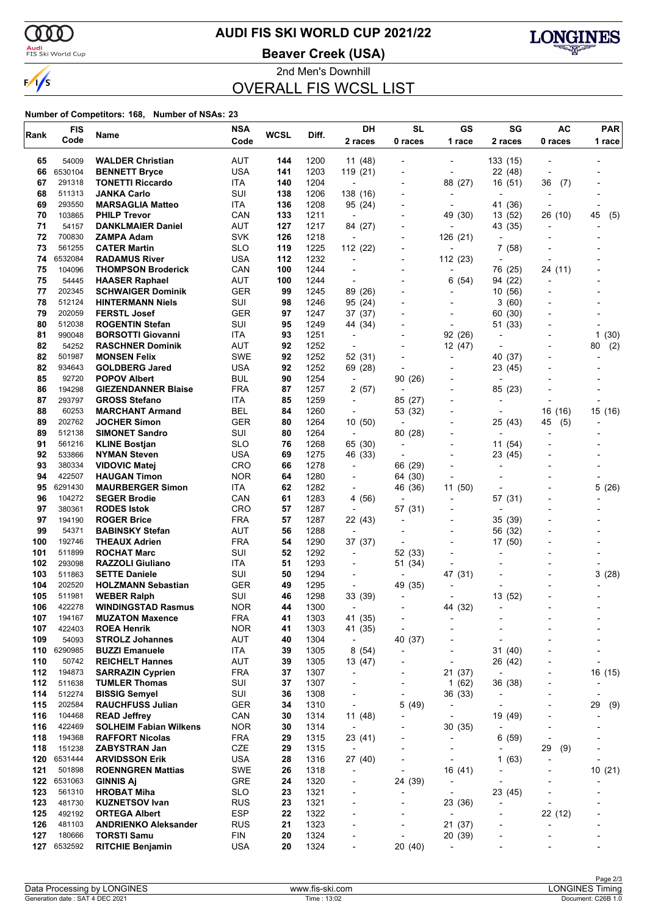# AUDI FIS SKI WORLD CUP 2021/22

## Beaver Creek (USA)

2nd Men's Downhill

## OVERALL FIS WCSL LIST

**Number of Competitors: 168, Number of NSAs: 23**

| Rank | FIS Code | Name | NSA Code | WCSL | Diff. | DH 2 races | SL 0 races | GS 1 race | SG 2 races | AC 0 races | PAR 1 race |
|---|---|---|---|---|---|---|---|---|---|---|---|
| 65 | 54009 | **WALDER Christian** | AUT | **144** | 1200 | 11 (48) | - | - | 133 (15) | - | - |
| 66 | 6530104 | **BENNETT Bryce** | USA | **141** | 1203 | 119 (21) | - | - | 22 (48) | - | - |
| 67 | 291318 | **TONETTI Riccardo** | ITA | **140** | 1204 | - | - | 88 (27) | 16 (51) | 36 (7) | - |
| 68 | 511313 | **JANKA Carlo** | SUI | **138** | 1206 | 138 (16) | - | - | - | - | - |
| 69 | 293550 | **MARSAGLIA Matteo** | ITA | **136** | 1208 | 95 (24) | - | - | 41 (36) | - | - |
| 70 | 103865 | **PHILP Trevor** | CAN | **133** | 1211 | - | - | 49 (30) | 13 (52) | 26 (10) | 45 (5) |
| 71 | 54157 | **DANKLMAIER Daniel** | AUT | **127** | 1217 | 84 (27) | - | - | 43 (35) | - | - |
| 72 | 700830 | **ZAMPA Adam** | SVK | **126** | 1218 | - | - | 126 (21) | - | - | - |
| 73 | 561255 | **CATER Martin** | SLO | **119** | 1225 | 112 (22) | - | - | 7 (58) | - | - |
| 74 | 6532084 | **RADAMUS River** | USA | **112** | 1232 | - | - | 112 (23) | - | - | - |
| 75 | 104096 | **THOMPSON Broderick** | CAN | **100** | 1244 | - | - | - | 76 (25) | 24 (11) | - |
| 75 | 54445 | **HAASER Raphael** | AUT | **100** | 1244 | - | - | 6 (54) | 94 (22) | - | - |
| 77 | 202345 | **SCHWAIGER Dominik** | GER | **99** | 1245 | 89 (26) | - | - | 10 (56) | - | - |
| 78 | 512124 | **HINTERMANN Niels** | SUI | **98** | 1246 | 95 (24) | - | - | 3 (60) | - | - |
| 79 | 202059 | **FERSTL Josef** | GER | **97** | 1247 | 37 (37) | - | - | 60 (30) | - | - |
| 80 | 512038 | **ROGENTIN Stefan** | SUI | **95** | 1249 | 44 (34) | - | - | 51 (33) | - | - |
| 81 | 990048 | **BORSOTTI Giovanni** | ITA | **93** | 1251 | - | - | 92 (26) | - | - | 1 (30) |
| 82 | 54252 | **RASCHNER Dominik** | AUT | **92** | 1252 | - | - | 12 (47) | - | - | 80 (2) |
| 82 | 501987 | **MONSEN Felix** | SWE | **92** | 1252 | 52 (31) | - | - | 40 (37) | - | - |
| 82 | 934643 | **GOLDBERG Jared** | USA | **92** | 1252 | 69 (28) | - | - | 23 (45) | - | - |
| 85 | 92720 | **POPOV Albert** | BUL | **90** | 1254 | - | 90 (26) | - | - | - | - |
| 86 | 194298 | **GIEZENDANNER Blaise** | FRA | **87** | 1257 | 2 (57) | - | - | 85 (23) | - | - |
| 87 | 293797 | **GROSS Stefano** | ITA | **85** | 1259 | - | 85 (27) | - | - | - | - |
| 88 | 60253 | **MARCHANT Armand** | BEL | **84** | 1260 | - | 53 (32) | - | - | 16 (16) | 15 (16) |
| 89 | 202762 | **JOCHER Simon** | GER | **80** | 1264 | 10 (50) | - | - | 25 (43) | 45 (5) | - |
| 89 | 512138 | **SIMONET Sandro** | SUI | **80** | 1264 | - | 80 (28) | - | - | - | - |
| 91 | 561216 | **KLINE Bostjan** | SLO | **76** | 1268 | 65 (30) | - | - | 11 (54) | - | - |
| 92 | 533866 | **NYMAN Steven** | USA | **69** | 1275 | 46 (33) | - | - | 23 (45) | - | - |
| 93 | 380334 | **VIDOVIC Matej** | CRO | **66** | 1278 | - | 66 (29) | - | - | - | - |
| 94 | 422507 | **HAUGAN Timon** | NOR | **64** | 1280 | - | 64 (30) | - | - | - | - |
| 95 | 6291430 | **MAURBERGER Simon** | ITA | **62** | 1282 | - | 46 (36) | 11 (50) | - | - | 5 (26) |
| 96 | 104272 | **SEGER Brodie** | CAN | **61** | 1283 | 4 (56) | - | - | 57 (31) | - | - |
| 97 | 380361 | **RODES Istok** | CRO | **57** | 1287 | - | 57 (31) | - | - | - | - |
| 97 | 194190 | **ROGER Brice** | FRA | **57** | 1287 | 22 (43) | - | - | 35 (39) | - | - |
| 99 | 54371 | **BABINSKY Stefan** | AUT | **56** | 1288 | - | - | - | 56 (32) | - | - |
| 100 | 192746 | **THEAUX Adrien** | FRA | **54** | 1290 | 37 (37) | - | - | 17 (50) | - | - |
| 101 | 511899 | **ROCHAT Marc** | SUI | **52** | 1292 | - | 52 (33) | - | - | - | - |
| 102 | 293098 | **RAZZOLI Giuliano** | ITA | **51** | 1293 | - | 51 (34) | - | - | - | - |
| 103 | 511863 | **SETTE Daniele** | SUI | **50** | 1294 | - | - | 47 (31) | - | - | 3 (28) |
| 104 | 202520 | **HOLZMANN Sebastian** | GER | **49** | 1295 | - | 49 (35) | - | - | - | - |
| 105 | 511981 | **WEBER Ralph** | SUI | **46** | 1298 | 33 (39) | - | - | 13 (52) | - | - |
| 106 | 422278 | **WINDINGSTAD Rasmus** | NOR | **44** | 1300 | - | - | 44 (32) | - | - | - |
| 107 | 194167 | **MUZATON Maxence** | FRA | **41** | 1303 | 41 (35) | - | - | - | - | - |
| 107 | 422403 | **ROEA Henrik** | NOR | **41** | 1303 | 41 (35) | - | - | - | - | - |
| 109 | 54093 | **STROLZ Johannes** | AUT | **40** | 1304 | - | 40 (37) | - | - | - | - |
| 110 | 6290985 | **BUZZI Emanuele** | ITA | **39** | 1305 | 8 (54) | - | - | 31 (40) | - | - |
| 110 | 50742 | **REICHELT Hannes** | AUT | **39** | 1305 | 13 (47) | - | - | 26 (42) | - | - |
| 112 | 194873 | **SARRAZIN Cyprien** | FRA | **37** | 1307 | - | - | 21 (37) | - | - | 16 (15) |
| 112 | 511638 | **TUMLER Thomas** | SUI | **37** | 1307 | - | - | 1 (62) | 36 (38) | - | - |
| 114 | 512274 | **BISSIG Semyel** | SUI | **36** | 1308 | - | - | 36 (33) | - | - | - |
| 115 | 202584 | **RAUCHFUSS Julian** | GER | **34** | 1310 | - | 5 (49) | - | - | - | 29 (9) |
| 116 | 104468 | **READ Jeffrey** | CAN | **30** | 1314 | 11 (48) | - | - | 19 (49) | - | - |
| 116 | 422469 | **SOLHEIM Fabian Wilkens** | NOR | **30** | 1314 | - | - | 30 (35) | - | - | - |
| 118 | 194368 | **RAFFORT Nicolas** | FRA | **29** | 1315 | 23 (41) | - | - | 6 (59) | - | - |
| 118 | 151238 | **ZABYSTRAN Jan** | CZE | **29** | 1315 | - | - | - | - | 29 (9) | - |
| 120 | 6531444 | **ARVIDSSON Erik** | USA | **28** | 1316 | 27 (40) | - | - | 1 (63) | - | - |
| 121 | 501898 | **ROENNGREN Mattias** | SWE | **26** | 1318 | - | - | 16 (41) | - | - | 10 (21) |
| 122 | 6531063 | **GINNIS Aj** | GRE | **24** | 1320 | - | 24 (39) | - | - | - | - |
| 123 | 561310 | **HROBAT Miha** | SLO | **23** | 1321 | - | - | - | 23 (45) | - | - |
| 123 | 481730 | **KUZNETSOV Ivan** | RUS | **23** | 1321 | - | - | 23 (36) | - | - | - |
| 125 | 492192 | **ORTEGA Albert** | ESP | **22** | 1322 | - | - | - | - | 22 (12) | - |
| 126 | 481103 | **ANDRIENKO Aleksander** | RUS | **21** | 1323 | - | - | 21 (37) | - | - | - |
| 127 | 180666 | **TORSTI Samu** | FIN | **20** | 1324 | - | - | 20 (39) | - | - | - |
| 127 | 6532592 | **RITCHIE Benjamin** | USA | **20** | 1324 | - | 20 (40) | - | - | - | - |

Data Processing by LONGINES | www.fis-ski.com | LONGINES Timing

Generation date : SAT 4 DEC 2021 | Time : 13:02 | Document: C26B 1.0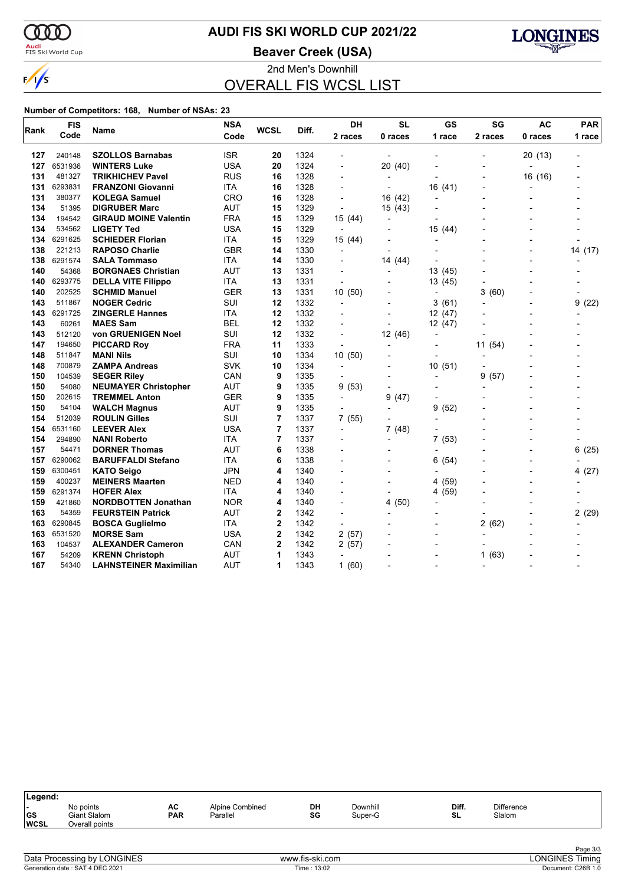# AUDI FIS SKI WORLD CUP 2021/22

## Beaver Creek (USA)

2nd Men's Downhill

## OVERALL FIS WCSL LIST

**Number of Competitors: 168, Number of NSAs: 23**

| Rank | FIS Code | Name | NSA Code | WCSL | Diff. | DH 2 races | SL 0 races | GS 1 race | SG 2 races | AC 0 races | PAR 1 race |
|---|---|---|---|---|---|---|---|---|---|---|---|
| 127 | 240148 | **SZOLLOS Barnabas** | ISR | **20** | 1324 | - | - | - | - | 20 (13) | - |
| 127 | 6531936 | **WINTERS Luke** | USA | **20** | 1324 | - | 20 (40) | - | - | - | - |
| 131 | 481327 | **TRIKHICHEV Pavel** | RUS | **16** | 1328 | - | - | - | - | 16 (16) | - |
| 131 | 6293831 | **FRANZONI Giovanni** | ITA | **16** | 1328 | - | - | 16 (41) | - | - | - |
| 131 | 380377 | **KOLEGA Samuel** | CRO | **16** | 1328 | - | 16 (42) | - | - | - | - |
| 134 | 51395 | **DIGRUBER Marc** | AUT | **15** | 1329 | - | 15 (43) | - | - | - | - |
| 134 | 194542 | **GIRAUD MOINE Valentin** | FRA | **15** | 1329 | 15 (44) | - | - | - | - | - |
| 134 | 534562 | **LIGETY Ted** | USA | **15** | 1329 | - | - | 15 (44) | - | - | - |
| 134 | 6291625 | **SCHIEDER Florian** | ITA | **15** | 1329 | 15 (44) | - | - | - | - | - |
| 138 | 221213 | **RAPOSO Charlie** | GBR | **14** | 1330 | - | - | - | - | - | 14 (17) |
| 138 | 6291574 | **SALA Tommaso** | ITA | **14** | 1330 | - | 14 (44) | - | - | - | - |
| 140 | 54368 | **BORGNAES Christian** | AUT | **13** | 1331 | - | - | 13 (45) | - | - | - |
| 140 | 6293775 | **DELLA VITE Filippo** | ITA | **13** | 1331 | - | - | 13 (45) | - | - | - |
| 140 | 202525 | **SCHMID Manuel** | GER | **13** | 1331 | 10 (50) | - | - | 3 (60) | - | - |
| 143 | 511867 | **NOGER Cedric** | SUI | **12** | 1332 | - | - | 3 (61) | - | - | 9 (22) |
| 143 | 6291725 | **ZINGERLE Hannes** | ITA | **12** | 1332 | - | - | 12 (47) | - | - | - |
| 143 | 60261 | **MAES Sam** | BEL | **12** | 1332 | - | - | 12 (47) | - | - | - |
| 143 | 512120 | **von GRUENIGEN Noel** | SUI | **12** | 1332 | - | 12 (46) | - | - | - | - |
| 147 | 194650 | **PICCARD Roy** | FRA | **11** | 1333 | - | - | - | 11 (54) | - | - |
| 148 | 511847 | **MANI Nils** | SUI | **10** | 1334 | 10 (50) | - | - | - | - | - |
| 148 | 700879 | **ZAMPA Andreas** | SVK | **10** | 1334 | - | - | 10 (51) | - | - | - |
| 150 | 104539 | **SEGER Riley** | CAN | **9** | 1335 | - | - | - | 9 (57) | - | - |
| 150 | 54080 | **NEUMAYER Christopher** | AUT | **9** | 1335 | 9 (53) | - | - | - | - | - |
| 150 | 202615 | **TREMMEL Anton** | GER | **9** | 1335 | - | 9 (47) | - | - | - | - |
| 150 | 54104 | **WALCH Magnus** | AUT | **9** | 1335 | - | - | 9 (52) | - | - | - |
| 154 | 512039 | **ROULIN Gilles** | SUI | **7** | 1337 | 7 (55) | - | - | - | - | - |
| 154 | 6531160 | **LEEVER Alex** | USA | **7** | 1337 | - | 7 (48) | - | - | - | - |
| 154 | 294890 | **NANI Roberto** | ITA | **7** | 1337 | - | - | 7 (53) | - | - | - |
| 157 | 54471 | **DORNER Thomas** | AUT | **6** | 1338 | - | - | - | - | - | 6 (25) |
| 157 | 6290062 | **BARUFFALDI Stefano** | ITA | **6** | 1338 | - | - | 6 (54) | - | - | - |
| 159 | 6300451 | **KATO Seigo** | JPN | **4** | 1340 | - | - | - | - | - | 4 (27) |
| 159 | 400237 | **MEINERS Maarten** | NED | **4** | 1340 | - | - | 4 (59) | - | - | - |
| 159 | 6291374 | **HOFER Alex** | ITA | **4** | 1340 | - | - | 4 (59) | - | - | - |
| 159 | 421860 | **NORDBOTTEN Jonathan** | NOR | **4** | 1340 | - | 4 (50) | - | - | - | - |
| 163 | 54359 | **FEURSTEIN Patrick** | AUT | **2** | 1342 | - | - | - | - | - | 2 (29) |
| 163 | 6290845 | **BOSCA Guglielmo** | ITA | **2** | 1342 | - | - | - | 2 (62) | - | - |
| 163 | 6531520 | **MORSE Sam** | USA | **2** | 1342 | 2 (57) | - | - | - | - | - |
| 163 | 104537 | **ALEXANDER Cameron** | CAN | **2** | 1342 | 2 (57) | - | - | - | - | - |
| 167 | 54209 | **KRENN Christoph** | AUT | **1** | 1343 | - | - | - | 1 (63) | - | - |
| 167 | 54340 | **LAHNSTEINER Maximilian** | AUT | **1** | 1343 | 1 (60) | - | - | - | - | - |

**Legend:**

| | | | | | | | |
|---|---|---|---|---|---|---|---|
| - | No points | AC | Alpine Combined | DH | Downhill | Diff. | Difference |
| GS | Giant Slalom | PAR | Parallel | SG | Super-G | SL | Slalom |
| WCSL | Overall points | | | | | | |

Data Processing by LONGINES — www.fis-ski.com — LONGINES Timing

Generation date : SAT 4 DEC 2021 — Time : 13:02 — Document: C26B 1.0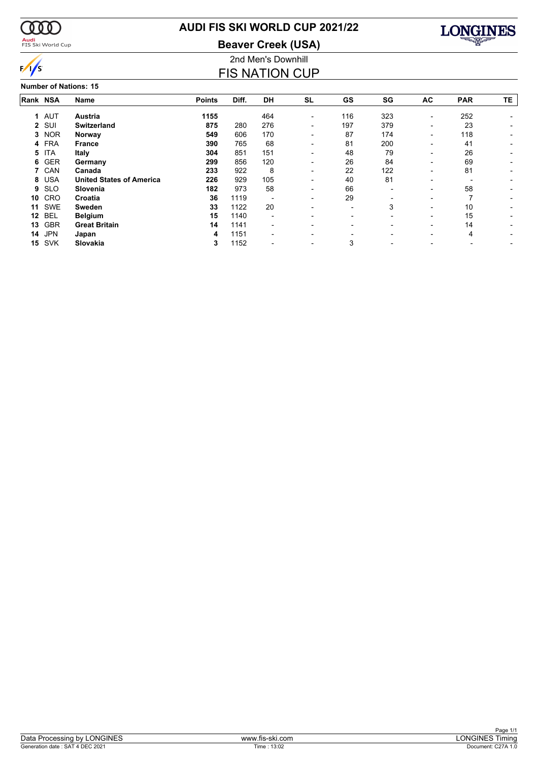# AUDI FIS SKI WORLD CUP 2021/22

## Beaver Creek (USA)

### 2nd Men's Downhill

## FIS NATION CUP

**Number of Nations: 15**

| Rank | NSA | Name | Points | Diff. | DH | SL | GS | SG | AC | PAR | TE |
|---|---|---|---|---|---|---|---|---|---|---|---|
| **1** | AUT | **Austria** | **1155** | | 464 | - | 116 | 323 | - | 252 | - |
| **2** | SUI | **Switzerland** | **875** | 280 | 276 | - | 197 | 379 | - | 23 | - |
| **3** | NOR | **Norway** | **549** | 606 | 170 | - | 87 | 174 | - | 118 | - |
| **4** | FRA | **France** | **390** | 765 | 68 | - | 81 | 200 | - | 41 | - |
| **5** | ITA | **Italy** | **304** | 851 | 151 | - | 48 | 79 | - | 26 | - |
| **6** | GER | **Germany** | **299** | 856 | 120 | - | 26 | 84 | - | 69 | - |
| **7** | CAN | **Canada** | **233** | 922 | 8 | - | 22 | 122 | - | 81 | - |
| **8** | USA | **United States of America** | **226** | 929 | 105 | - | 40 | 81 | - | - | - |
| **9** | SLO | **Slovenia** | **182** | 973 | 58 | - | 66 | - | - | 58 | - |
| **10** | CRO | **Croatia** | **36** | 1119 | - | - | 29 | - | - | 7 | - |
| **11** | SWE | **Sweden** | **33** | 1122 | 20 | - | - | 3 | - | 10 | - |
| **12** | BEL | **Belgium** | **15** | 1140 | - | - | - | - | - | 15 | - |
| **13** | GBR | **Great Britain** | **14** | 1141 | - | - | - | - | - | 14 | - |
| **14** | JPN | **Japan** | **4** | 1151 | - | - | - | - | - | 4 | - |
| **15** | SVK | **Slovakia** | **3** | 1152 | - | - | 3 | - | - | - | - |

Data Processing by LONGINES | www.fis-ski.com | LONGINES Timing

Generation date : SAT 4 DEC 2021 | Time : 13:02 | Document: C27A 1.0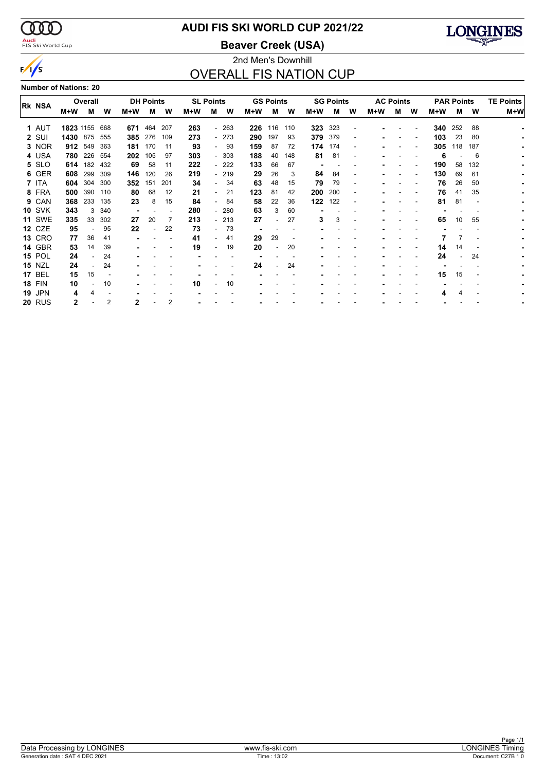# AUDI FIS SKI WORLD CUP 2021/22

## Beaver Creek (USA)

2nd Men's Downhill

## OVERALL FIS NATION CUP

**Number of Nations: 20**

| Rk | NSA | Overall | | | DH Points | | | SL Points | | | GS Points | | | SG Points | | | AC Points | | | PAR Points | | | TE Points |
|---|---|---|---|---|---|---|---|---|---|---|---|---|---|---|---|---|---|---|---|---|---|---|---|
| | | M+W | M | W | M+W | M | W | M+W | M | W | M+W | M | W | M+W | M | W | M+W | M | W | M+W | M | W | M+W |
| 1 | AUT | **1823** | 1155 | 668 | **671** | 464 | 207 | **263** | - | 263 | **226** | 116 | 110 | **323** | 323 | - | - | - | - | **340** | 252 | 88 | - |
| 2 | SUI | **1430** | 875 | 555 | **385** | 276 | 109 | **273** | - | 273 | **290** | 197 | 93 | **379** | 379 | - | - | - | - | **103** | 23 | 80 | - |
| 3 | NOR | **912** | 549 | 363 | **181** | 170 | 11 | **93** | - | 93 | **159** | 87 | 72 | **174** | 174 | - | - | - | - | **305** | 118 | 187 | - |
| 4 | USA | **780** | 226 | 554 | **202** | 105 | 97 | **303** | - | 303 | **188** | 40 | 148 | **81** | 81 | - | - | - | - | **6** | - | 6 | - |
| 5 | SLO | **614** | 182 | 432 | **69** | 58 | 11 | **222** | - | 222 | **133** | 66 | 67 | - | - | - | - | - | - | **190** | 58 | 132 | - |
| 6 | GER | **608** | 299 | 309 | **146** | 120 | 26 | **219** | - | 219 | **29** | 26 | 3 | **84** | 84 | - | - | - | - | **130** | 69 | 61 | - |
| 7 | ITA | **604** | 304 | 300 | **352** | 151 | 201 | **34** | - | 34 | **63** | 48 | 15 | **79** | 79 | - | - | - | - | **76** | 26 | 50 | - |
| 8 | FRA | **500** | 390 | 110 | **80** | 68 | 12 | **21** | - | 21 | **123** | 81 | 42 | **200** | 200 | - | - | - | - | **76** | 41 | 35 | - |
| 9 | CAN | **368** | 233 | 135 | **23** | 8 | 15 | **84** | - | 84 | **58** | 22 | 36 | **122** | 122 | - | - | - | - | **81** | 81 | - | - |
| 10 | SVK | **343** | 3 | 340 | - | - | - | **280** | - | 280 | **63** | 3 | 60 | - | - | - | - | - | - | - | - | - | - |
| 11 | SWE | **335** | 33 | 302 | **27** | 20 | 7 | **213** | - | 213 | **27** | - | 27 | **3** | 3 | - | - | - | - | **65** | 10 | 55 | - |
| 12 | CZE | **95** | - | 95 | **22** | - | 22 | **73** | - | 73 | - | - | - | - | - | - | - | - | - | - | - | - | - |
| 13 | CRO | **77** | 36 | 41 | - | - | - | **41** | - | 41 | **29** | 29 | - | - | - | - | - | - | - | **7** | 7 | - | - |
| 14 | GBR | **53** | 14 | 39 | - | - | - | **19** | - | 19 | **20** | - | 20 | - | - | - | - | - | - | **14** | 14 | - | - |
| 15 | POL | **24** | - | 24 | - | - | - | - | - | - | - | - | - | - | - | - | - | - | - | **24** | - | 24 | - |
| 15 | NZL | **24** | - | 24 | - | - | - | - | - | - | **24** | - | 24 | - | - | - | - | - | - | - | - | - | - |
| 17 | BEL | **15** | 15 | - | - | - | - | - | - | - | - | - | - | - | - | - | - | - | - | **15** | 15 | - | - |
| 18 | FIN | **10** | - | 10 | - | - | - | **10** | - | 10 | - | - | - | - | - | - | - | - | - | - | - | - | - |
| 19 | JPN | **4** | 4 | - | - | - | - | - | - | - | - | - | - | - | - | - | - | - | - | **4** | 4 | - | - |
| 20 | RUS | **2** | - | 2 | **2** | - | 2 | - | - | - | - | - | - | - | - | - | - | - | - | - | - | - | - |

Data Processing by LONGINES | www.fis-ski.com | LONGINES Timing

Generation date : SAT 4 DEC 2021 | Time : 13:02 | Document: C27B 1.0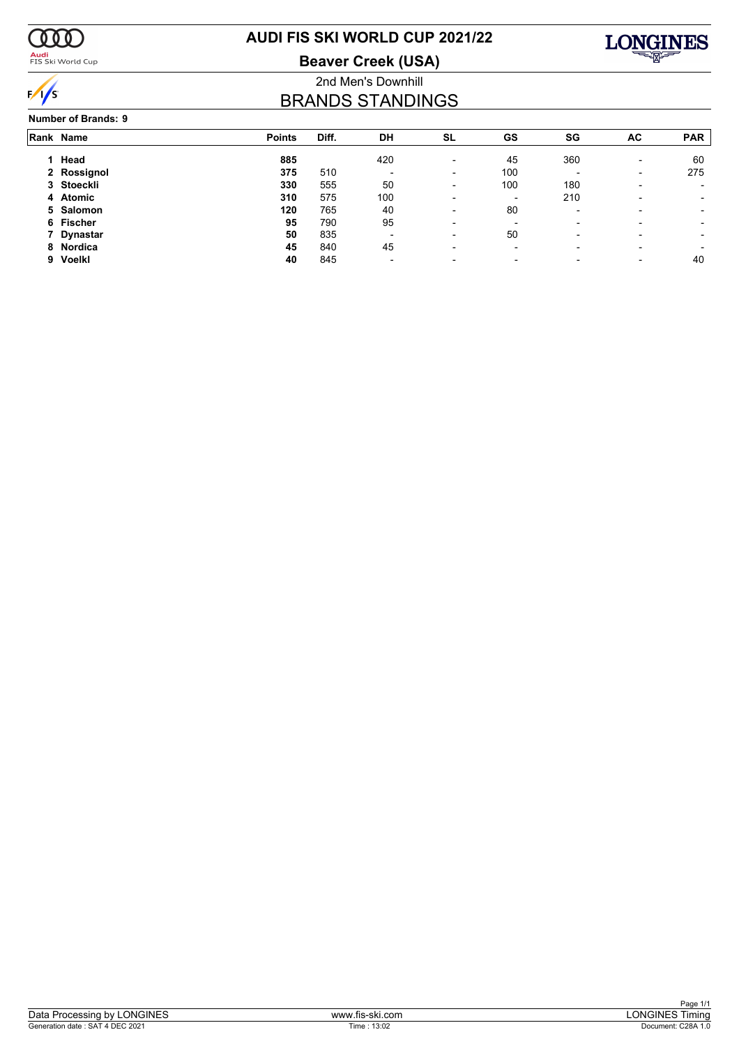# AUDI FIS SKI WORLD CUP 2021/22

## Beaver Creek (USA)

2nd Men's Downhill

## BRANDS STANDINGS

**Number of Brands: 9**

| Rank | Name | Points | Diff. | DH | SL | GS | SG | AC | PAR |
|---|---|---|---|---|---|---|---|---|---|
| 1 | **Head** | **885** | | 420 | - | 45 | 360 | - | 60 |
| 2 | **Rossignol** | **375** | 510 | - | - | 100 | - | - | 275 |
| 3 | **Stoeckli** | **330** | 555 | 50 | - | 100 | 180 | - | - |
| 4 | **Atomic** | **310** | 575 | 100 | - | - | 210 | - | - |
| 5 | **Salomon** | **120** | 765 | 40 | - | 80 | - | - | - |
| 6 | **Fischer** | **95** | 790 | 95 | - | - | - | - | - |
| 7 | **Dynastar** | **50** | 835 | - | - | 50 | - | - | - |
| 8 | **Nordica** | **45** | 840 | 45 | - | - | - | - | - |
| 9 | **Voelkl** | **40** | 845 | - | - | - | - | - | 40 |

Data Processing by LONGINES | www.fis-ski.com | LONGINES Timing

Generation date : SAT 4 DEC 2021 | Time : 13:02 | Document: C28A 1.0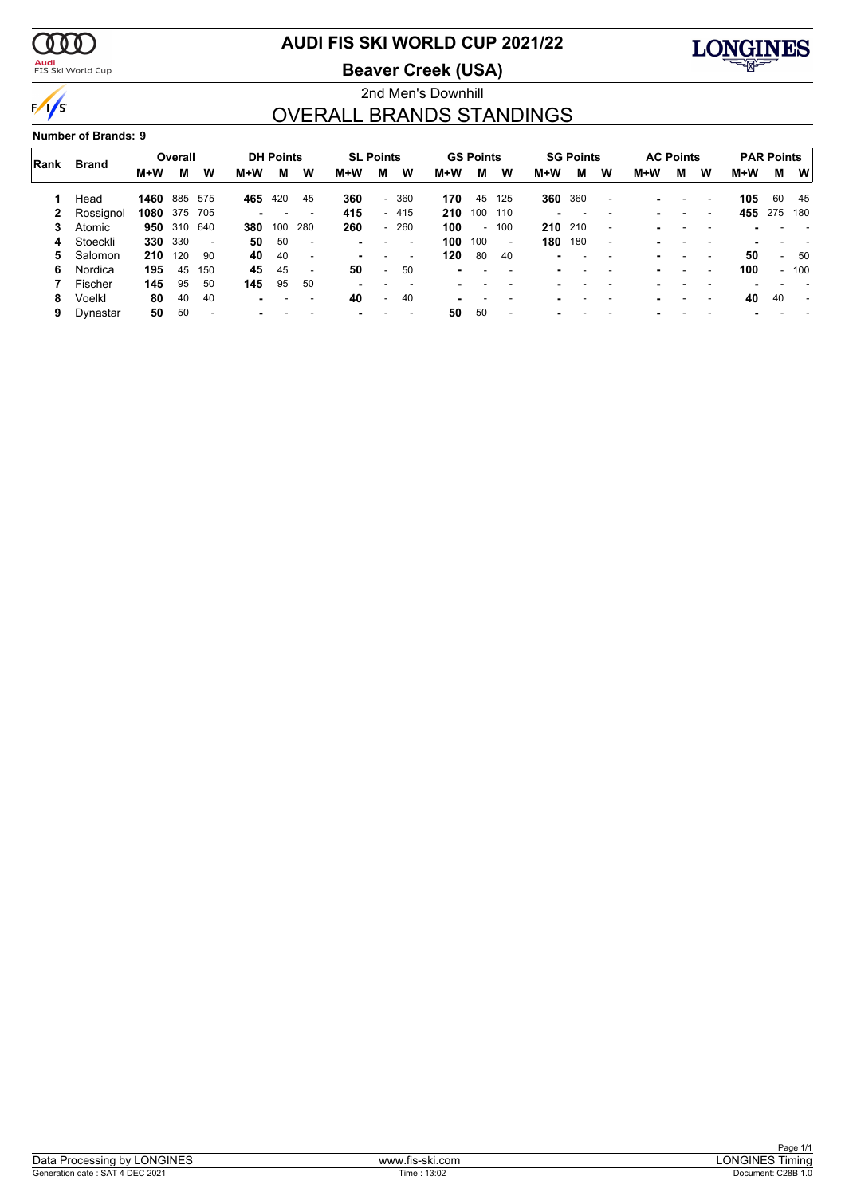# AUDI FIS SKI WORLD CUP 2021/22

## Beaver Creek (USA)

2nd Men's Downhill

## OVERALL BRANDS STANDINGS

**Number of Brands: 9**

| Rank | Brand | Overall | | | DH Points | | | SL Points | | | GS Points | | | SG Points | | | AC Points | | | PAR Points | | |
|---|---|---|---|---|---|---|---|---|---|---|---|---|---|---|---|---|---|---|---|---|---|---|
| | | M+W | M | W | M+W | M | W | M+W | M | W | M+W | M | W | M+W | M | W | M+W | M | W | M+W | M | W |
| 1 | Head | **1460** | 885 | 575 | **465** | 420 | 45 | **360** | - | 360 | **170** | 45 | 125 | **360** | 360 | - | - | - | - | **105** | 60 | 45 |
| 2 | Rossignol | **1080** | 375 | 705 | - | - | - | **415** | - | 415 | **210** | 100 | 110 | - | - | - | - | - | - | **455** | 275 | 180 |
| 3 | Atomic | **950** | 310 | 640 | **380** | 100 | 280 | **260** | - | 260 | **100** | - | 100 | **210** | 210 | - | - | - | - | - | - | - |
| 4 | Stoeckli | **330** | 330 | - | **50** | 50 | - | - | - | - | **100** | 100 | - | **180** | 180 | - | - | - | - | - | - | - |
| 5 | Salomon | **210** | 120 | 90 | **40** | 40 | - | - | - | - | **120** | 80 | 40 | - | - | - | - | - | - | **50** | - | 50 |
| 6 | Nordica | **195** | 45 | 150 | **45** | 45 | - | **50** | - | 50 | - | - | - | - | - | - | - | - | - | **100** | - | 100 |
| 7 | Fischer | **145** | 95 | 50 | **145** | 95 | 50 | - | - | - | - | - | - | - | - | - | - | - | - | - | - | - |
| 8 | Voelkl | **80** | 40 | 40 | - | - | - | **40** | - | 40 | - | - | - | - | - | - | - | - | - | **40** | 40 | - |
| 9 | Dynastar | **50** | 50 | - | - | - | - | - | - | - | **50** | 50 | - | - | - | - | - | - | - | - | - | - |

Data Processing by LONGINES — www.fis-ski.com — LONGINES Timing

Generation date : SAT 4 DEC 2021 — Time : 13:02 — Document: C28B 1.0